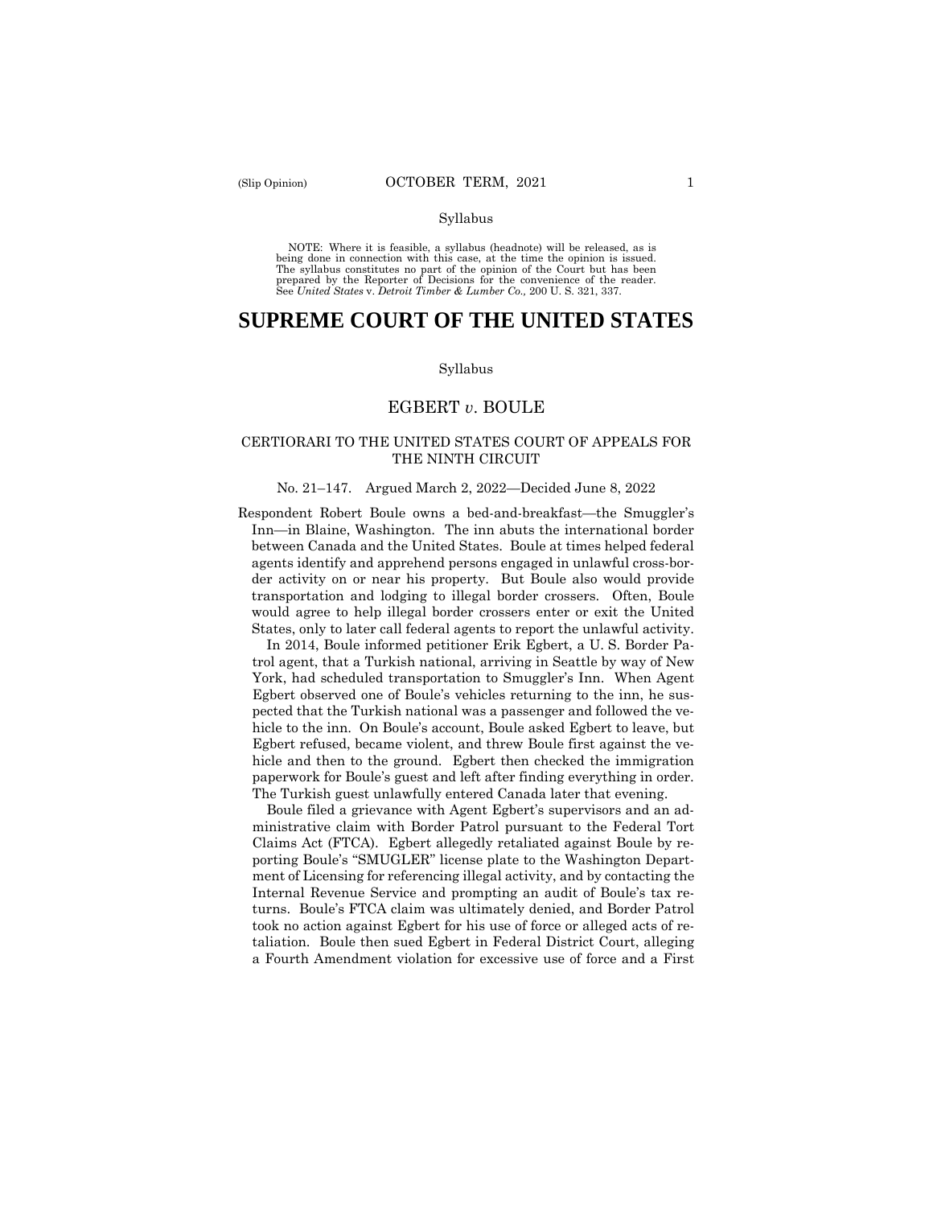Syllabus

NOTE: Where it is feasible, a syllabus (headnote) will be released, as is being done in connection with this case, at the time the opinion is issued. The syllabus constitutes no part of the opinion of the Court but has been prepared by the Reporter of Decisions for the convenience of the reader. See *United States* v. *Detroit Timber & Lumber Co.,* 200 U. S. 321, 337.

# SUPREME COURT OF THE UNITED STATES

Syllabus

## EGBERT *v*. BOULE

### CERTIORARI TO THE UNITED STATES COURT OF APPEALS FOR THE NINTH CIRCUIT

No. 21–147. Argued March 2, 2022—Decided June 8, 2022

Respondent Robert Boule owns a bed-and-breakfast—the Smuggler's Inn—in Blaine, Washington. The inn abuts the international border between Canada and the United States. Boule at times helped federal agents identify and apprehend persons engaged in unlawful cross-border activity on or near his property. But Boule also would provide transportation and lodging to illegal border crossers. Often, Boule would agree to help illegal border crossers enter or exit the United States, only to later call federal agents to report the unlawful activity.

In 2014, Boule informed petitioner Erik Egbert, a U. S. Border Patrol agent, that a Turkish national, arriving in Seattle by way of New York, had scheduled transportation to Smuggler's Inn. When Agent Egbert observed one of Boule's vehicles returning to the inn, he suspected that the Turkish national was a passenger and followed the vehicle to the inn. On Boule's account, Boule asked Egbert to leave, but Egbert refused, became violent, and threw Boule first against the vehicle and then to the ground. Egbert then checked the immigration paperwork for Boule's guest and left after finding everything in order. The Turkish guest unlawfully entered Canada later that evening.

Boule filed a grievance with Agent Egbert's supervisors and an administrative claim with Border Patrol pursuant to the Federal Tort Claims Act (FTCA). Egbert allegedly retaliated against Boule by reporting Boule's "SMUGLER" license plate to the Washington Department of Licensing for referencing illegal activity, and by contacting the Internal Revenue Service and prompting an audit of Boule's tax returns. Boule's FTCA claim was ultimately denied, and Border Patrol took no action against Egbert for his use of force or alleged acts of retaliation. Boule then sued Egbert in Federal District Court, alleging a Fourth Amendment violation for excessive use of force and a First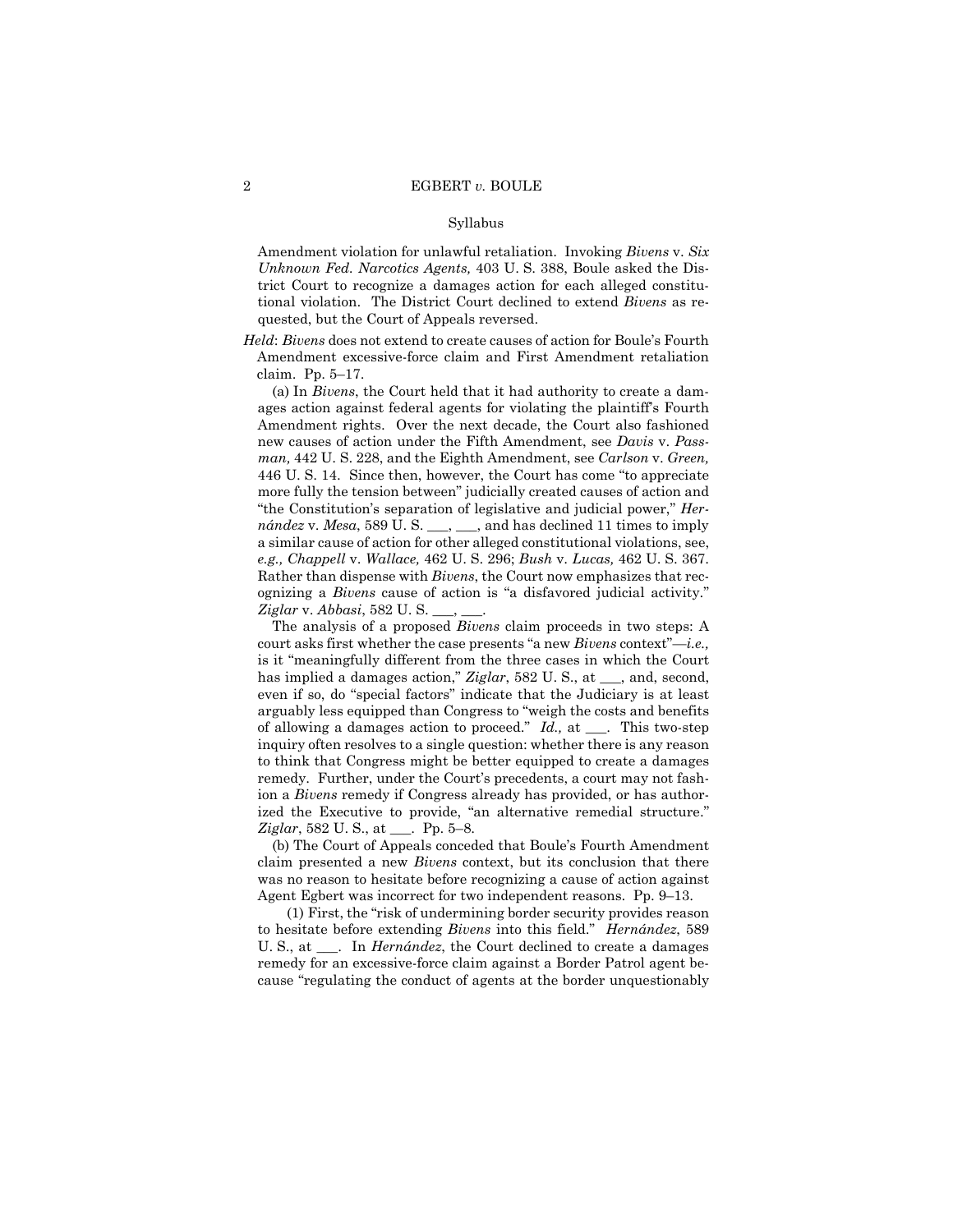Syllabus

Amendment violation for unlawful retaliation. Invoking *Bivens* v. *Six Unknown Fed. Narcotics Agents,* 403 U. S. 388, Boule asked the District Court to recognize a damages action for each alleged constitutional violation. The District Court declined to extend *Bivens* as requested, but the Court of Appeals reversed.

*Held*: *Bivens* does not extend to create causes of action for Boule's Fourth Amendment excessive-force claim and First Amendment retaliation claim. Pp. 5–17.

(a) In *Bivens*, the Court held that it had authority to create a damages action against federal agents for violating the plaintiff's Fourth Amendment rights. Over the next decade, the Court also fashioned new causes of action under the Fifth Amendment, see *Davis* v. *Passman,* 442 U. S. 228, and the Eighth Amendment, see *Carlson* v. *Green,* 446 U. S. 14. Since then, however, the Court has come "to appreciate more fully the tension between" judicially created causes of action and "the Constitution's separation of legislative and judicial power," *Hernández* v. *Mesa*, 589 U. S. ___, ___, and has declined 11 times to imply a similar cause of action for other alleged constitutional violations, see, *e.g., Chappell* v. *Wallace,* 462 U. S. 296; *Bush* v. *Lucas,* 462 U. S. 367. Rather than dispense with *Bivens*, the Court now emphasizes that recognizing a *Bivens* cause of action is "a disfavored judicial activity." *Ziglar* v. *Abbasi*, 582 U. S. ___, ___.

The analysis of a proposed *Bivens* claim proceeds in two steps: A court asks first whether the case presents "a new *Bivens* context"—*i.e.,* is it "meaningfully different from the three cases in which the Court has implied a damages action," *Ziglar*, 582 U. S., at ___, and, second, even if so, do "special factors" indicate that the Judiciary is at least arguably less equipped than Congress to "weigh the costs and benefits of allowing a damages action to proceed." *Id.,* at ___. This two-step inquiry often resolves to a single question: whether there is any reason to think that Congress might be better equipped to create a damages remedy. Further, under the Court's precedents, a court may not fashion a *Bivens* remedy if Congress already has provided, or has authorized the Executive to provide, "an alternative remedial structure." *Ziglar*, 582 U. S., at ___. Pp. 5–8.

(b) The Court of Appeals conceded that Boule's Fourth Amendment claim presented a new *Bivens* context, but its conclusion that there was no reason to hesitate before recognizing a cause of action against Agent Egbert was incorrect for two independent reasons. Pp. 9–13.

(1) First, the "risk of undermining border security provides reason to hesitate before extending *Bivens* into this field." *Hernández*, 589 U. S., at ___. In *Hernández*, the Court declined to create a damages remedy for an excessive-force claim against a Border Patrol agent because "regulating the conduct of agents at the border unquestionably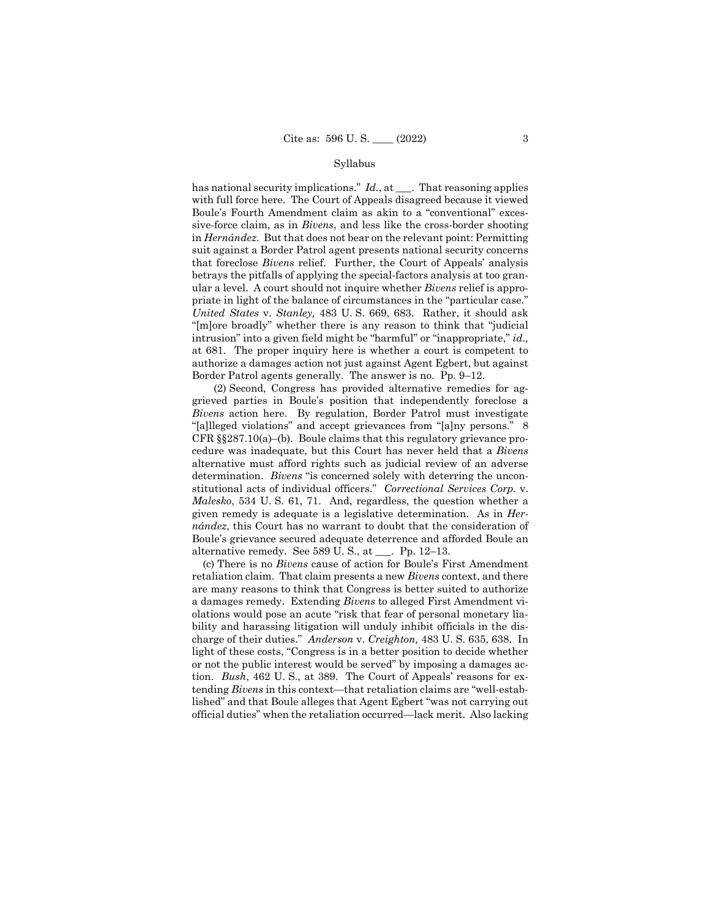has national security implications." *Id.*, at ___. That reasoning applies with full force here. The Court of Appeals disagreed because it viewed Boule's Fourth Amendment claim as akin to a "conventional" excessive-force claim, as in *Bivens*, and less like the cross-border shooting in *Hernández*. But that does not bear on the relevant point: Permitting suit against a Border Patrol agent presents national security concerns that foreclose *Bivens* relief. Further, the Court of Appeals' analysis betrays the pitfalls of applying the special-factors analysis at too granular a level. A court should not inquire whether *Bivens* relief is appropriate in light of the balance of circumstances in the "particular case." *United States* v. *Stanley,* 483 U. S. 669, 683. Rather, it should ask "[m]ore broadly" whether there is any reason to think that "judicial intrusion" into a given field might be "harmful" or "inappropriate," *id.,* at 681. The proper inquiry here is whether a court is competent to authorize a damages action not just against Agent Egbert, but against Border Patrol agents generally. The answer is no. Pp. 9–12.

(2) Second, Congress has provided alternative remedies for aggrieved parties in Boule's position that independently foreclose a *Bivens* action here. By regulation, Border Patrol must investigate "[a]lleged violations" and accept grievances from "[a]ny persons." 8 CFR §§287.10(a)–(b). Boule claims that this regulatory grievance procedure was inadequate, but this Court has never held that a *Bivens* alternative must afford rights such as judicial review of an adverse determination. *Bivens* "is concerned solely with deterring the unconstitutional acts of individual officers." *Correctional Services Corp.* v. *Malesko*, 534 U. S. 61, 71. And, regardless, the question whether a given remedy is adequate is a legislative determination. As in *Hernández*, this Court has no warrant to doubt that the consideration of Boule's grievance secured adequate deterrence and afforded Boule an alternative remedy. See 589 U. S., at ___. Pp. 12–13.

(c) There is no *Bivens* cause of action for Boule's First Amendment retaliation claim. That claim presents a new *Bivens* context, and there are many reasons to think that Congress is better suited to authorize a damages remedy. Extending *Bivens* to alleged First Amendment violations would pose an acute "risk that fear of personal monetary liability and harassing litigation will unduly inhibit officials in the discharge of their duties." *Anderson* v. *Creighton,* 483 U. S. 635, 638. In light of these costs, "Congress is in a better position to decide whether or not the public interest would be served" by imposing a damages action. *Bush*, 462 U. S., at 389. The Court of Appeals' reasons for extending *Bivens* in this context—that retaliation claims are "well-established" and that Boule alleges that Agent Egbert "was not carrying out official duties" when the retaliation occurred—lack merit. Also lacking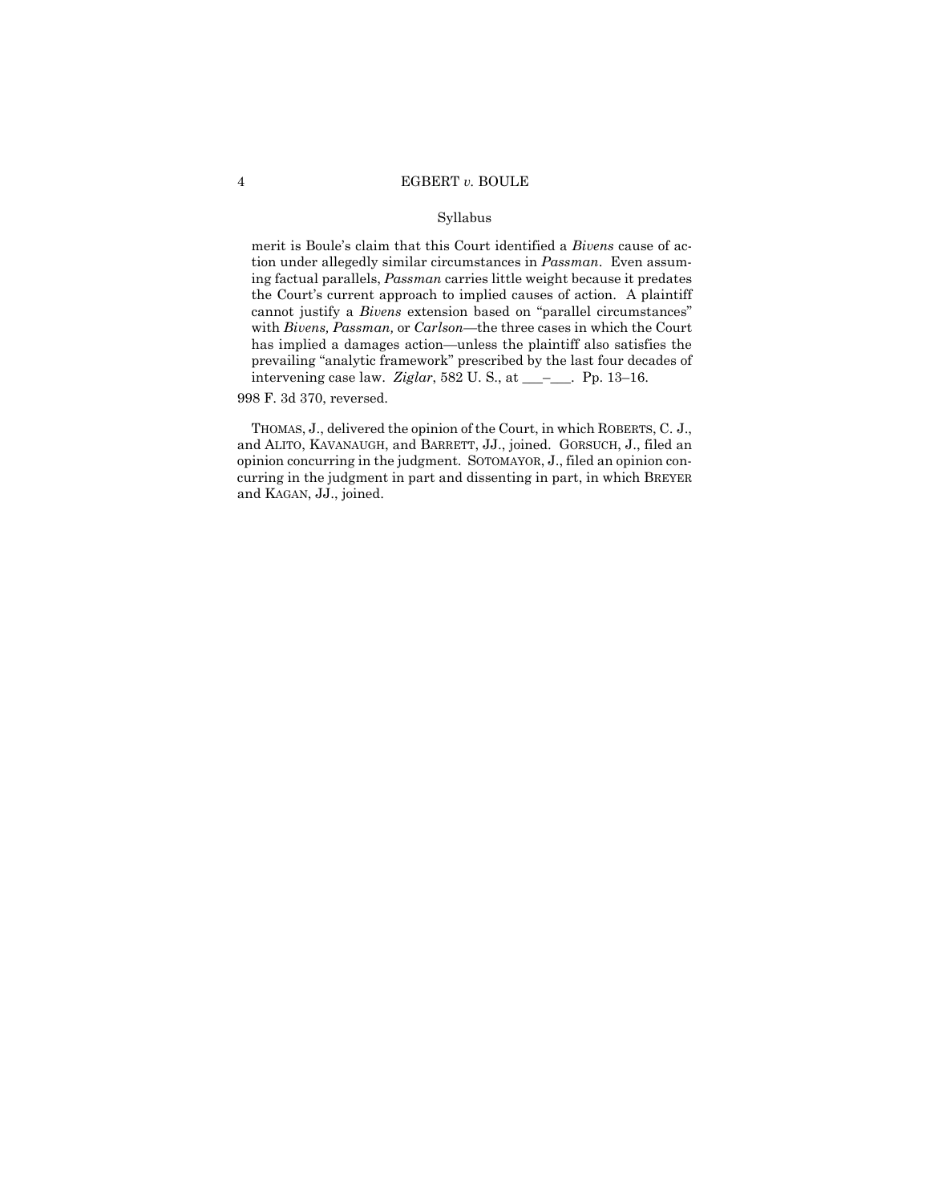merit is Boule's claim that this Court identified a *Bivens* cause of action under allegedly similar circumstances in *Passman*. Even assuming factual parallels, *Passman* carries little weight because it predates the Court's current approach to implied causes of action. A plaintiff cannot justify a *Bivens* extension based on "parallel circumstances" with *Bivens, Passman,* or *Carlson*—the three cases in which the Court has implied a damages action—unless the plaintiff also satisfies the prevailing "analytic framework" prescribed by the last four decades of intervening case law. *Ziglar*, 582 U. S., at ___–___. Pp. 13–16.

998 F. 3d 370, reversed.

THOMAS, J., delivered the opinion of the Court, in which ROBERTS, C. J., and ALITO, KAVANAUGH, and BARRETT, JJ., joined. GORSUCH, J., filed an opinion concurring in the judgment. SOTOMAYOR, J., filed an opinion concurring in the judgment in part and dissenting in part, in which BREYER and KAGAN, JJ., joined.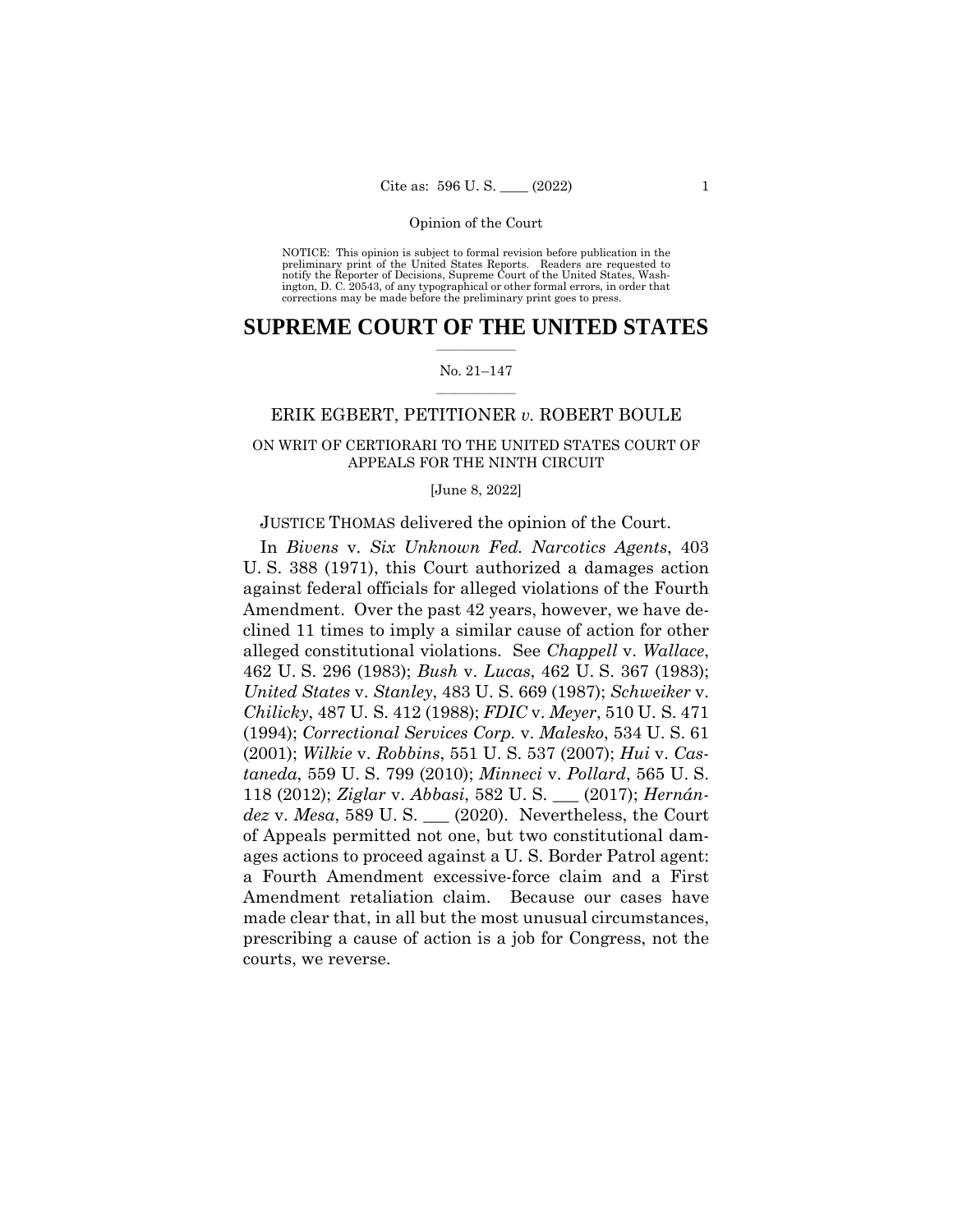NOTICE: This opinion is subject to formal revision before publication in the preliminary print of the United States Reports. Readers are requested to notify the Reporter of Decisions, Supreme Court of the United States, Washington, D. C. 20543, of any typographical or other formal errors, in order that corrections may be made before the preliminary print goes to press.

# SUPREME COURT OF THE UNITED STATES

No. 21–147

ERIK EGBERT, PETITIONER *v.* ROBERT BOULE

ON WRIT OF CERTIORARI TO THE UNITED STATES COURT OF APPEALS FOR THE NINTH CIRCUIT

[June 8, 2022]

JUSTICE THOMAS delivered the opinion of the Court.

In *Bivens* v. *Six Unknown Fed. Narcotics Agents*, 403 U. S. 388 (1971), this Court authorized a damages action against federal officials for alleged violations of the Fourth Amendment. Over the past 42 years, however, we have declined 11 times to imply a similar cause of action for other alleged constitutional violations. See *Chappell* v. *Wallace*, 462 U. S. 296 (1983); *Bush* v. *Lucas*, 462 U. S. 367 (1983); *United States* v. *Stanley*, 483 U. S. 669 (1987); *Schweiker* v. *Chilicky*, 487 U. S. 412 (1988); *FDIC* v. *Meyer*, 510 U. S. 471 (1994); *Correctional Services Corp.* v. *Malesko*, 534 U. S. 61 (2001); *Wilkie* v. *Robbins*, 551 U. S. 537 (2007); *Hui* v. *Castaneda*, 559 U. S. 799 (2010); *Minneci* v. *Pollard*, 565 U. S. 118 (2012); *Ziglar* v. *Abbasi*, 582 U. S. ___ (2017); *Hernández* v. *Mesa*, 589 U. S. ___ (2020). Nevertheless, the Court of Appeals permitted not one, but two constitutional damages actions to proceed against a U. S. Border Patrol agent: a Fourth Amendment excessive-force claim and a First Amendment retaliation claim. Because our cases have made clear that, in all but the most unusual circumstances, prescribing a cause of action is a job for Congress, not the courts, we reverse.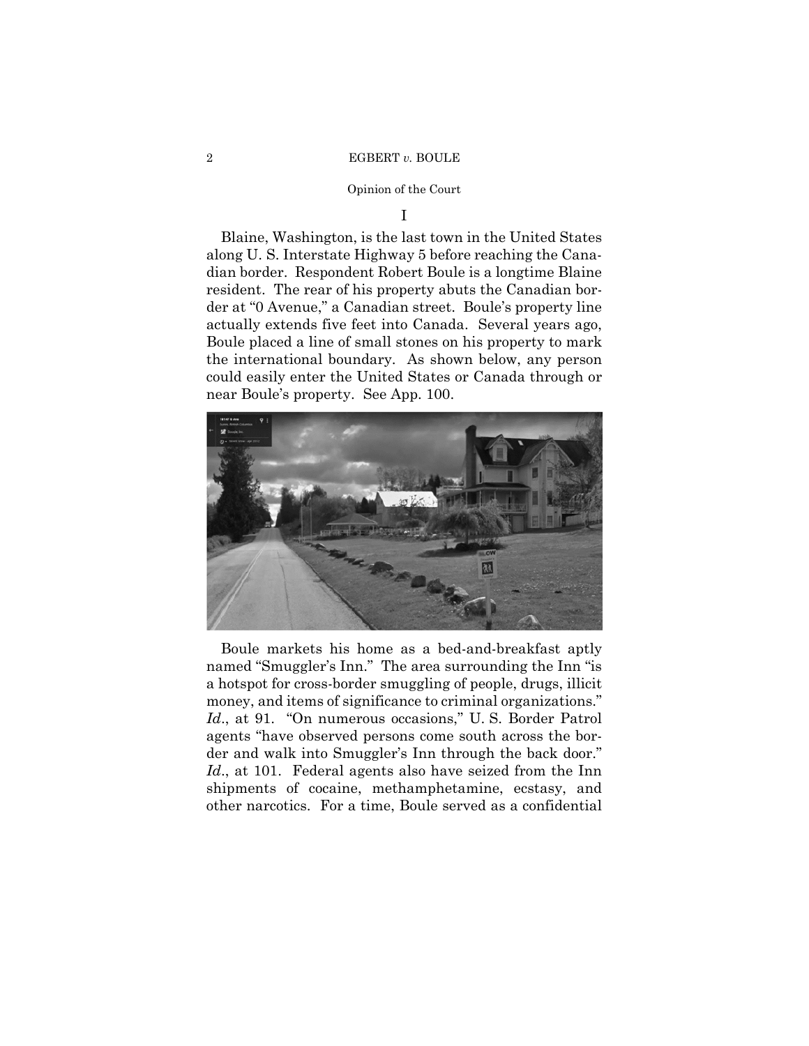I

Blaine, Washington, is the last town in the United States along U. S. Interstate Highway 5 before reaching the Canadian border. Respondent Robert Boule is a longtime Blaine resident. The rear of his property abuts the Canadian border at "0 Avenue," a Canadian street. Boule's property line actually extends five feet into Canada. Several years ago, Boule placed a line of small stones on his property to mark the international boundary. As shown below, any person could easily enter the United States or Canada through or near Boule's property. See App. 100.

Boule markets his home as a bed-and-breakfast aptly named "Smuggler's Inn." The area surrounding the Inn "is a hotspot for cross-border smuggling of people, drugs, illicit money, and items of significance to criminal organizations." *Id*., at 91. "On numerous occasions," U. S. Border Patrol agents "have observed persons come south across the border and walk into Smuggler's Inn through the back door." *Id*., at 101. Federal agents also have seized from the Inn shipments of cocaine, methamphetamine, ecstasy, and other narcotics. For a time, Boule served as a confidential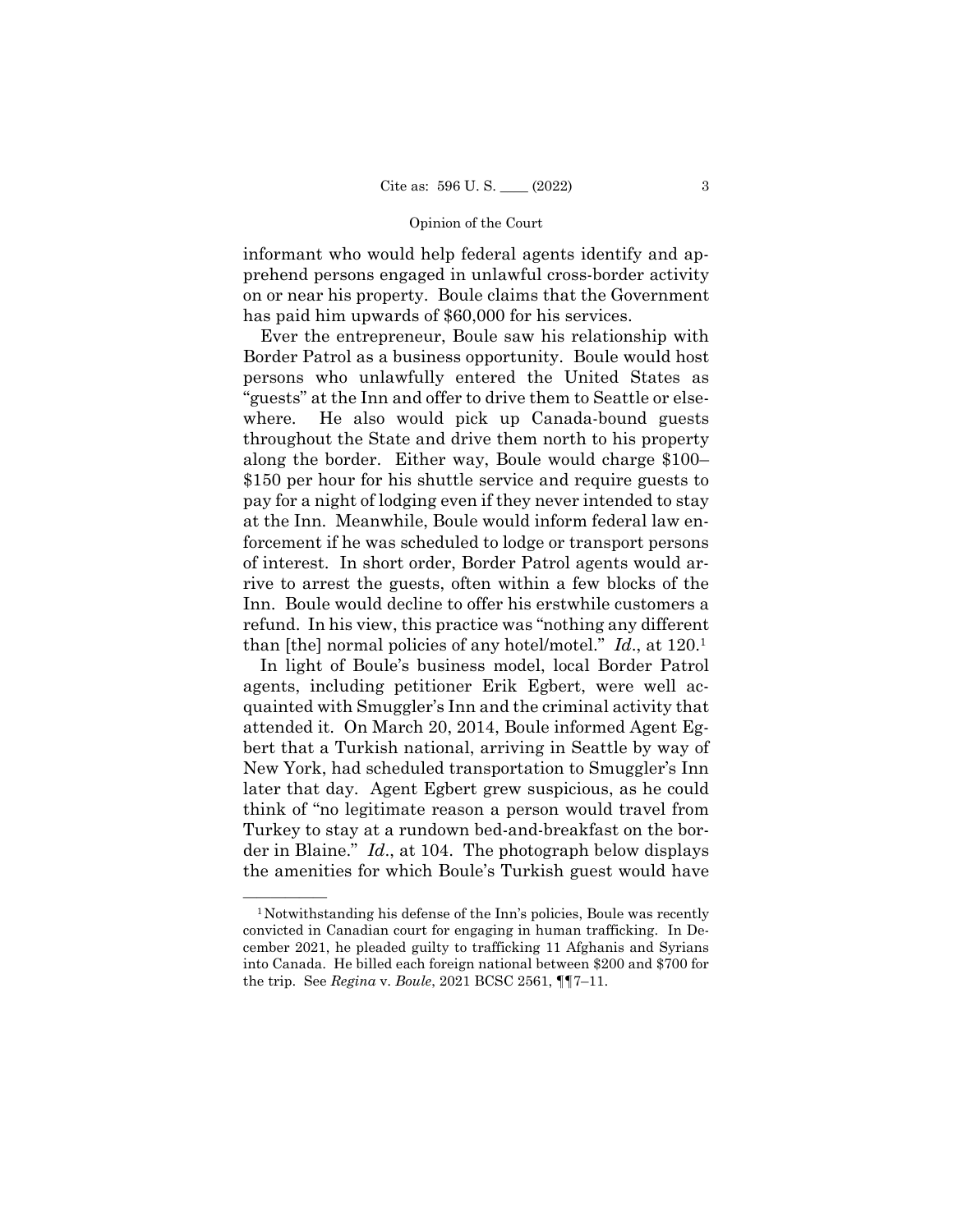informant who would help federal agents identify and apprehend persons engaged in unlawful cross-border activity on or near his property. Boule claims that the Government has paid him upwards of $60,000 for his services.

Ever the entrepreneur, Boule saw his relationship with Border Patrol as a business opportunity. Boule would host persons who unlawfully entered the United States as "guests" at the Inn and offer to drive them to Seattle or elsewhere. He also would pick up Canada-bound guests throughout the State and drive them north to his property along the border. Either way, Boule would charge $100–$150 per hour for his shuttle service and require guests to pay for a night of lodging even if they never intended to stay at the Inn. Meanwhile, Boule would inform federal law enforcement if he was scheduled to lodge or transport persons of interest. In short order, Border Patrol agents would arrive to arrest the guests, often within a few blocks of the Inn. Boule would decline to offer his erstwhile customers a refund. In his view, this practice was "nothing any different than [the] normal policies of any hotel/motel." *Id*., at 120.[1]

In light of Boule's business model, local Border Patrol agents, including petitioner Erik Egbert, were well acquainted with Smuggler's Inn and the criminal activity that attended it. On March 20, 2014, Boule informed Agent Egbert that a Turkish national, arriving in Seattle by way of New York, had scheduled transportation to Smuggler's Inn later that day. Agent Egbert grew suspicious, as he could think of "no legitimate reason a person would travel from Turkey to stay at a rundown bed-and-breakfast on the border in Blaine." *Id*., at 104. The photograph below displays the amenities for which Boule's Turkish guest would have

---

[1] Notwithstanding his defense of the Inn's policies, Boule was recently convicted in Canadian court for engaging in human trafficking. In December 2021, he pleaded guilty to trafficking 11 Afghanis and Syrians into Canada. He billed each foreign national between $200 and $700 for the trip. See *Regina* v. *Boule*, 2021 BCSC 2561, ¶¶7–11.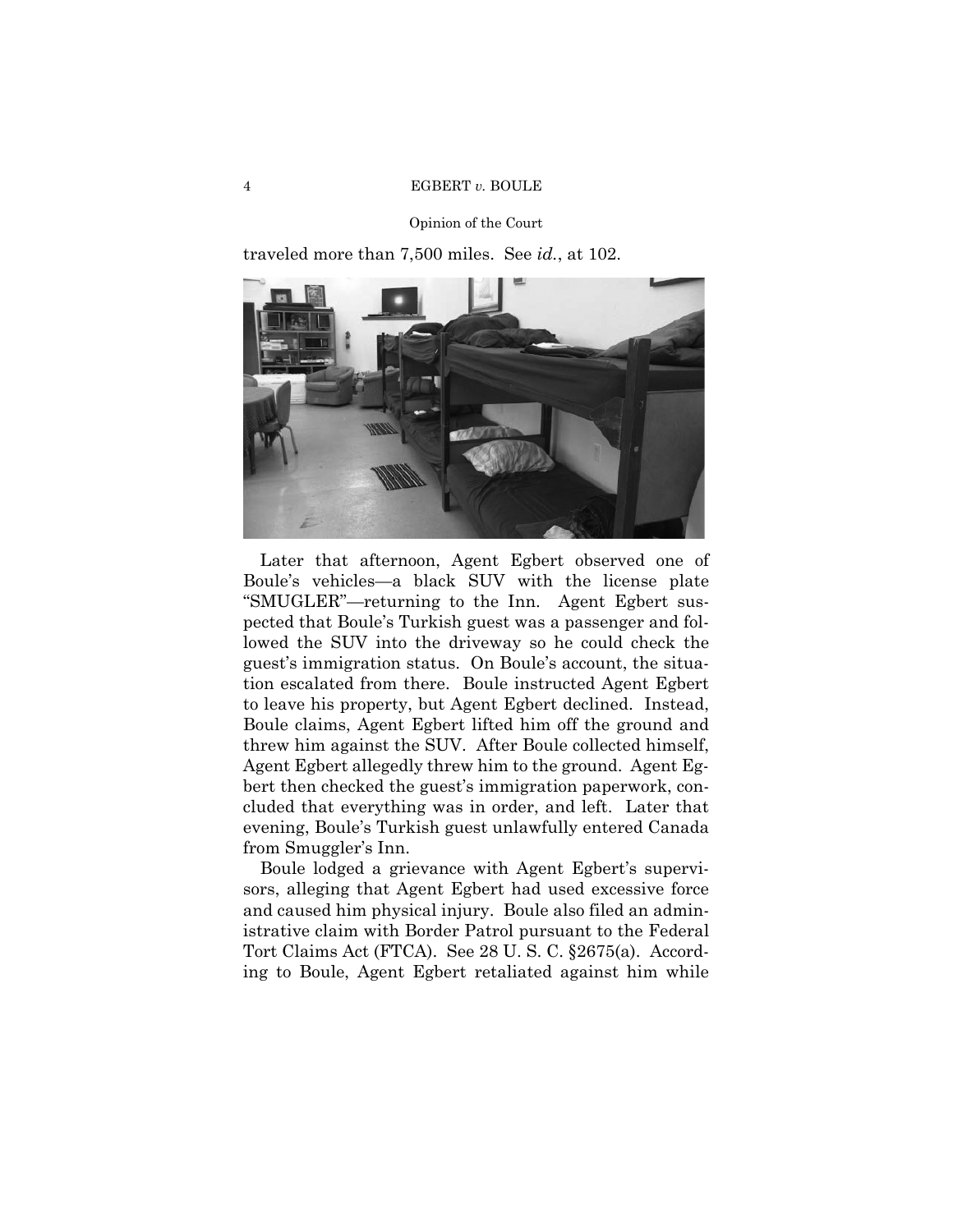traveled more than 7,500 miles. See *id.*, at 102.

Later that afternoon, Agent Egbert observed one of Boule's vehicles—a black SUV with the license plate "SMUGLER"—returning to the Inn. Agent Egbert suspected that Boule's Turkish guest was a passenger and followed the SUV into the driveway so he could check the guest's immigration status. On Boule's account, the situation escalated from there. Boule instructed Agent Egbert to leave his property, but Agent Egbert declined. Instead, Boule claims, Agent Egbert lifted him off the ground and threw him against the SUV. After Boule collected himself, Agent Egbert allegedly threw him to the ground. Agent Egbert then checked the guest's immigration paperwork, concluded that everything was in order, and left. Later that evening, Boule's Turkish guest unlawfully entered Canada from Smuggler's Inn.

Boule lodged a grievance with Agent Egbert's supervisors, alleging that Agent Egbert had used excessive force and caused him physical injury. Boule also filed an administrative claim with Border Patrol pursuant to the Federal Tort Claims Act (FTCA). See 28 U. S. C. §2675(a). According to Boule, Agent Egbert retaliated against him while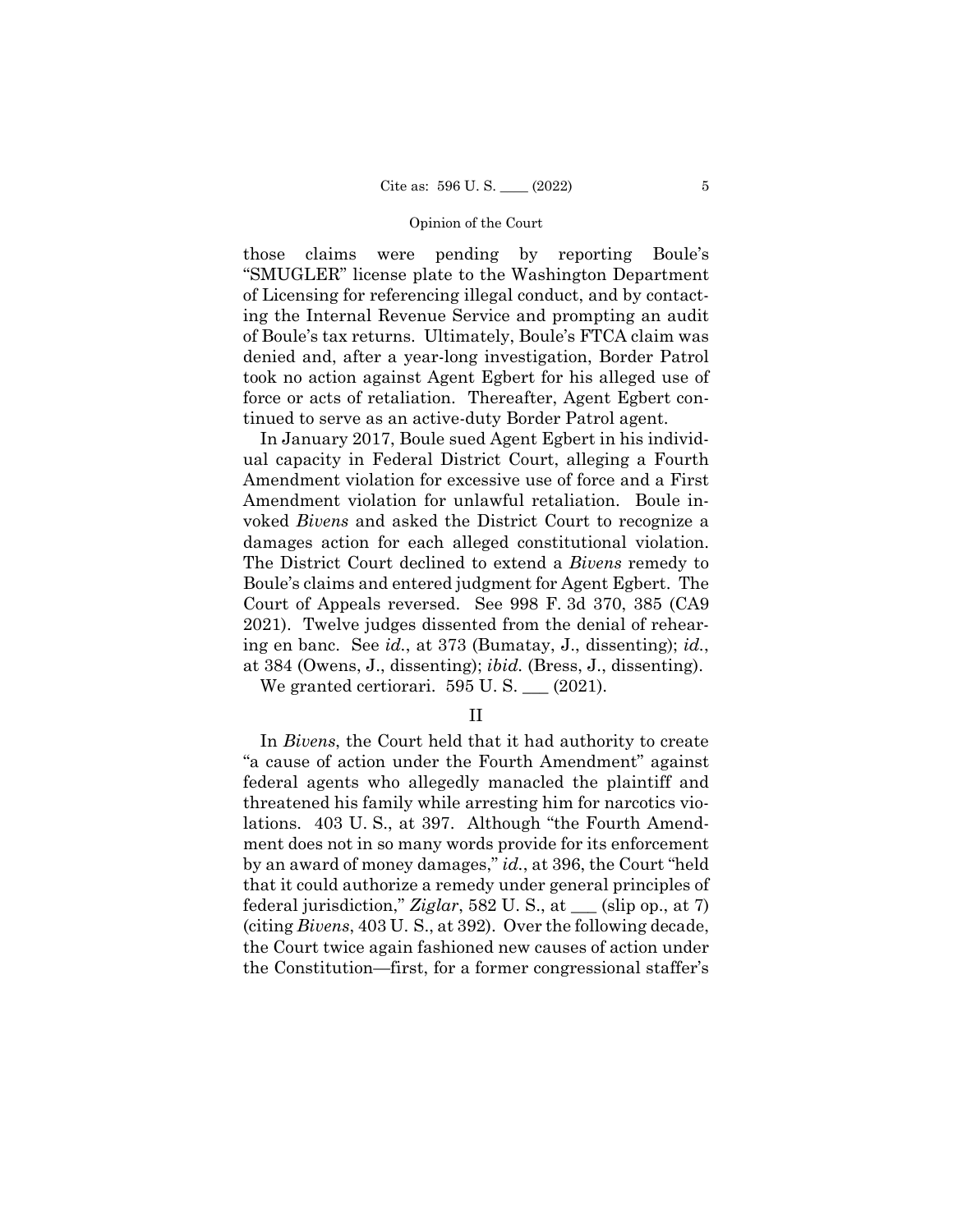those claims were pending by reporting Boule's "SMUGLER" license plate to the Washington Department of Licensing for referencing illegal conduct, and by contacting the Internal Revenue Service and prompting an audit of Boule's tax returns. Ultimately, Boule's FTCA claim was denied and, after a year-long investigation, Border Patrol took no action against Agent Egbert for his alleged use of force or acts of retaliation. Thereafter, Agent Egbert continued to serve as an active-duty Border Patrol agent.

In January 2017, Boule sued Agent Egbert in his individual capacity in Federal District Court, alleging a Fourth Amendment violation for excessive use of force and a First Amendment violation for unlawful retaliation. Boule invoked *Bivens* and asked the District Court to recognize a damages action for each alleged constitutional violation. The District Court declined to extend a *Bivens* remedy to Boule's claims and entered judgment for Agent Egbert. The Court of Appeals reversed. See 998 F. 3d 370, 385 (CA9 2021). Twelve judges dissented from the denial of rehearing en banc. See *id.*, at 373 (Bumatay, J., dissenting); *id.*, at 384 (Owens, J., dissenting); *ibid.* (Bress, J., dissenting).

We granted certiorari. 595 U. S. ___ (2021).

## II

In *Bivens*, the Court held that it had authority to create "a cause of action under the Fourth Amendment" against federal agents who allegedly manacled the plaintiff and threatened his family while arresting him for narcotics violations. 403 U. S., at 397. Although "the Fourth Amendment does not in so many words provide for its enforcement by an award of money damages," *id.*, at 396, the Court "held that it could authorize a remedy under general principles of federal jurisdiction," *Ziglar*, 582 U. S., at ___ (slip op., at 7) (citing *Bivens*, 403 U. S., at 392). Over the following decade, the Court twice again fashioned new causes of action under the Constitution—first, for a former congressional staffer's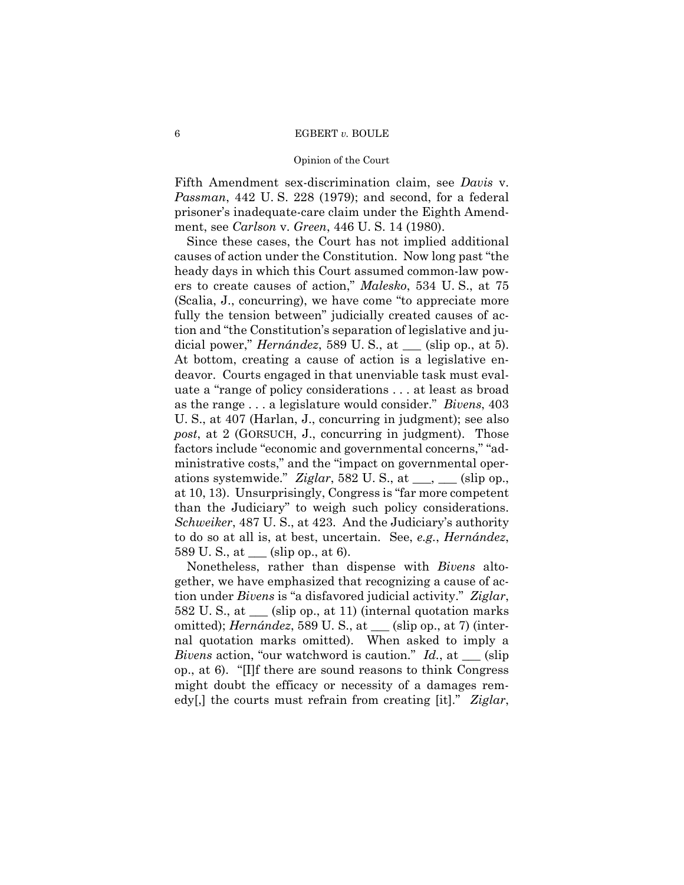Fifth Amendment sex-discrimination claim, see *Davis* v. *Passman*, 442 U. S. 228 (1979); and second, for a federal prisoner's inadequate-care claim under the Eighth Amendment, see *Carlson* v. *Green*, 446 U. S. 14 (1980).

Since these cases, the Court has not implied additional causes of action under the Constitution. Now long past "the heady days in which this Court assumed common-law powers to create causes of action," *Malesko*, 534 U. S., at 75 (Scalia, J., concurring), we have come "to appreciate more fully the tension between" judicially created causes of action and "the Constitution's separation of legislative and judicial power," *Hernández*, 589 U. S., at ___ (slip op., at 5). At bottom, creating a cause of action is a legislative endeavor. Courts engaged in that unenviable task must evaluate a "range of policy considerations . . . at least as broad as the range . . . a legislature would consider." *Bivens*, 403 U. S., at 407 (Harlan, J., concurring in judgment); see also *post*, at 2 (GORSUCH, J., concurring in judgment). Those factors include "economic and governmental concerns," "administrative costs," and the "impact on governmental operations systemwide." *Ziglar*, 582 U. S., at ___, ___ (slip op., at 10, 13). Unsurprisingly, Congress is "far more competent than the Judiciary" to weigh such policy considerations. *Schweiker*, 487 U. S., at 423. And the Judiciary's authority to do so at all is, at best, uncertain. See, *e.g.*, *Hernández*, 589 U. S., at ___ (slip op., at 6).

Nonetheless, rather than dispense with *Bivens* altogether, we have emphasized that recognizing a cause of action under *Bivens* is "a disfavored judicial activity." *Ziglar*, 582 U. S., at ___ (slip op., at 11) (internal quotation marks omitted); *Hernández*, 589 U. S., at ___ (slip op., at 7) (internal quotation marks omitted). When asked to imply a *Bivens* action, "our watchword is caution." *Id.*, at ___ (slip op., at 6). "[I]f there are sound reasons to think Congress might doubt the efficacy or necessity of a damages remedy[,] the courts must refrain from creating [it]." *Ziglar*,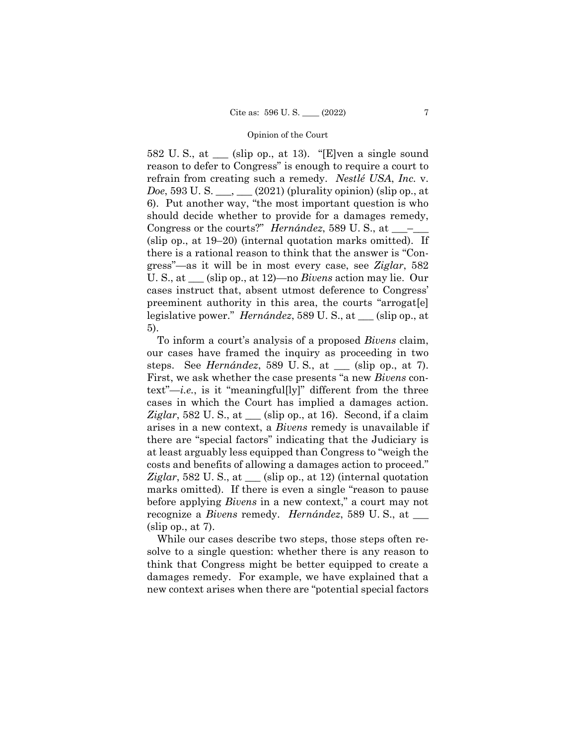582 U. S., at ___ (slip op., at 13). "[E]ven a single sound reason to defer to Congress" is enough to require a court to refrain from creating such a remedy. *Nestlé USA*, *Inc.* v. *Doe*, 593 U. S. ___, ___ (2021) (plurality opinion) (slip op., at 6). Put another way, "the most important question is who should decide whether to provide for a damages remedy, Congress or the courts?" *Hernández*, 589 U. S., at ___–___ (slip op., at 19–20) (internal quotation marks omitted). If there is a rational reason to think that the answer is "Congress"—as it will be in most every case, see *Ziglar*, 582 U. S., at ___ (slip op., at 12)—no *Bivens* action may lie. Our cases instruct that, absent utmost deference to Congress' preeminent authority in this area, the courts "arrogat[e] legislative power." *Hernández*, 589 U. S., at ___ (slip op., at 5).

To inform a court's analysis of a proposed *Bivens* claim, our cases have framed the inquiry as proceeding in two steps. See *Hernández*, 589 U. S., at ___ (slip op., at 7). First, we ask whether the case presents "a new *Bivens* context"—*i.e.*, is it "meaningful[ly]" different from the three cases in which the Court has implied a damages action. *Ziglar*, 582 U. S., at ___ (slip op., at 16). Second, if a claim arises in a new context, a *Bivens* remedy is unavailable if there are "special factors" indicating that the Judiciary is at least arguably less equipped than Congress to "weigh the costs and benefits of allowing a damages action to proceed." *Ziglar*, 582 U. S., at ___ (slip op., at 12) (internal quotation marks omitted). If there is even a single "reason to pause before applying *Bivens* in a new context," a court may not recognize a *Bivens* remedy. *Hernández*, 589 U. S., at ___ (slip op., at 7).

While our cases describe two steps, those steps often resolve to a single question: whether there is any reason to think that Congress might be better equipped to create a damages remedy. For example, we have explained that a new context arises when there are "potential special factors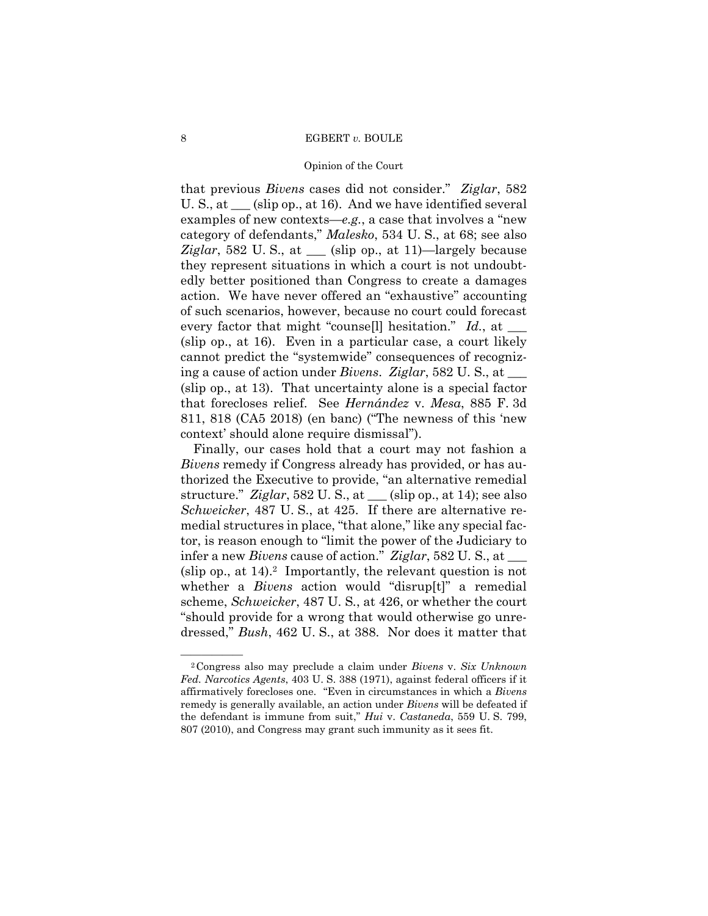that previous *Bivens* cases did not consider." *Ziglar*, 582 U. S., at ___ (slip op., at 16). And we have identified several examples of new contexts—*e.g.*, a case that involves a "new category of defendants," *Malesko*, 534 U. S., at 68; see also *Ziglar*, 582 U. S., at ___ (slip op., at 11)—largely because they represent situations in which a court is not undoubtedly better positioned than Congress to create a damages action. We have never offered an "exhaustive" accounting of such scenarios, however, because no court could forecast every factor that might "counse[l] hesitation." *Id.*, at ___ (slip op., at 16). Even in a particular case, a court likely cannot predict the "systemwide" consequences of recognizing a cause of action under *Bivens*. *Ziglar*, 582 U. S., at ___ (slip op., at 13). That uncertainty alone is a special factor that forecloses relief. See *Hernández* v. *Mesa*, 885 F. 3d 811, 818 (CA5 2018) (en banc) ("The newness of this 'new context' should alone require dismissal").

Finally, our cases hold that a court may not fashion a *Bivens* remedy if Congress already has provided, or has authorized the Executive to provide, "an alternative remedial structure." *Ziglar*, 582 U. S., at ___ (slip op., at 14); see also *Schweicker*, 487 U. S., at 425. If there are alternative remedial structures in place, "that alone," like any special factor, is reason enough to "limit the power of the Judiciary to infer a new *Bivens* cause of action." *Ziglar*, 582 U. S., at ___ (slip op., at 14).[2] Importantly, the relevant question is not whether a *Bivens* action would "disrup[t]" a remedial scheme, *Schweicker*, 487 U. S., at 426, or whether the court "should provide for a wrong that would otherwise go unredressed," *Bush*, 462 U. S., at 388. Nor does it matter that

---

[2] Congress also may preclude a claim under *Bivens* v. *Six Unknown Fed. Narcotics Agents*, 403 U. S. 388 (1971), against federal officers if it affirmatively forecloses one. "Even in circumstances in which a *Bivens* remedy is generally available, an action under *Bivens* will be defeated if the defendant is immune from suit," *Hui* v. *Castaneda*, 559 U. S. 799, 807 (2010), and Congress may grant such immunity as it sees fit.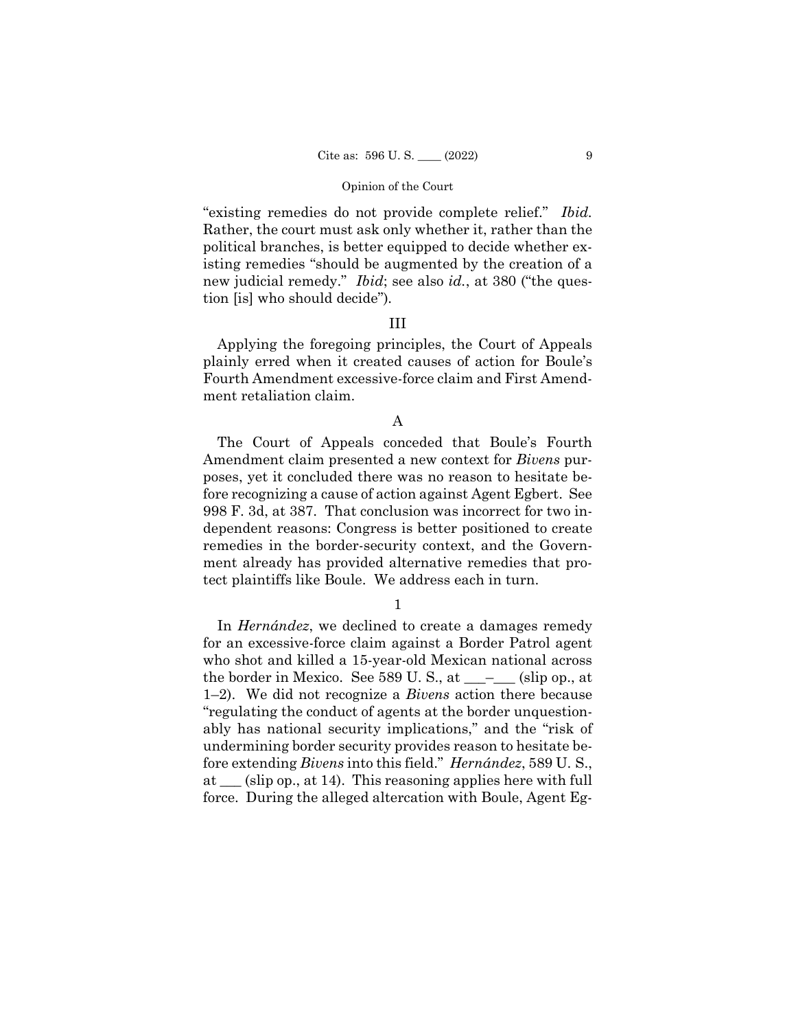"existing remedies do not provide complete relief." *Ibid.* Rather, the court must ask only whether it, rather than the political branches, is better equipped to decide whether existing remedies "should be augmented by the creation of a new judicial remedy." *Ibid*; see also *id.*, at 380 ("the question [is] who should decide").

## III

Applying the foregoing principles, the Court of Appeals plainly erred when it created causes of action for Boule's Fourth Amendment excessive-force claim and First Amendment retaliation claim.

### A

The Court of Appeals conceded that Boule's Fourth Amendment claim presented a new context for *Bivens* purposes, yet it concluded there was no reason to hesitate before recognizing a cause of action against Agent Egbert. See 998 F. 3d, at 387. That conclusion was incorrect for two independent reasons: Congress is better positioned to create remedies in the border-security context, and the Government already has provided alternative remedies that protect plaintiffs like Boule. We address each in turn.

#### 1

In *Hernández*, we declined to create a damages remedy for an excessive-force claim against a Border Patrol agent who shot and killed a 15-year-old Mexican national across the border in Mexico. See 589 U. S., at \_\_\_–\_\_\_ (slip op., at 1–2). We did not recognize a *Bivens* action there because "regulating the conduct of agents at the border unquestionably has national security implications," and the "risk of undermining border security provides reason to hesitate before extending *Bivens* into this field." *Hernández*, 589 U. S., at \_\_\_ (slip op., at 14). This reasoning applies here with full force. During the alleged altercation with Boule, Agent Eg-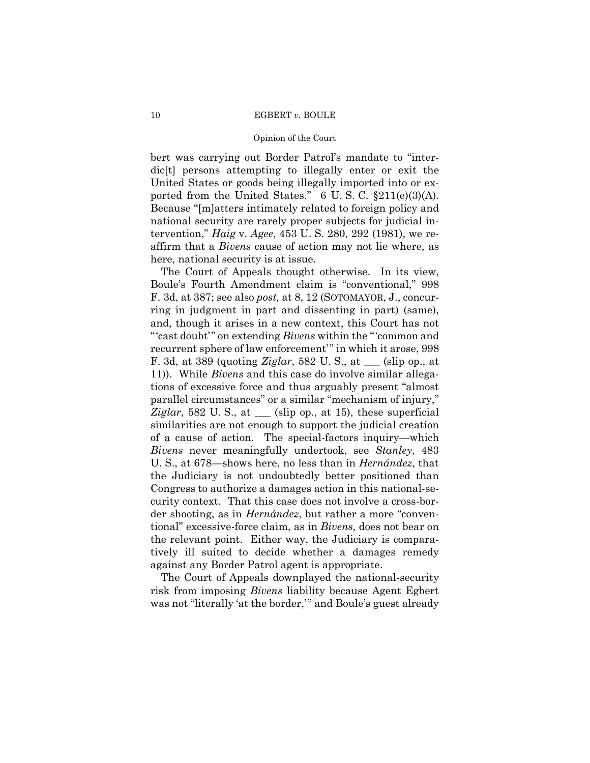bert was carrying out Border Patrol's mandate to "interdic[t] persons attempting to illegally enter or exit the United States or goods being illegally imported into or exported from the United States." 6 U. S. C. §211(e)(3)(A). Because "[m]atters intimately related to foreign policy and national security are rarely proper subjects for judicial intervention," *Haig* v. *Agee*, 453 U. S. 280, 292 (1981), we reaffirm that a *Bivens* cause of action may not lie where, as here, national security is at issue.

The Court of Appeals thought otherwise. In its view, Boule's Fourth Amendment claim is "conventional," 998 F. 3d, at 387; see also *post,* at 8, 12 (SOTOMAYOR, J., concurring in judgment in part and dissenting in part) (same), and, though it arises in a new context, this Court has not "'cast doubt'" on extending *Bivens* within the "'common and recurrent sphere of law enforcement'" in which it arose, 998 F. 3d, at 389 (quoting *Ziglar*, 582 U. S., at ___ (slip op., at 11)). While *Bivens* and this case do involve similar allegations of excessive force and thus arguably present "almost parallel circumstances" or a similar "mechanism of injury," *Ziglar*, 582 U. S., at ___ (slip op., at 15), these superficial similarities are not enough to support the judicial creation of a cause of action. The special-factors inquiry—which *Bivens* never meaningfully undertook, see *Stanley*, 483 U. S., at 678—shows here, no less than in *Hernández*, that the Judiciary is not undoubtedly better positioned than Congress to authorize a damages action in this national-security context. That this case does not involve a cross-border shooting, as in *Hernández*, but rather a more "conventional" excessive-force claim, as in *Bivens*, does not bear on the relevant point. Either way, the Judiciary is comparatively ill suited to decide whether a damages remedy against any Border Patrol agent is appropriate.

The Court of Appeals downplayed the national-security risk from imposing *Bivens* liability because Agent Egbert was not "literally 'at the border,'" and Boule's guest already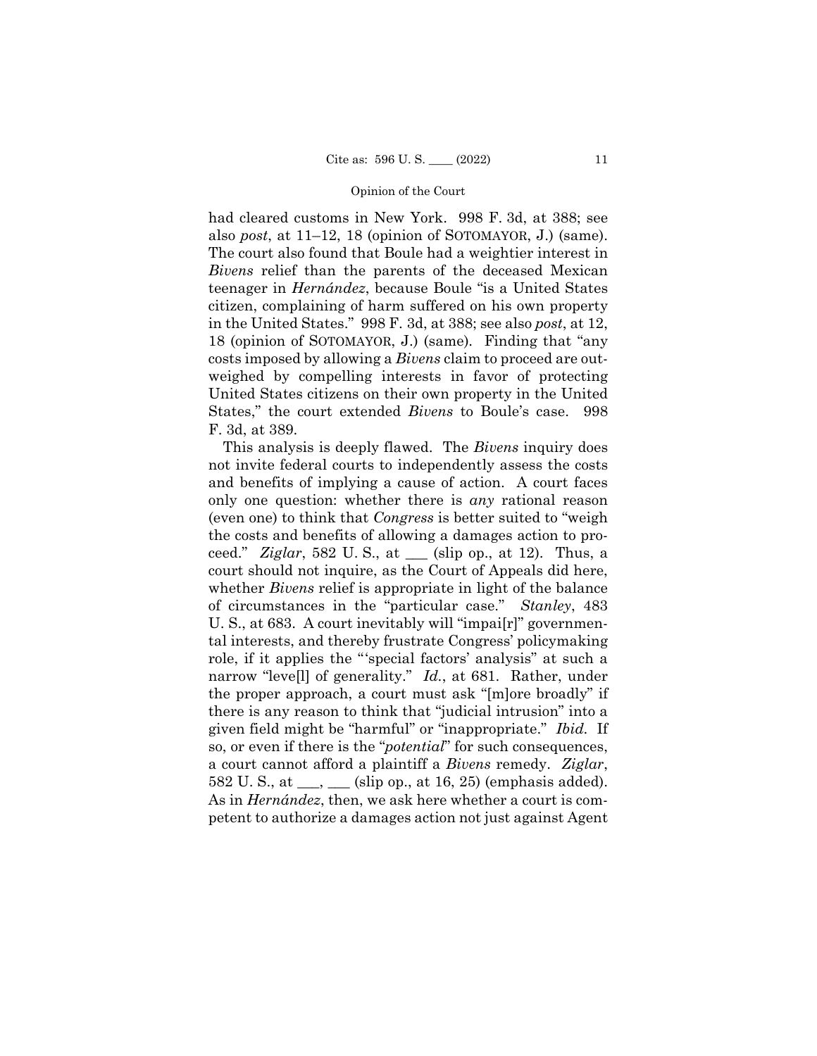had cleared customs in New York. 998 F. 3d, at 388; see also *post*, at 11–12, 18 (opinion of SOTOMAYOR, J.) (same). The court also found that Boule had a weightier interest in *Bivens* relief than the parents of the deceased Mexican teenager in *Hernández*, because Boule "is a United States citizen, complaining of harm suffered on his own property in the United States." 998 F. 3d, at 388; see also *post*, at 12, 18 (opinion of SOTOMAYOR, J.) (same). Finding that "any costs imposed by allowing a *Bivens* claim to proceed are outweighed by compelling interests in favor of protecting United States citizens on their own property in the United States," the court extended *Bivens* to Boule's case. 998 F. 3d, at 389.

This analysis is deeply flawed. The *Bivens* inquiry does not invite federal courts to independently assess the costs and benefits of implying a cause of action. A court faces only one question: whether there is *any* rational reason (even one) to think that *Congress* is better suited to "weigh the costs and benefits of allowing a damages action to proceed." *Ziglar*, 582 U. S., at ___ (slip op., at 12). Thus, a court should not inquire, as the Court of Appeals did here, whether *Bivens* relief is appropriate in light of the balance of circumstances in the "particular case." *Stanley*, 483 U. S., at 683. A court inevitably will "impai[r]" governmental interests, and thereby frustrate Congress' policymaking role, if it applies the "'special factors' analysis" at such a narrow "leve[l] of generality." *Id.*, at 681. Rather, under the proper approach, a court must ask "[m]ore broadly" if there is any reason to think that "judicial intrusion" into a given field might be "harmful" or "inappropriate." *Ibid.* If so, or even if there is the "*potential*" for such consequences, a court cannot afford a plaintiff a *Bivens* remedy. *Ziglar*, 582 U. S., at ___, ___ (slip op., at 16, 25) (emphasis added). As in *Hernández*, then, we ask here whether a court is competent to authorize a damages action not just against Agent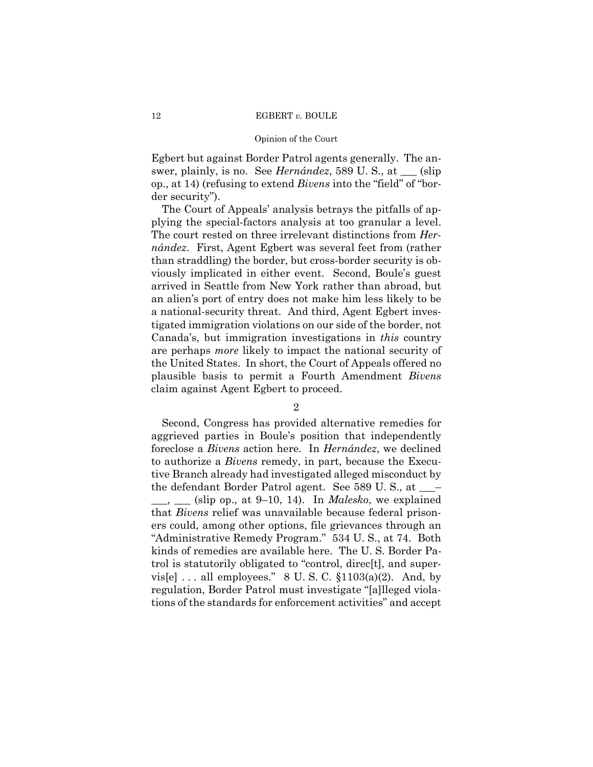Egbert but against Border Patrol agents generally. The answer, plainly, is no. See *Hernández*, 589 U. S., at ___ (slip op., at 14) (refusing to extend *Bivens* into the "field" of "border security").

The Court of Appeals' analysis betrays the pitfalls of applying the special-factors analysis at too granular a level. The court rested on three irrelevant distinctions from *Hernández*. First, Agent Egbert was several feet from (rather than straddling) the border, but cross-border security is obviously implicated in either event. Second, Boule's guest arrived in Seattle from New York rather than abroad, but an alien's port of entry does not make him less likely to be a national-security threat. And third, Agent Egbert investigated immigration violations on our side of the border, not Canada's, but immigration investigations in *this* country are perhaps *more* likely to impact the national security of the United States. In short, the Court of Appeals offered no plausible basis to permit a Fourth Amendment *Bivens* claim against Agent Egbert to proceed.

2

Second, Congress has provided alternative remedies for aggrieved parties in Boule's position that independently foreclose a *Bivens* action here. In *Hernández*, we declined to authorize a *Bivens* remedy, in part, because the Executive Branch already had investigated alleged misconduct by the defendant Border Patrol agent. See 589 U. S., at ___–___, ___ (slip op., at 9–10, 14). In *Malesko*, we explained that *Bivens* relief was unavailable because federal prisoners could, among other options, file grievances through an "Administrative Remedy Program." 534 U. S., at 74. Both kinds of remedies are available here. The U. S. Border Patrol is statutorily obligated to "control, direc[t], and supervis[e] . . . all employees." 8 U. S. C. §1103(a)(2). And, by regulation, Border Patrol must investigate "[a]lleged violations of the standards for enforcement activities" and accept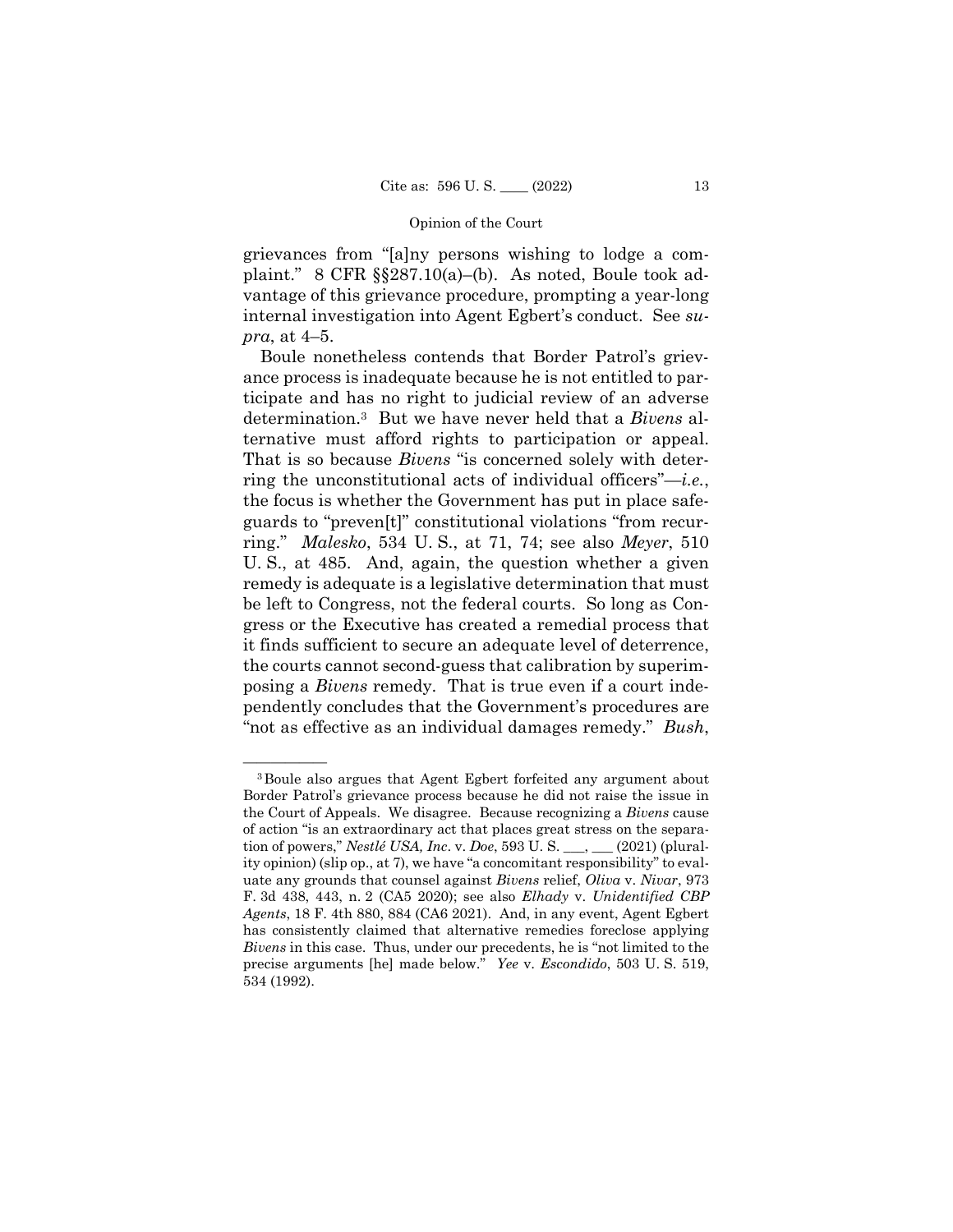grievances from "[a]ny persons wishing to lodge a complaint." 8 CFR §§287.10(a)–(b). As noted, Boule took advantage of this grievance procedure, prompting a year-long internal investigation into Agent Egbert's conduct. See *supra*, at 4–5.

Boule nonetheless contends that Border Patrol's grievance process is inadequate because he is not entitled to participate and has no right to judicial review of an adverse determination.[3] But we have never held that a *Bivens* alternative must afford rights to participation or appeal. That is so because *Bivens* "is concerned solely with deterring the unconstitutional acts of individual officers"—*i.e.*, the focus is whether the Government has put in place safeguards to "preven[t]" constitutional violations "from recurring." *Malesko*, 534 U. S., at 71, 74; see also *Meyer*, 510 U. S., at 485. And, again, the question whether a given remedy is adequate is a legislative determination that must be left to Congress, not the federal courts. So long as Congress or the Executive has created a remedial process that it finds sufficient to secure an adequate level of deterrence, the courts cannot second-guess that calibration by superimposing a *Bivens* remedy. That is true even if a court independently concludes that the Government's procedures are "not as effective as an individual damages remedy." *Bush*,

---

[3] Boule also argues that Agent Egbert forfeited any argument about Border Patrol's grievance process because he did not raise the issue in the Court of Appeals. We disagree. Because recognizing a *Bivens* cause of action "is an extraordinary act that places great stress on the separation of powers," *Nestlé USA, Inc*. v. *Doe*, 593 U. S. \_\_\_, \_\_\_ (2021) (plurality opinion) (slip op., at 7), we have "a concomitant responsibility" to evaluate any grounds that counsel against *Bivens* relief, *Oliva* v. *Nivar*, 973 F. 3d 438, 443, n. 2 (CA5 2020); see also *Elhady* v. *Unidentified CBP Agents*, 18 F. 4th 880, 884 (CA6 2021). And, in any event, Agent Egbert has consistently claimed that alternative remedies foreclose applying *Bivens* in this case. Thus, under our precedents, he is "not limited to the precise arguments [he] made below." *Yee* v. *Escondido*, 503 U. S. 519, 534 (1992).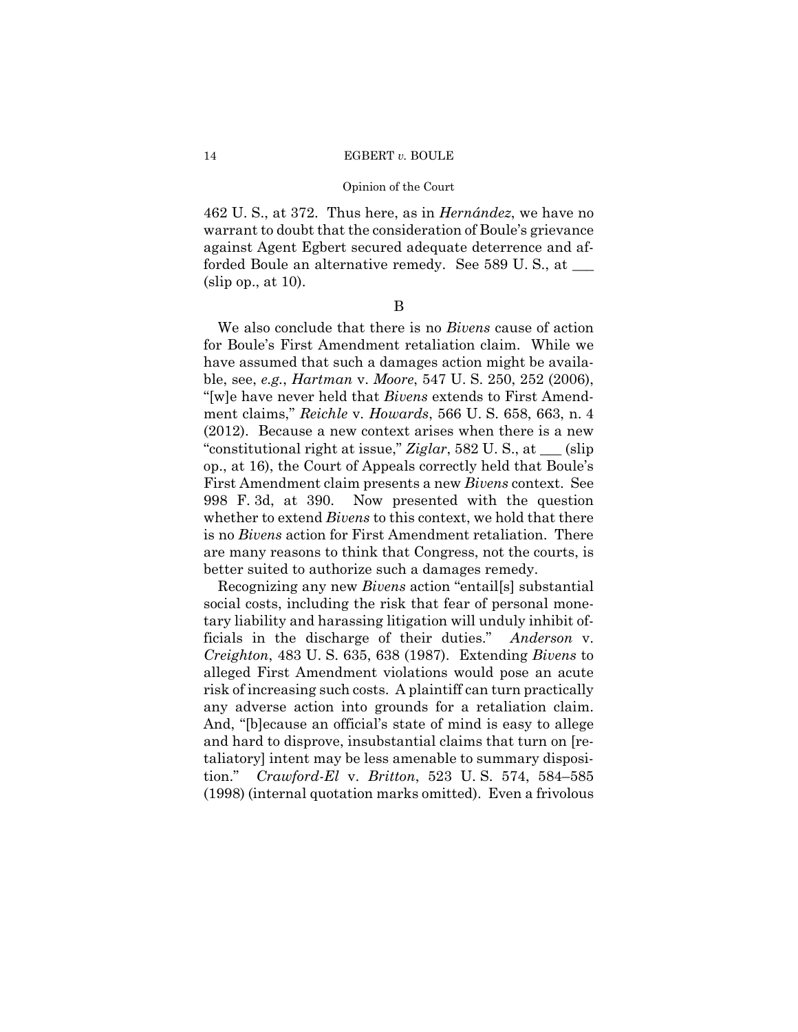462 U. S., at 372. Thus here, as in *Hernández*, we have no warrant to doubt that the consideration of Boule's grievance against Agent Egbert secured adequate deterrence and afforded Boule an alternative remedy. See 589 U. S., at ___ (slip op., at 10).

B

We also conclude that there is no *Bivens* cause of action for Boule's First Amendment retaliation claim. While we have assumed that such a damages action might be available, see, *e.g.*, *Hartman* v. *Moore*, 547 U. S. 250, 252 (2006), "[w]e have never held that *Bivens* extends to First Amendment claims," *Reichle* v. *Howards*, 566 U. S. 658, 663, n. 4 (2012). Because a new context arises when there is a new "constitutional right at issue," *Ziglar*, 582 U. S., at ___ (slip op., at 16), the Court of Appeals correctly held that Boule's First Amendment claim presents a new *Bivens* context. See 998 F. 3d, at 390. Now presented with the question whether to extend *Bivens* to this context, we hold that there is no *Bivens* action for First Amendment retaliation. There are many reasons to think that Congress, not the courts, is better suited to authorize such a damages remedy.

Recognizing any new *Bivens* action "entail[s] substantial social costs, including the risk that fear of personal monetary liability and harassing litigation will unduly inhibit officials in the discharge of their duties." *Anderson* v. *Creighton*, 483 U. S. 635, 638 (1987). Extending *Bivens* to alleged First Amendment violations would pose an acute risk of increasing such costs. A plaintiff can turn practically any adverse action into grounds for a retaliation claim. And, "[b]ecause an official's state of mind is easy to allege and hard to disprove, insubstantial claims that turn on [retaliatory] intent may be less amenable to summary disposition." *Crawford-El* v. *Britton*, 523 U. S. 574, 584–585 (1998) (internal quotation marks omitted). Even a frivolous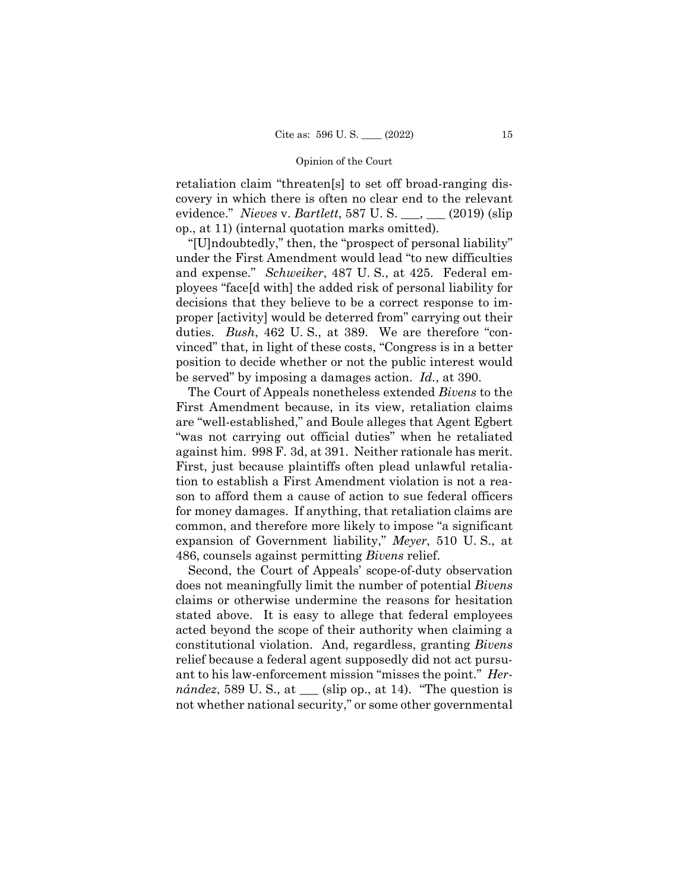retaliation claim "threaten[s] to set off broad-ranging discovery in which there is often no clear end to the relevant evidence." *Nieves* v. *Bartlett*, 587 U. S. ___, ___ (2019) (slip op., at 11) (internal quotation marks omitted).

"[U]ndoubtedly," then, the "prospect of personal liability" under the First Amendment would lead "to new difficulties and expense." *Schweiker*, 487 U. S., at 425. Federal employees "face[d with] the added risk of personal liability for decisions that they believe to be a correct response to improper [activity] would be deterred from" carrying out their duties. *Bush*, 462 U. S., at 389. We are therefore "convinced" that, in light of these costs, "Congress is in a better position to decide whether or not the public interest would be served" by imposing a damages action. *Id.*, at 390.

The Court of Appeals nonetheless extended *Bivens* to the First Amendment because, in its view, retaliation claims are "well-established," and Boule alleges that Agent Egbert "was not carrying out official duties" when he retaliated against him. 998 F. 3d, at 391. Neither rationale has merit. First, just because plaintiffs often plead unlawful retaliation to establish a First Amendment violation is not a reason to afford them a cause of action to sue federal officers for money damages. If anything, that retaliation claims are common, and therefore more likely to impose "a significant expansion of Government liability," *Meyer*, 510 U. S., at 486, counsels against permitting *Bivens* relief.

Second, the Court of Appeals' scope-of-duty observation does not meaningfully limit the number of potential *Bivens* claims or otherwise undermine the reasons for hesitation stated above. It is easy to allege that federal employees acted beyond the scope of their authority when claiming a constitutional violation. And, regardless, granting *Bivens* relief because a federal agent supposedly did not act pursuant to his law-enforcement mission "misses the point." *Hernández*, 589 U. S., at ___ (slip op., at 14). "The question is not whether national security," or some other governmental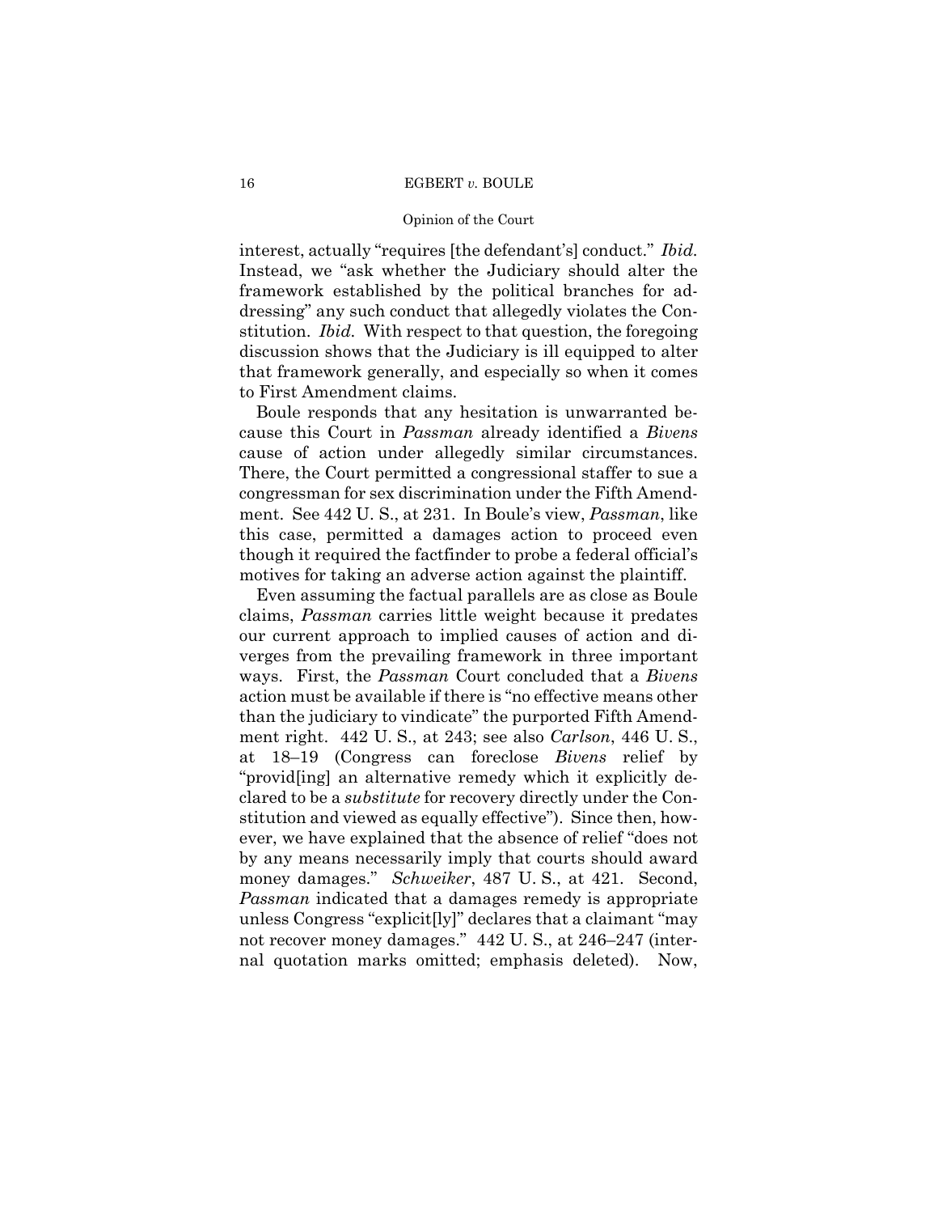interest, actually "requires [the defendant's] conduct." *Ibid.* Instead, we "ask whether the Judiciary should alter the framework established by the political branches for addressing" any such conduct that allegedly violates the Constitution. *Ibid.* With respect to that question, the foregoing discussion shows that the Judiciary is ill equipped to alter that framework generally, and especially so when it comes to First Amendment claims.

Boule responds that any hesitation is unwarranted because this Court in *Passman* already identified a *Bivens* cause of action under allegedly similar circumstances. There, the Court permitted a congressional staffer to sue a congressman for sex discrimination under the Fifth Amendment. See 442 U. S., at 231. In Boule's view, *Passman*, like this case, permitted a damages action to proceed even though it required the factfinder to probe a federal official's motives for taking an adverse action against the plaintiff.

Even assuming the factual parallels are as close as Boule claims, *Passman* carries little weight because it predates our current approach to implied causes of action and diverges from the prevailing framework in three important ways. First, the *Passman* Court concluded that a *Bivens* action must be available if there is "no effective means other than the judiciary to vindicate" the purported Fifth Amendment right. 442 U. S., at 243; see also *Carlson*, 446 U. S., at 18–19 (Congress can foreclose *Bivens* relief by "provid[ing] an alternative remedy which it explicitly declared to be a *substitute* for recovery directly under the Constitution and viewed as equally effective"). Since then, however, we have explained that the absence of relief "does not by any means necessarily imply that courts should award money damages." *Schweiker*, 487 U. S., at 421. Second, *Passman* indicated that a damages remedy is appropriate unless Congress "explicit[ly]" declares that a claimant "may not recover money damages." 442 U. S., at 246–247 (internal quotation marks omitted; emphasis deleted). Now,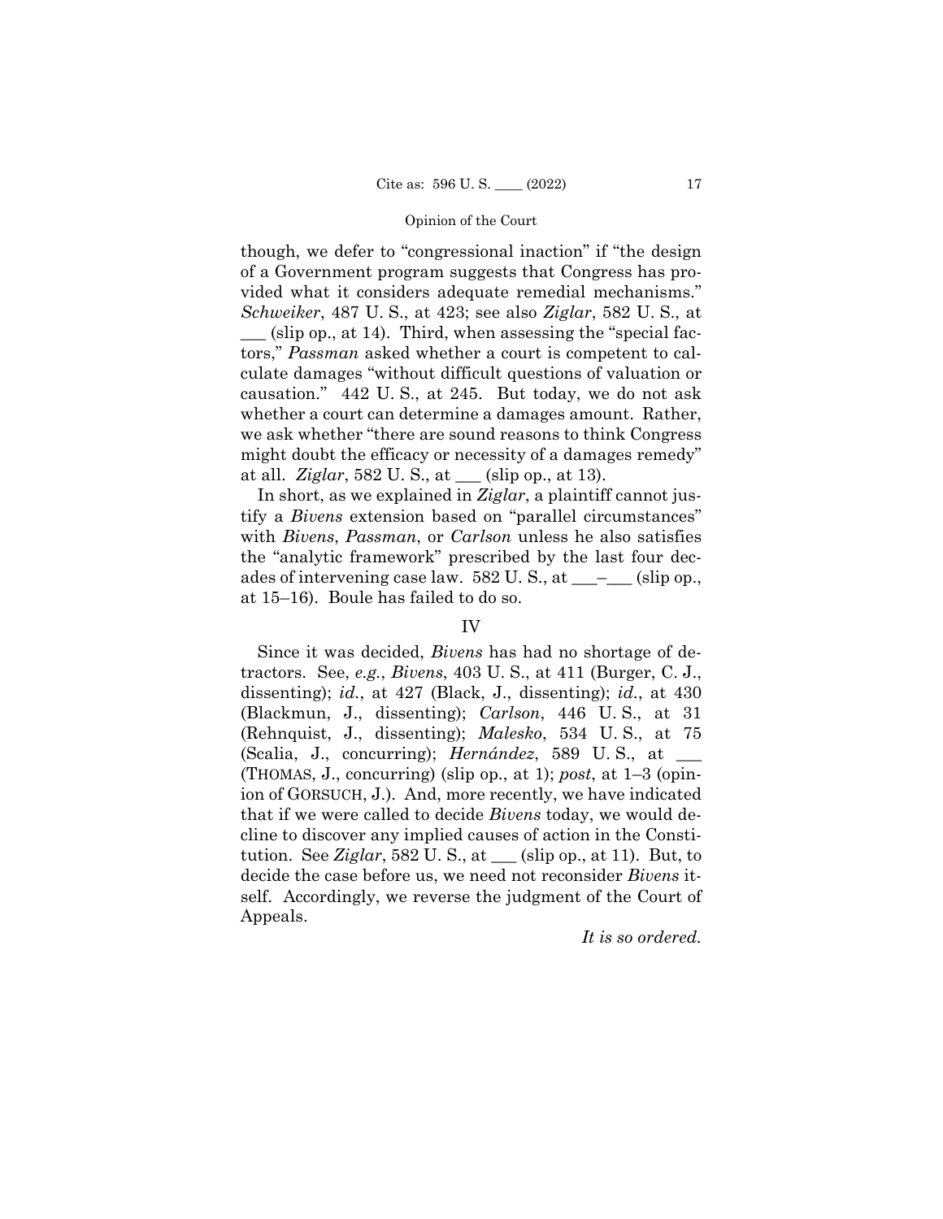though, we defer to "congressional inaction" if "the design of a Government program suggests that Congress has provided what it considers adequate remedial mechanisms." *Schweiker*, 487 U. S., at 423; see also *Ziglar*, 582 U. S., at ___ (slip op., at 14). Third, when assessing the "special factors," *Passman* asked whether a court is competent to calculate damages "without difficult questions of valuation or causation." 442 U. S., at 245. But today, we do not ask whether a court can determine a damages amount. Rather, we ask whether "there are sound reasons to think Congress might doubt the efficacy or necessity of a damages remedy" at all. *Ziglar*, 582 U. S., at ___ (slip op., at 13).

In short, as we explained in *Ziglar*, a plaintiff cannot justify a *Bivens* extension based on "parallel circumstances" with *Bivens*, *Passman*, or *Carlson* unless he also satisfies the "analytic framework" prescribed by the last four decades of intervening case law. 582 U. S., at ___–___ (slip op., at 15–16). Boule has failed to do so.

## IV

Since it was decided, *Bivens* has had no shortage of detractors. See, *e.g.*, *Bivens*, 403 U. S., at 411 (Burger, C. J., dissenting); *id.*, at 427 (Black, J., dissenting); *id.*, at 430 (Blackmun, J., dissenting); *Carlson*, 446 U. S., at 31 (Rehnquist, J., dissenting); *Malesko*, 534 U. S., at 75 (Scalia, J., concurring); *Hernández*, 589 U. S., at ___ (THOMAS, J., concurring) (slip op., at 1); *post*, at 1–3 (opinion of GORSUCH, J.). And, more recently, we have indicated that if we were called to decide *Bivens* today, we would decline to discover any implied causes of action in the Constitution. See *Ziglar*, 582 U. S., at ___ (slip op., at 11). But, to decide the case before us, we need not reconsider *Bivens* itself. Accordingly, we reverse the judgment of the Court of Appeals.

*It is so ordered.*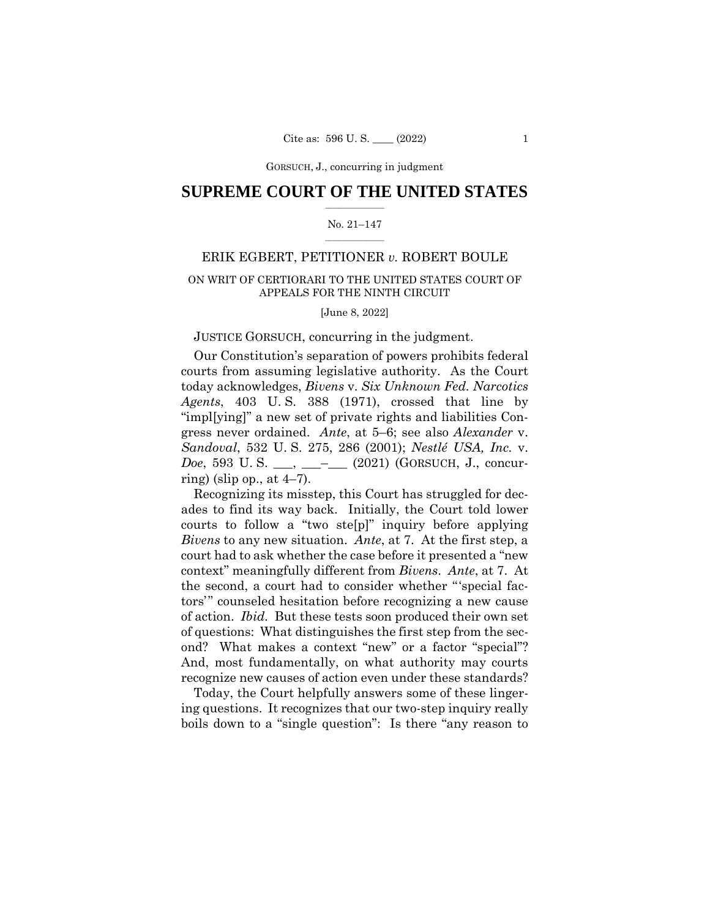GORSUCH, J., concurring in judgment

# SUPREME COURT OF THE UNITED STATES

No. 21–147

## ERIK EGBERT, PETITIONER *v.* ROBERT BOULE

ON WRIT OF CERTIORARI TO THE UNITED STATES COURT OF APPEALS FOR THE NINTH CIRCUIT

[June 8, 2022]

JUSTICE GORSUCH, concurring in the judgment.

Our Constitution's separation of powers prohibits federal courts from assuming legislative authority. As the Court today acknowledges, *Bivens* v. *Six Unknown Fed. Narcotics Agents*, 403 U. S. 388 (1971), crossed that line by "impl[ying]" a new set of private rights and liabilities Congress never ordained. *Ante*, at 5–6; see also *Alexander* v. *Sandoval*, 532 U. S. 275, 286 (2001); *Nestlé USA, Inc.* v. *Doe*, 593 U. S. ___, ___–___ (2021) (GORSUCH, J., concurring) (slip op., at 4–7).

Recognizing its misstep, this Court has struggled for decades to find its way back. Initially, the Court told lower courts to follow a "two ste[p]" inquiry before applying *Bivens* to any new situation. *Ante*, at 7. At the first step, a court had to ask whether the case before it presented a "new context" meaningfully different from *Bivens*. *Ante*, at 7. At the second, a court had to consider whether "'special factors'" counseled hesitation before recognizing a new cause of action. *Ibid.* But these tests soon produced their own set of questions: What distinguishes the first step from the second? What makes a context "new" or a factor "special"? And, most fundamentally, on what authority may courts recognize new causes of action even under these standards?

Today, the Court helpfully answers some of these lingering questions. It recognizes that our two-step inquiry really boils down to a "single question": Is there "any reason to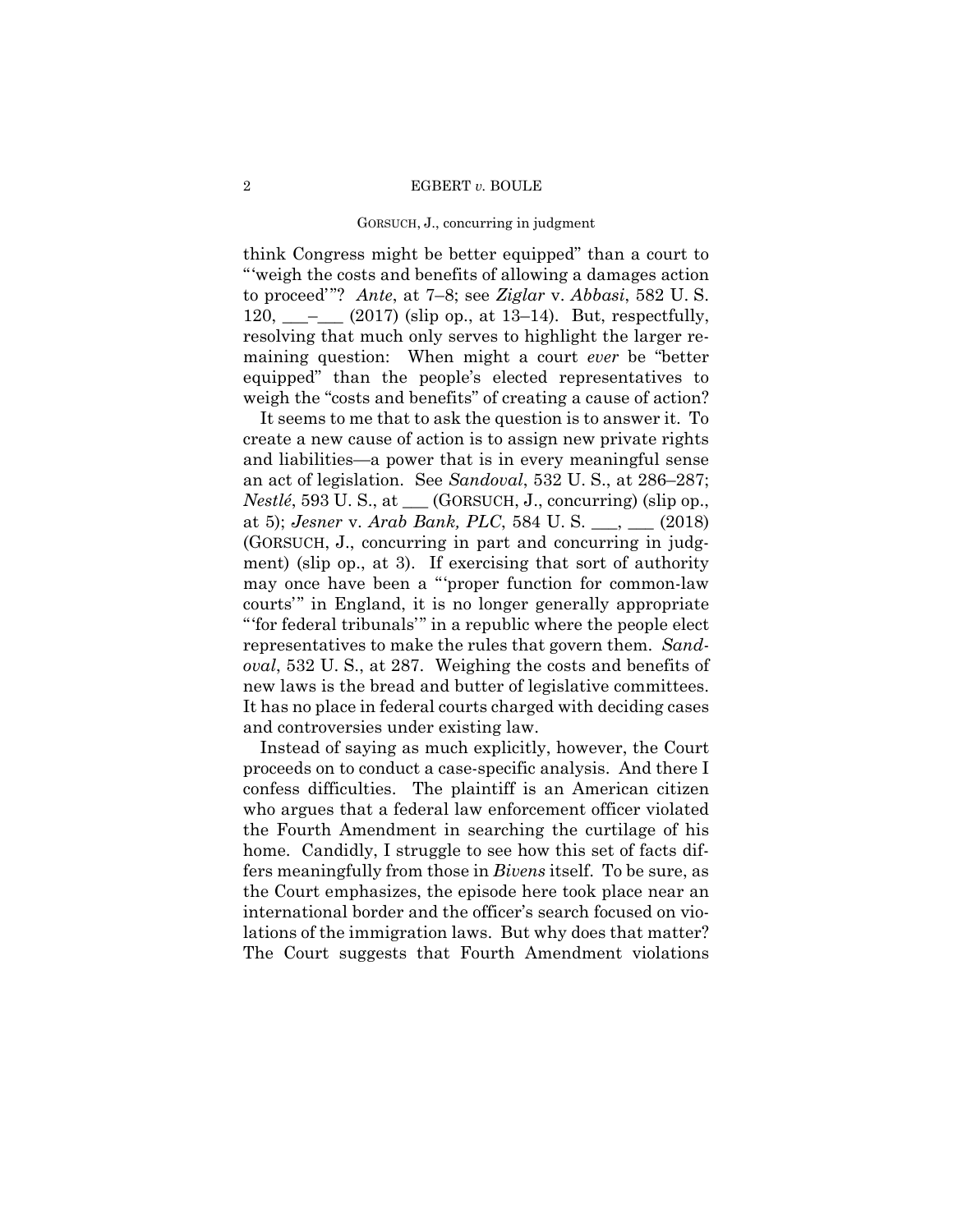think Congress might be better equipped" than a court to "'weigh the costs and benefits of allowing a damages action to proceed'"? *Ante*, at 7–8; see *Ziglar* v. *Abbasi*, 582 U. S. 120, ___–___ (2017) (slip op., at 13–14). But, respectfully, resolving that much only serves to highlight the larger remaining question: When might a court *ever* be "better equipped" than the people's elected representatives to weigh the "costs and benefits" of creating a cause of action?

It seems to me that to ask the question is to answer it. To create a new cause of action is to assign new private rights and liabilities—a power that is in every meaningful sense an act of legislation. See *Sandoval*, 532 U. S., at 286–287; *Nestlé*, 593 U. S., at ___ (GORSUCH, J., concurring) (slip op., at 5); *Jesner* v. *Arab Bank, PLC*, 584 U. S. ___, ___ (2018) (GORSUCH, J., concurring in part and concurring in judgment) (slip op., at 3). If exercising that sort of authority may once have been a "'proper function for common-law courts'" in England, it is no longer generally appropriate "'for federal tribunals'" in a republic where the people elect representatives to make the rules that govern them. *Sandoval*, 532 U. S., at 287. Weighing the costs and benefits of new laws is the bread and butter of legislative committees. It has no place in federal courts charged with deciding cases and controversies under existing law.

Instead of saying as much explicitly, however, the Court proceeds on to conduct a case-specific analysis. And there I confess difficulties. The plaintiff is an American citizen who argues that a federal law enforcement officer violated the Fourth Amendment in searching the curtilage of his home. Candidly, I struggle to see how this set of facts differs meaningfully from those in *Bivens* itself. To be sure, as the Court emphasizes, the episode here took place near an international border and the officer's search focused on violations of the immigration laws. But why does that matter? The Court suggests that Fourth Amendment violations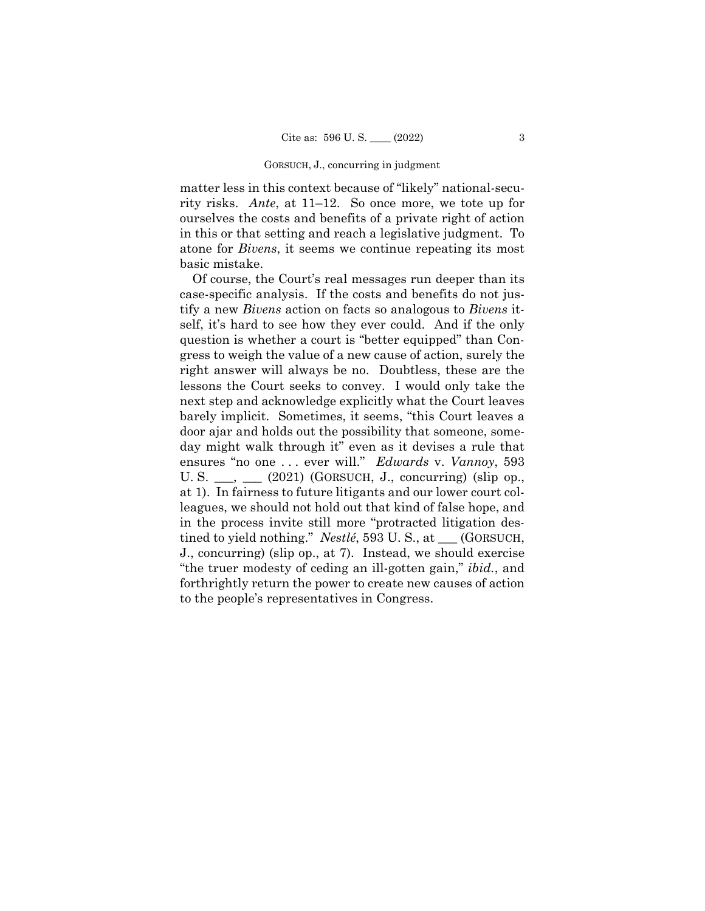matter less in this context because of "likely" national-security risks. *Ante*, at 11–12. So once more, we tote up for ourselves the costs and benefits of a private right of action in this or that setting and reach a legislative judgment. To atone for *Bivens*, it seems we continue repeating its most basic mistake.

Of course, the Court's real messages run deeper than its case-specific analysis. If the costs and benefits do not justify a new *Bivens* action on facts so analogous to *Bivens* itself, it's hard to see how they ever could. And if the only question is whether a court is "better equipped" than Congress to weigh the value of a new cause of action, surely the right answer will always be no. Doubtless, these are the lessons the Court seeks to convey. I would only take the next step and acknowledge explicitly what the Court leaves barely implicit. Sometimes, it seems, "this Court leaves a door ajar and holds out the possibility that someone, someday might walk through it" even as it devises a rule that ensures "no one . . . ever will." *Edwards* v. *Vannoy*, 593 U. S. \_\_\_, \_\_\_ (2021) (GORSUCH, J., concurring) (slip op., at 1). In fairness to future litigants and our lower court colleagues, we should not hold out that kind of false hope, and in the process invite still more "protracted litigation destined to yield nothing." *Nestlé*, 593 U. S., at \_\_\_ (GORSUCH, J., concurring) (slip op., at 7). Instead, we should exercise "the truer modesty of ceding an ill-gotten gain," *ibid.*, and forthrightly return the power to create new causes of action to the people's representatives in Congress.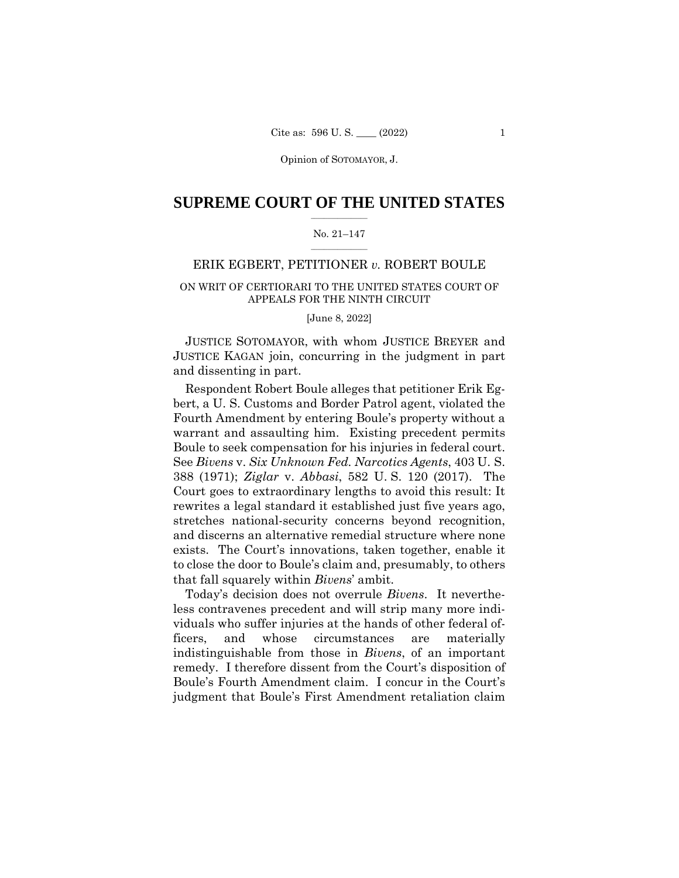Opinion of SOTOMAYOR, J.

# SUPREME COURT OF THE UNITED STATES

No. 21–147

ERIK EGBERT, PETITIONER *v.* ROBERT BOULE

ON WRIT OF CERTIORARI TO THE UNITED STATES COURT OF APPEALS FOR THE NINTH CIRCUIT

[June 8, 2022]

JUSTICE SOTOMAYOR, with whom JUSTICE BREYER and JUSTICE KAGAN join, concurring in the judgment in part and dissenting in part.

Respondent Robert Boule alleges that petitioner Erik Egbert, a U. S. Customs and Border Patrol agent, violated the Fourth Amendment by entering Boule's property without a warrant and assaulting him. Existing precedent permits Boule to seek compensation for his injuries in federal court. See *Bivens* v. *Six Unknown Fed. Narcotics Agents*, 403 U. S. 388 (1971); *Ziglar* v. *Abbasi*, 582 U. S. 120 (2017). The Court goes to extraordinary lengths to avoid this result: It rewrites a legal standard it established just five years ago, stretches national-security concerns beyond recognition, and discerns an alternative remedial structure where none exists. The Court's innovations, taken together, enable it to close the door to Boule's claim and, presumably, to others that fall squarely within *Bivens*' ambit.

Today's decision does not overrule *Bivens*. It nevertheless contravenes precedent and will strip many more individuals who suffer injuries at the hands of other federal officers, and whose circumstances are materially indistinguishable from those in *Bivens*, of an important remedy. I therefore dissent from the Court's disposition of Boule's Fourth Amendment claim. I concur in the Court's judgment that Boule's First Amendment retaliation claim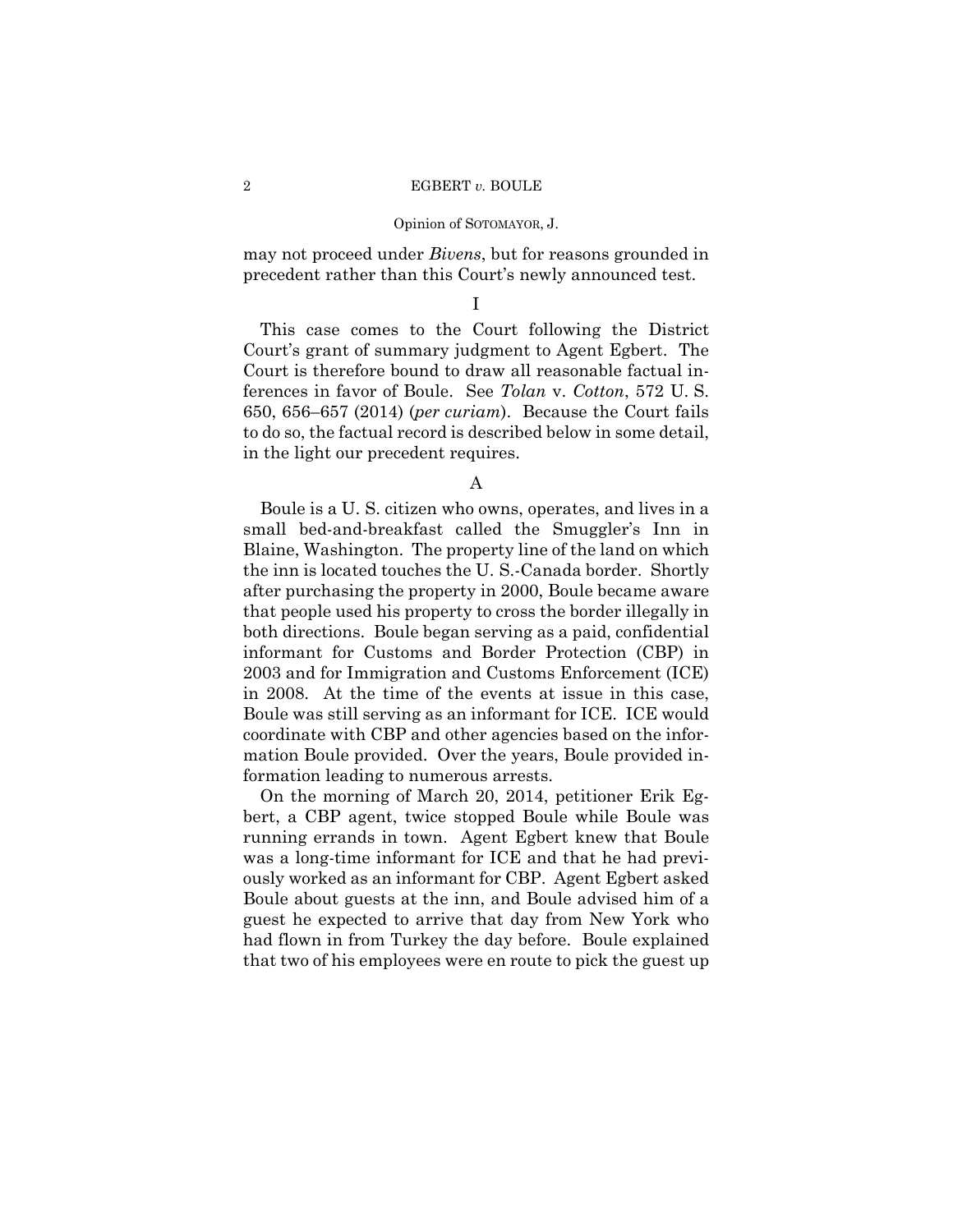may not proceed under *Bivens*, but for reasons grounded in precedent rather than this Court's newly announced test.

I

This case comes to the Court following the District Court's grant of summary judgment to Agent Egbert. The Court is therefore bound to draw all reasonable factual inferences in favor of Boule. See *Tolan* v. *Cotton*, 572 U. S. 650, 656–657 (2014) (*per curiam*). Because the Court fails to do so, the factual record is described below in some detail, in the light our precedent requires.

A

Boule is a U. S. citizen who owns, operates, and lives in a small bed-and-breakfast called the Smuggler's Inn in Blaine, Washington. The property line of the land on which the inn is located touches the U. S.-Canada border. Shortly after purchasing the property in 2000, Boule became aware that people used his property to cross the border illegally in both directions. Boule began serving as a paid, confidential informant for Customs and Border Protection (CBP) in 2003 and for Immigration and Customs Enforcement (ICE) in 2008. At the time of the events at issue in this case, Boule was still serving as an informant for ICE. ICE would coordinate with CBP and other agencies based on the information Boule provided. Over the years, Boule provided information leading to numerous arrests.

On the morning of March 20, 2014, petitioner Erik Egbert, a CBP agent, twice stopped Boule while Boule was running errands in town. Agent Egbert knew that Boule was a long-time informant for ICE and that he had previously worked as an informant for CBP. Agent Egbert asked Boule about guests at the inn, and Boule advised him of a guest he expected to arrive that day from New York who had flown in from Turkey the day before. Boule explained that two of his employees were en route to pick the guest up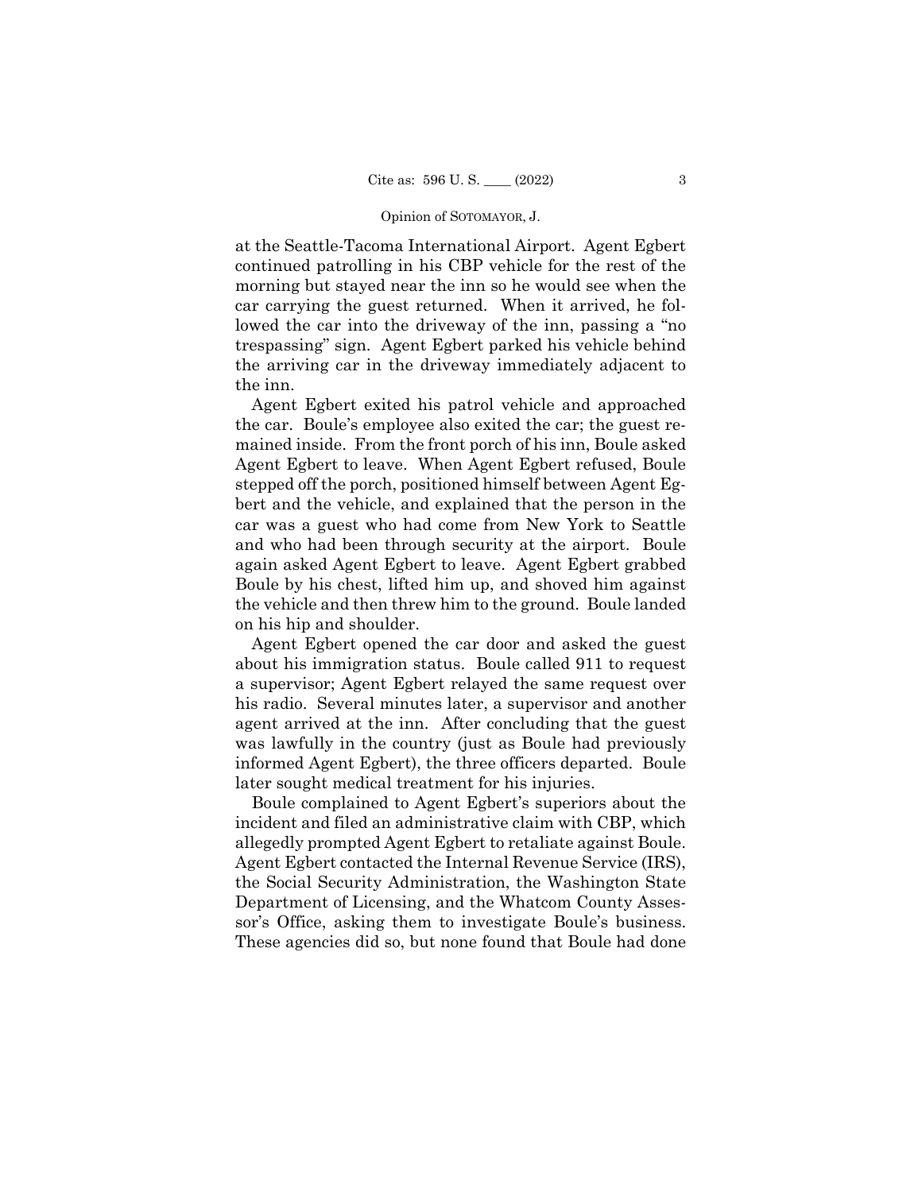at the Seattle-Tacoma International Airport. Agent Egbert continued patrolling in his CBP vehicle for the rest of the morning but stayed near the inn so he would see when the car carrying the guest returned. When it arrived, he followed the car into the driveway of the inn, passing a "no trespassing" sign. Agent Egbert parked his vehicle behind the arriving car in the driveway immediately adjacent to the inn.

Agent Egbert exited his patrol vehicle and approached the car. Boule's employee also exited the car; the guest remained inside. From the front porch of his inn, Boule asked Agent Egbert to leave. When Agent Egbert refused, Boule stepped off the porch, positioned himself between Agent Egbert and the vehicle, and explained that the person in the car was a guest who had come from New York to Seattle and who had been through security at the airport. Boule again asked Agent Egbert to leave. Agent Egbert grabbed Boule by his chest, lifted him up, and shoved him against the vehicle and then threw him to the ground. Boule landed on his hip and shoulder.

Agent Egbert opened the car door and asked the guest about his immigration status. Boule called 911 to request a supervisor; Agent Egbert relayed the same request over his radio. Several minutes later, a supervisor and another agent arrived at the inn. After concluding that the guest was lawfully in the country (just as Boule had previously informed Agent Egbert), the three officers departed. Boule later sought medical treatment for his injuries.

Boule complained to Agent Egbert's superiors about the incident and filed an administrative claim with CBP, which allegedly prompted Agent Egbert to retaliate against Boule. Agent Egbert contacted the Internal Revenue Service (IRS), the Social Security Administration, the Washington State Department of Licensing, and the Whatcom County Assessor's Office, asking them to investigate Boule's business. These agencies did so, but none found that Boule had done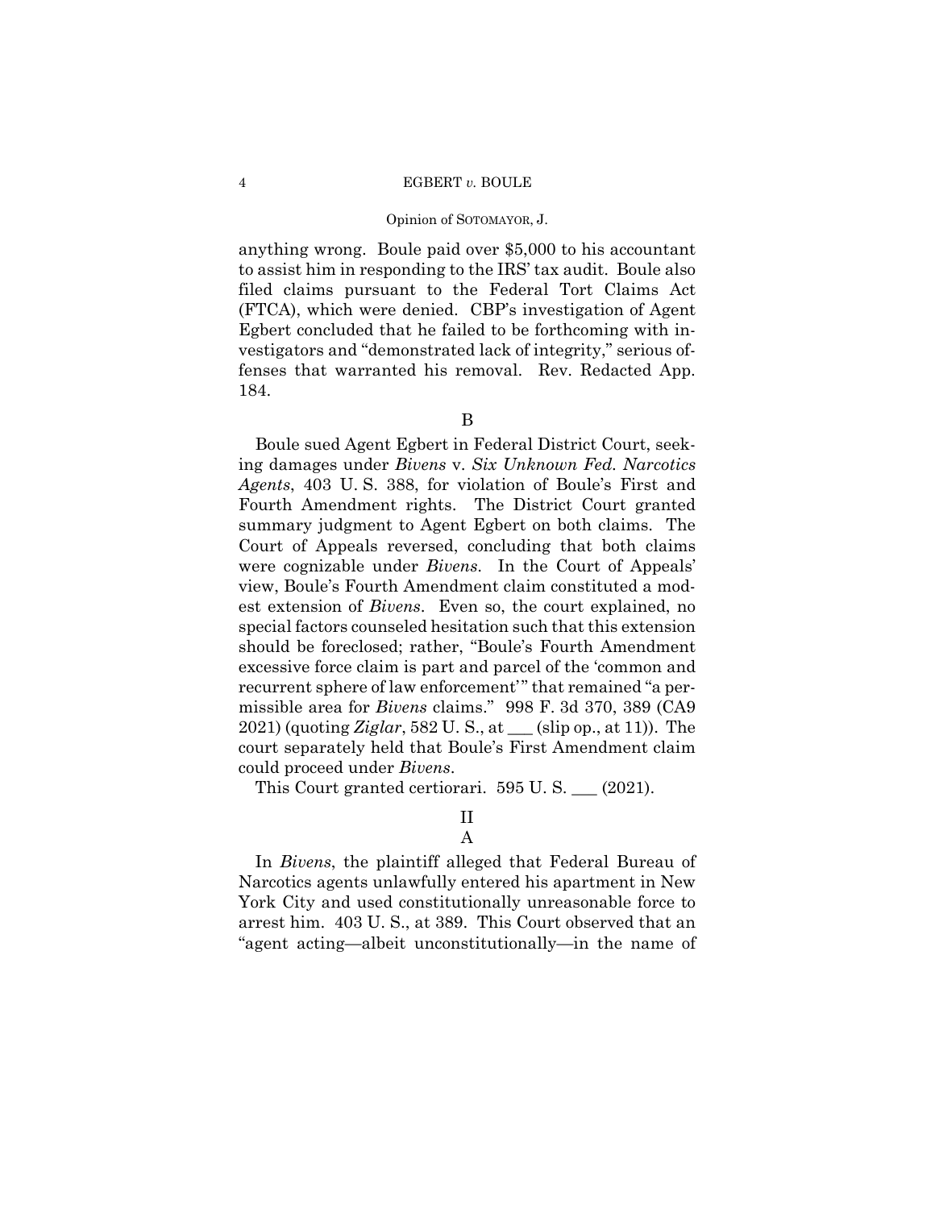anything wrong. Boule paid over $5,000 to his accountant to assist him in responding to the IRS' tax audit. Boule also filed claims pursuant to the Federal Tort Claims Act (FTCA), which were denied. CBP's investigation of Agent Egbert concluded that he failed to be forthcoming with investigators and "demonstrated lack of integrity," serious offenses that warranted his removal. Rev. Redacted App. 184.

B

Boule sued Agent Egbert in Federal District Court, seeking damages under *Bivens* v. *Six Unknown Fed. Narcotics Agents*, 403 U. S. 388, for violation of Boule's First and Fourth Amendment rights. The District Court granted summary judgment to Agent Egbert on both claims. The Court of Appeals reversed, concluding that both claims were cognizable under *Bivens*. In the Court of Appeals' view, Boule's Fourth Amendment claim constituted a modest extension of *Bivens*. Even so, the court explained, no special factors counseled hesitation such that this extension should be foreclosed; rather, "Boule's Fourth Amendment excessive force claim is part and parcel of the 'common and recurrent sphere of law enforcement'" that remained "a permissible area for *Bivens* claims." 998 F. 3d 370, 389 (CA9 2021) (quoting *Ziglar*, 582 U. S., at ___ (slip op., at 11)). The court separately held that Boule's First Amendment claim could proceed under *Bivens*.

This Court granted certiorari. 595 U. S. ___ (2021).

II

A

In *Bivens*, the plaintiff alleged that Federal Bureau of Narcotics agents unlawfully entered his apartment in New York City and used constitutionally unreasonable force to arrest him. 403 U. S., at 389. This Court observed that an "agent acting—albeit unconstitutionally—in the name of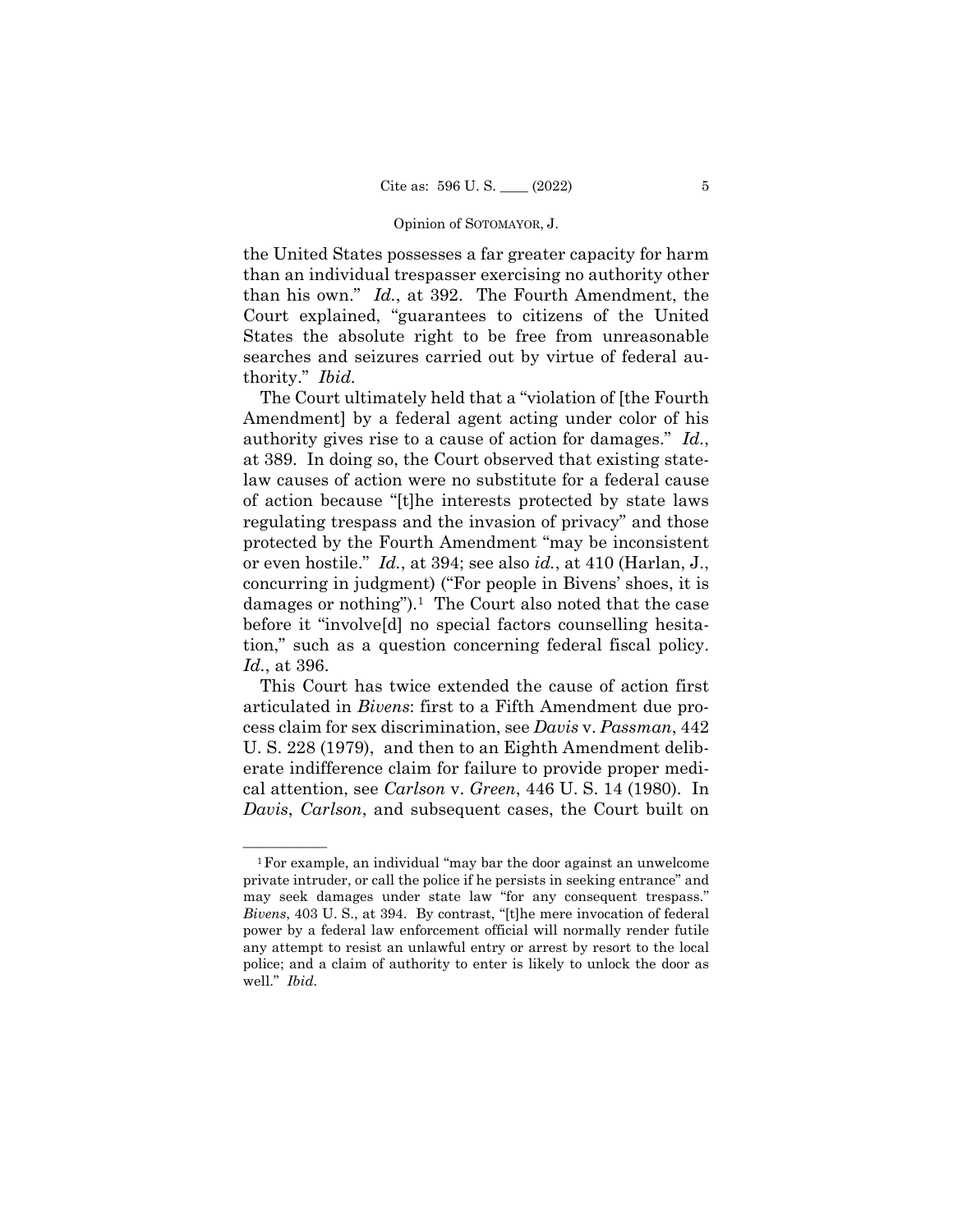the United States possesses a far greater capacity for harm than an individual trespasser exercising no authority other than his own." *Id.*, at 392. The Fourth Amendment, the Court explained, "guarantees to citizens of the United States the absolute right to be free from unreasonable searches and seizures carried out by virtue of federal authority." *Ibid.*

The Court ultimately held that a "violation of [the Fourth Amendment] by a federal agent acting under color of his authority gives rise to a cause of action for damages." *Id.*, at 389. In doing so, the Court observed that existing state-law causes of action were no substitute for a federal cause of action because "[t]he interests protected by state laws regulating trespass and the invasion of privacy" and those protected by the Fourth Amendment "may be inconsistent or even hostile." *Id.*, at 394; see also *id.*, at 410 (Harlan, J., concurring in judgment) ("For people in Bivens' shoes, it is damages or nothing").[1] The Court also noted that the case before it "involve[d] no special factors counselling hesitation," such as a question concerning federal fiscal policy. *Id.*, at 396.

This Court has twice extended the cause of action first articulated in *Bivens*: first to a Fifth Amendment due process claim for sex discrimination, see *Davis* v. *Passman*, 442 U. S. 228 (1979), and then to an Eighth Amendment deliberate indifference claim for failure to provide proper medical attention, see *Carlson* v. *Green*, 446 U. S. 14 (1980). In *Davis*, *Carlson*, and subsequent cases, the Court built on

---

[1] For example, an individual "may bar the door against an unwelcome private intruder, or call the police if he persists in seeking entrance" and may seek damages under state law "for any consequent trespass." *Bivens*, 403 U. S., at 394. By contrast, "[t]he mere invocation of federal power by a federal law enforcement official will normally render futile any attempt to resist an unlawful entry or arrest by resort to the local police; and a claim of authority to enter is likely to unlock the door as well." *Ibid.*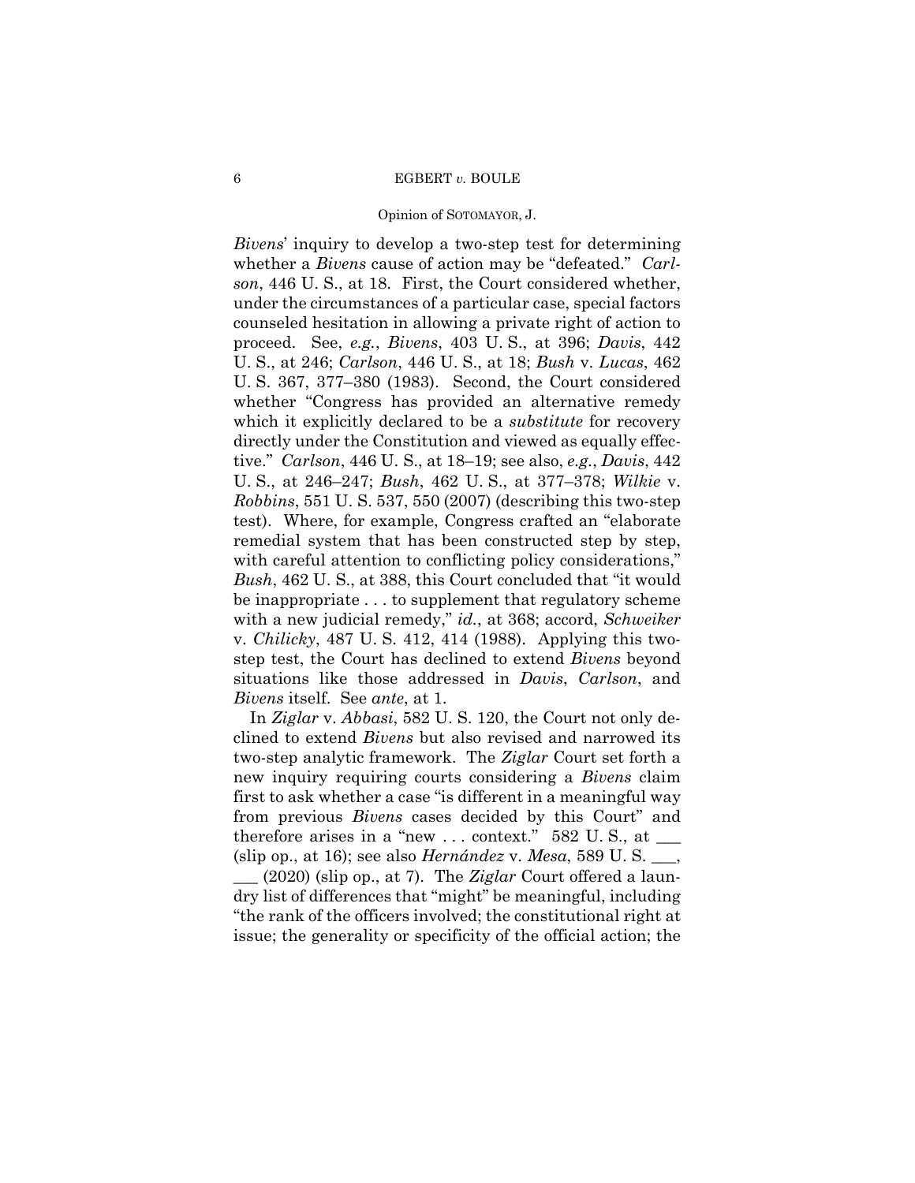*Bivens*' inquiry to develop a two-step test for determining whether a *Bivens* cause of action may be "defeated." *Carlson*, 446 U. S., at 18. First, the Court considered whether, under the circumstances of a particular case, special factors counseled hesitation in allowing a private right of action to proceed. See, *e.g.*, *Bivens*, 403 U. S., at 396; *Davis*, 442 U. S., at 246; *Carlson*, 446 U. S., at 18; *Bush* v. *Lucas*, 462 U. S. 367, 377–380 (1983). Second, the Court considered whether "Congress has provided an alternative remedy which it explicitly declared to be a *substitute* for recovery directly under the Constitution and viewed as equally effective." *Carlson*, 446 U. S., at 18–19; see also, *e.g.*, *Davis*, 442 U. S., at 246–247; *Bush*, 462 U. S., at 377–378; *Wilkie* v. *Robbins*, 551 U. S. 537, 550 (2007) (describing this two-step test). Where, for example, Congress crafted an "elaborate remedial system that has been constructed step by step, with careful attention to conflicting policy considerations," *Bush*, 462 U. S., at 388, this Court concluded that "it would be inappropriate . . . to supplement that regulatory scheme with a new judicial remedy," *id.*, at 368; accord, *Schweiker* v. *Chilicky*, 487 U. S. 412, 414 (1988). Applying this two-step test, the Court has declined to extend *Bivens* beyond situations like those addressed in *Davis*, *Carlson*, and *Bivens* itself. See *ante*, at 1.

In *Ziglar* v. *Abbasi*, 582 U. S. 120, the Court not only declined to extend *Bivens* but also revised and narrowed its two-step analytic framework. The *Ziglar* Court set forth a new inquiry requiring courts considering a *Bivens* claim first to ask whether a case "is different in a meaningful way from previous *Bivens* cases decided by this Court" and therefore arises in a "new . . . context." 582 U. S., at ___ (slip op., at 16); see also *Hernández* v. *Mesa*, 589 U. S. ___, ___ (2020) (slip op., at 7). The *Ziglar* Court offered a laundry list of differences that "might" be meaningful, including "the rank of the officers involved; the constitutional right at issue; the generality or specificity of the official action; the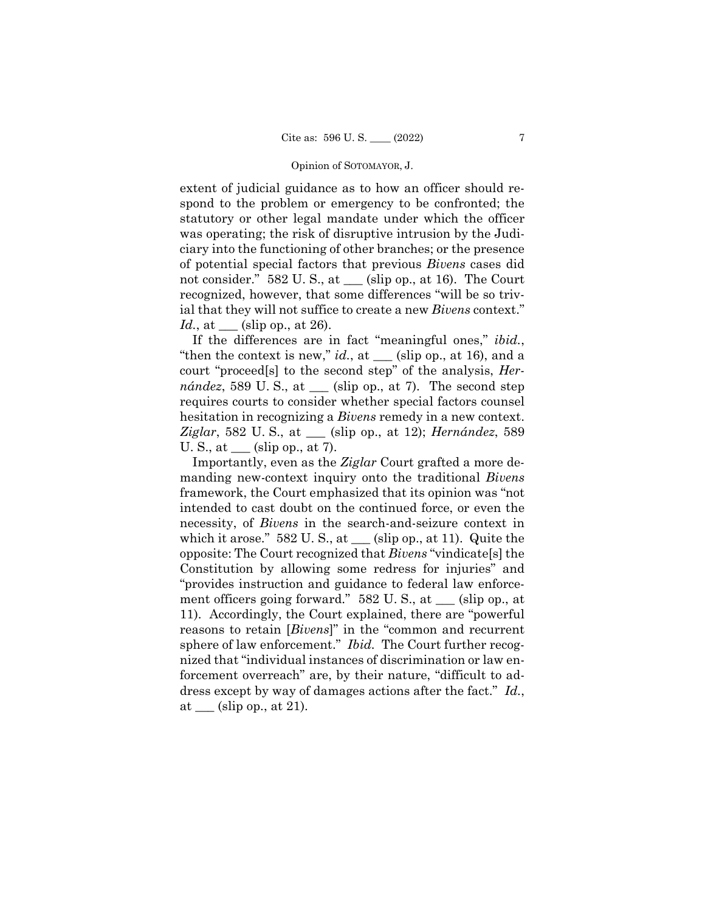extent of judicial guidance as to how an officer should respond to the problem or emergency to be confronted; the statutory or other legal mandate under which the officer was operating; the risk of disruptive intrusion by the Judiciary into the functioning of other branches; or the presence of potential special factors that previous *Bivens* cases did not consider." 582 U. S., at ___ (slip op., at 16). The Court recognized, however, that some differences "will be so trivial that they will not suffice to create a new *Bivens* context." *Id.*, at ___ (slip op., at 26).

If the differences are in fact "meaningful ones," *ibid.*, "then the context is new," *id.*, at ___ (slip op., at 16), and a court "proceed[s] to the second step" of the analysis, *Hernández*, 589 U. S., at ___ (slip op., at 7). The second step requires courts to consider whether special factors counsel hesitation in recognizing a *Bivens* remedy in a new context. *Ziglar*, 582 U. S., at ___ (slip op., at 12); *Hernández*, 589 U. S., at ___ (slip op., at 7).

Importantly, even as the *Ziglar* Court grafted a more demanding new-context inquiry onto the traditional *Bivens* framework, the Court emphasized that its opinion was "not intended to cast doubt on the continued force, or even the necessity, of *Bivens* in the search-and-seizure context in which it arose." 582 U. S., at ___ (slip op., at 11). Quite the opposite: The Court recognized that *Bivens* "vindicate[s] the Constitution by allowing some redress for injuries" and "provides instruction and guidance to federal law enforcement officers going forward." 582 U. S., at ___ (slip op., at 11). Accordingly, the Court explained, there are "powerful reasons to retain [*Bivens*]" in the "common and recurrent sphere of law enforcement." *Ibid.* The Court further recognized that "individual instances of discrimination or law enforcement overreach" are, by their nature, "difficult to address except by way of damages actions after the fact." *Id.*, at ___ (slip op., at 21).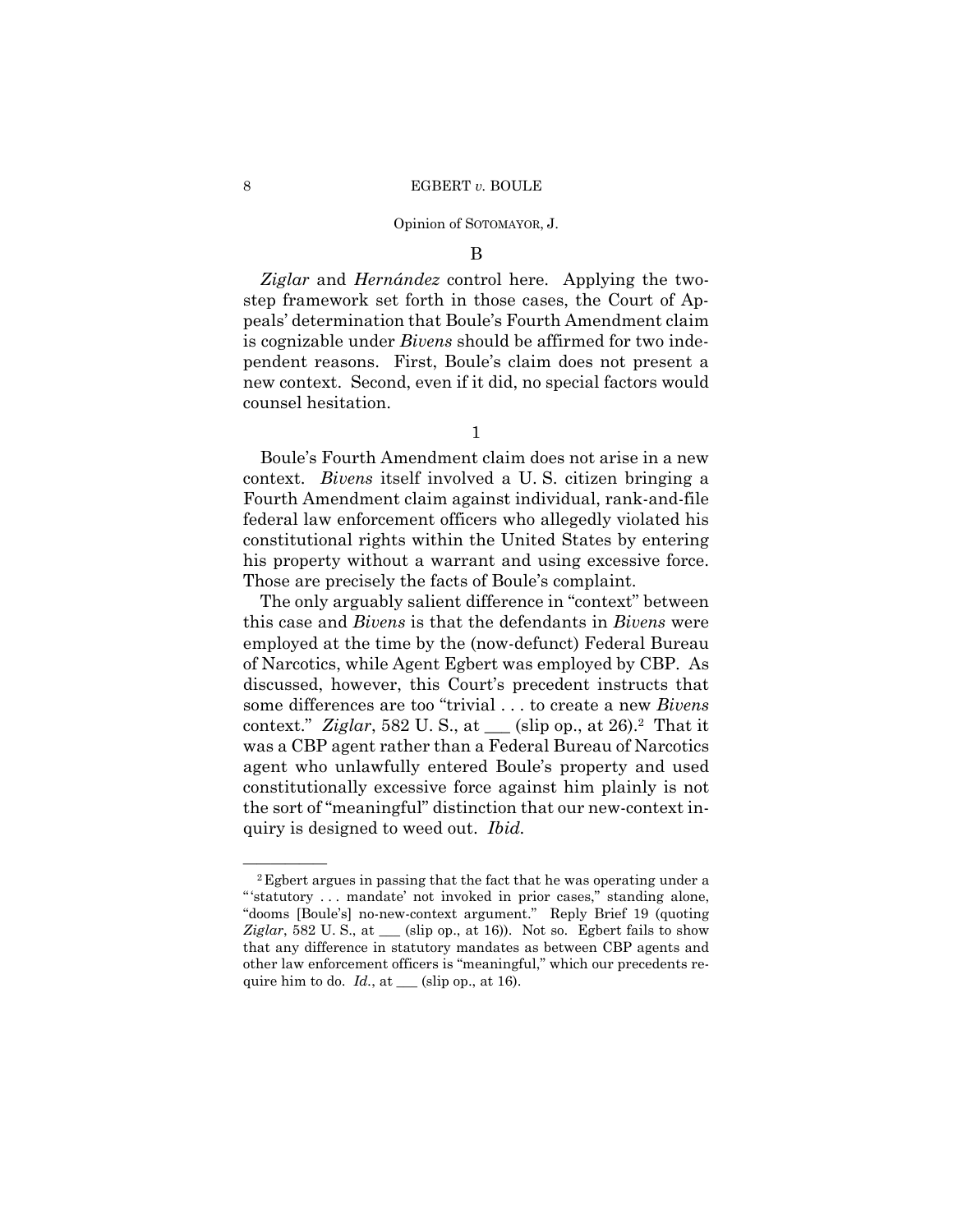B

*Ziglar* and *Hernández* control here. Applying the two-step framework set forth in those cases, the Court of Appeals' determination that Boule's Fourth Amendment claim is cognizable under *Bivens* should be affirmed for two independent reasons. First, Boule's claim does not present a new context. Second, even if it did, no special factors would counsel hesitation.

1

Boule's Fourth Amendment claim does not arise in a new context. *Bivens* itself involved a U. S. citizen bringing a Fourth Amendment claim against individual, rank-and-file federal law enforcement officers who allegedly violated his constitutional rights within the United States by entering his property without a warrant and using excessive force. Those are precisely the facts of Boule's complaint.

The only arguably salient difference in "context" between this case and *Bivens* is that the defendants in *Bivens* were employed at the time by the (now-defunct) Federal Bureau of Narcotics, while Agent Egbert was employed by CBP. As discussed, however, this Court's precedent instructs that some differences are too "trivial . . . to create a new *Bivens* context." *Ziglar*, 582 U. S., at ___ (slip op., at 26).[2] That it was a CBP agent rather than a Federal Bureau of Narcotics agent who unlawfully entered Boule's property and used constitutionally excessive force against him plainly is not the sort of "meaningful" distinction that our new-context inquiry is designed to weed out. *Ibid.*

---

[2] Egbert argues in passing that the fact that he was operating under a "'statutory . . . mandate' not invoked in prior cases," standing alone, "dooms [Boule's] no-new-context argument." Reply Brief 19 (quoting *Ziglar*, 582 U. S., at ___ (slip op., at 16)). Not so. Egbert fails to show that any difference in statutory mandates as between CBP agents and other law enforcement officers is "meaningful," which our precedents require him to do. *Id.*, at ___ (slip op., at 16).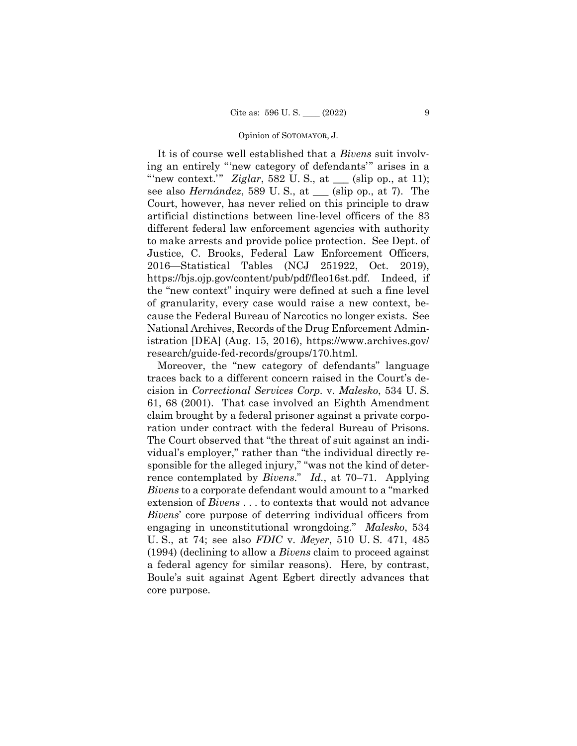It is of course well established that a *Bivens* suit involving an entirely "'new category of defendants'" arises in a "'new context.'" *Ziglar*, 582 U. S., at ___ (slip op., at 11); see also *Hernández*, 589 U. S., at ___ (slip op., at 7). The Court, however, has never relied on this principle to draw artificial distinctions between line-level officers of the 83 different federal law enforcement agencies with authority to make arrests and provide police protection. See Dept. of Justice, C. Brooks, Federal Law Enforcement Officers, 2016—Statistical Tables (NCJ 251922, Oct. 2019), https://bjs.ojp.gov/content/pub/pdf/fleo16st.pdf. Indeed, if the "new context" inquiry were defined at such a fine level of granularity, every case would raise a new context, because the Federal Bureau of Narcotics no longer exists. See National Archives, Records of the Drug Enforcement Administration [DEA] (Aug. 15, 2016), https://www.archives.gov/research/guide-fed-records/groups/170.html.

Moreover, the "new category of defendants" language traces back to a different concern raised in the Court's decision in *Correctional Services Corp.* v. *Malesko*, 534 U. S. 61, 68 (2001). That case involved an Eighth Amendment claim brought by a federal prisoner against a private corporation under contract with the federal Bureau of Prisons. The Court observed that "the threat of suit against an individual's employer," rather than "the individual directly responsible for the alleged injury," "was not the kind of deterrence contemplated by *Bivens*." *Id.*, at 70–71. Applying *Bivens* to a corporate defendant would amount to a "marked extension of *Bivens* . . . to contexts that would not advance *Bivens*' core purpose of deterring individual officers from engaging in unconstitutional wrongdoing." *Malesko*, 534 U. S., at 74; see also *FDIC* v. *Meyer*, 510 U. S. 471, 485 (1994) (declining to allow a *Bivens* claim to proceed against a federal agency for similar reasons). Here, by contrast, Boule's suit against Agent Egbert directly advances that core purpose.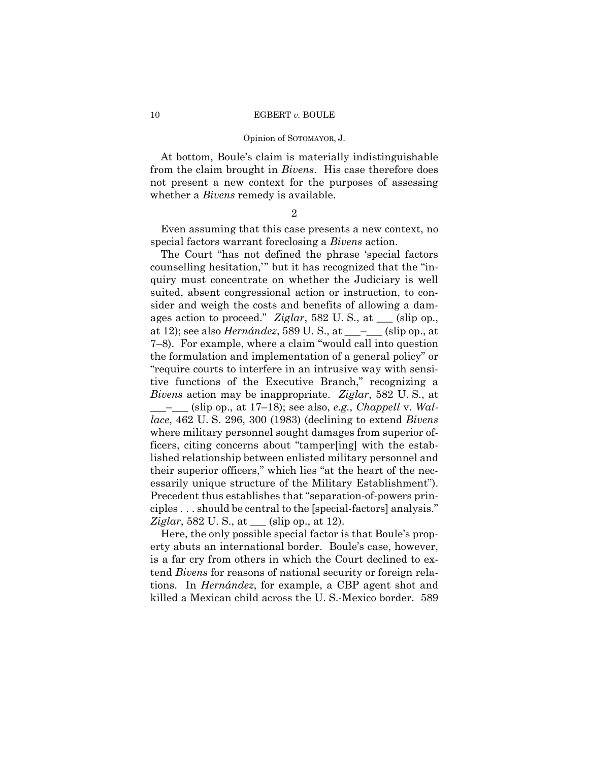At bottom, Boule's claim is materially indistinguishable from the claim brought in *Bivens*. His case therefore does not present a new context for the purposes of assessing whether a *Bivens* remedy is available.

2

Even assuming that this case presents a new context, no special factors warrant foreclosing a *Bivens* action.

The Court "has not defined the phrase 'special factors counselling hesitation,'" but it has recognized that the "inquiry must concentrate on whether the Judiciary is well suited, absent congressional action or instruction, to consider and weigh the costs and benefits of allowing a damages action to proceed." *Ziglar*, 582 U. S., at ___ (slip op., at 12); see also *Hernández*, 589 U. S., at ___–___ (slip op., at 7–8). For example, where a claim "would call into question the formulation and implementation of a general policy" or "require courts to interfere in an intrusive way with sensitive functions of the Executive Branch," recognizing a *Bivens* action may be inappropriate. *Ziglar*, 582 U. S., at ___–___ (slip op., at 17–18); see also, *e.g.*, *Chappell* v. *Wallace*, 462 U. S. 296, 300 (1983) (declining to extend *Bivens* where military personnel sought damages from superior officers, citing concerns about "tamper[ing] with the established relationship between enlisted military personnel and their superior officers," which lies "at the heart of the necessarily unique structure of the Military Establishment"). Precedent thus establishes that "separation-of-powers principles . . . should be central to the [special-factors] analysis." *Ziglar*, 582 U. S., at ___ (slip op., at 12).

Here, the only possible special factor is that Boule's property abuts an international border. Boule's case, however, is a far cry from others in which the Court declined to extend *Bivens* for reasons of national security or foreign relations. In *Hernández*, for example, a CBP agent shot and killed a Mexican child across the U. S.-Mexico border. 589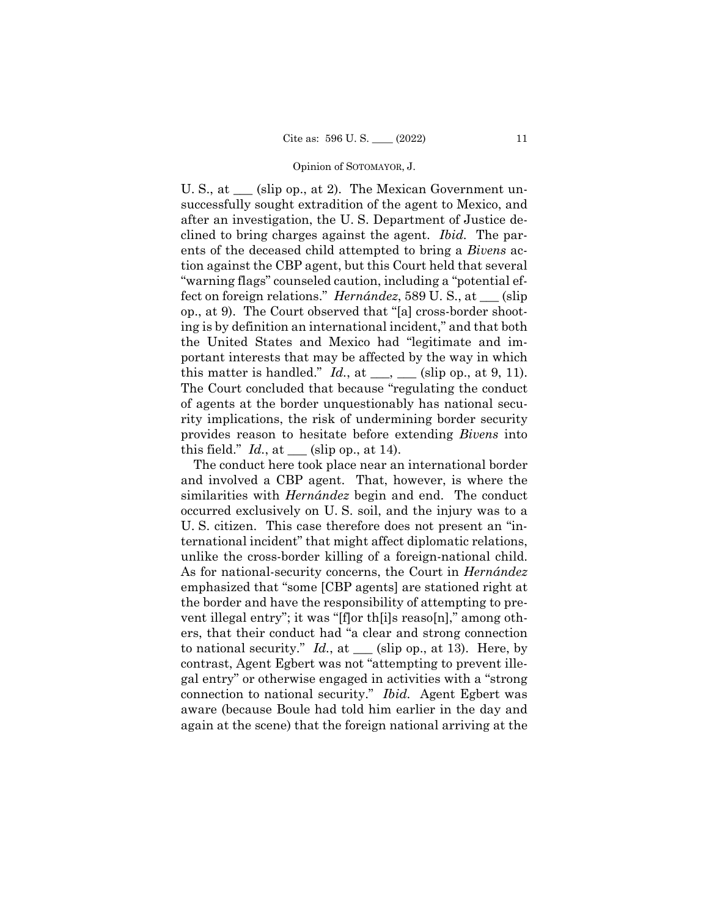U. S., at ___ (slip op., at 2). The Mexican Government unsuccessfully sought extradition of the agent to Mexico, and after an investigation, the U. S. Department of Justice declined to bring charges against the agent. *Ibid.* The parents of the deceased child attempted to bring a *Bivens* action against the CBP agent, but this Court held that several "warning flags" counseled caution, including a "potential effect on foreign relations." *Hernández*, 589 U. S., at ___ (slip op., at 9). The Court observed that "[a] cross-border shooting is by definition an international incident," and that both the United States and Mexico had "legitimate and important interests that may be affected by the way in which this matter is handled." *Id.*, at ___, ___ (slip op., at 9, 11). The Court concluded that because "regulating the conduct of agents at the border unquestionably has national security implications, the risk of undermining border security provides reason to hesitate before extending *Bivens* into this field." *Id.*, at ___ (slip op., at 14).

The conduct here took place near an international border and involved a CBP agent. That, however, is where the similarities with *Hernández* begin and end. The conduct occurred exclusively on U. S. soil, and the injury was to a U. S. citizen. This case therefore does not present an "international incident" that might affect diplomatic relations, unlike the cross-border killing of a foreign-national child. As for national-security concerns, the Court in *Hernández* emphasized that "some [CBP agents] are stationed right at the border and have the responsibility of attempting to prevent illegal entry"; it was "[f]or th[i]s reaso[n]," among others, that their conduct had "a clear and strong connection to national security." *Id.*, at ___ (slip op., at 13). Here, by contrast, Agent Egbert was not "attempting to prevent illegal entry" or otherwise engaged in activities with a "strong connection to national security." *Ibid.* Agent Egbert was aware (because Boule had told him earlier in the day and again at the scene) that the foreign national arriving at the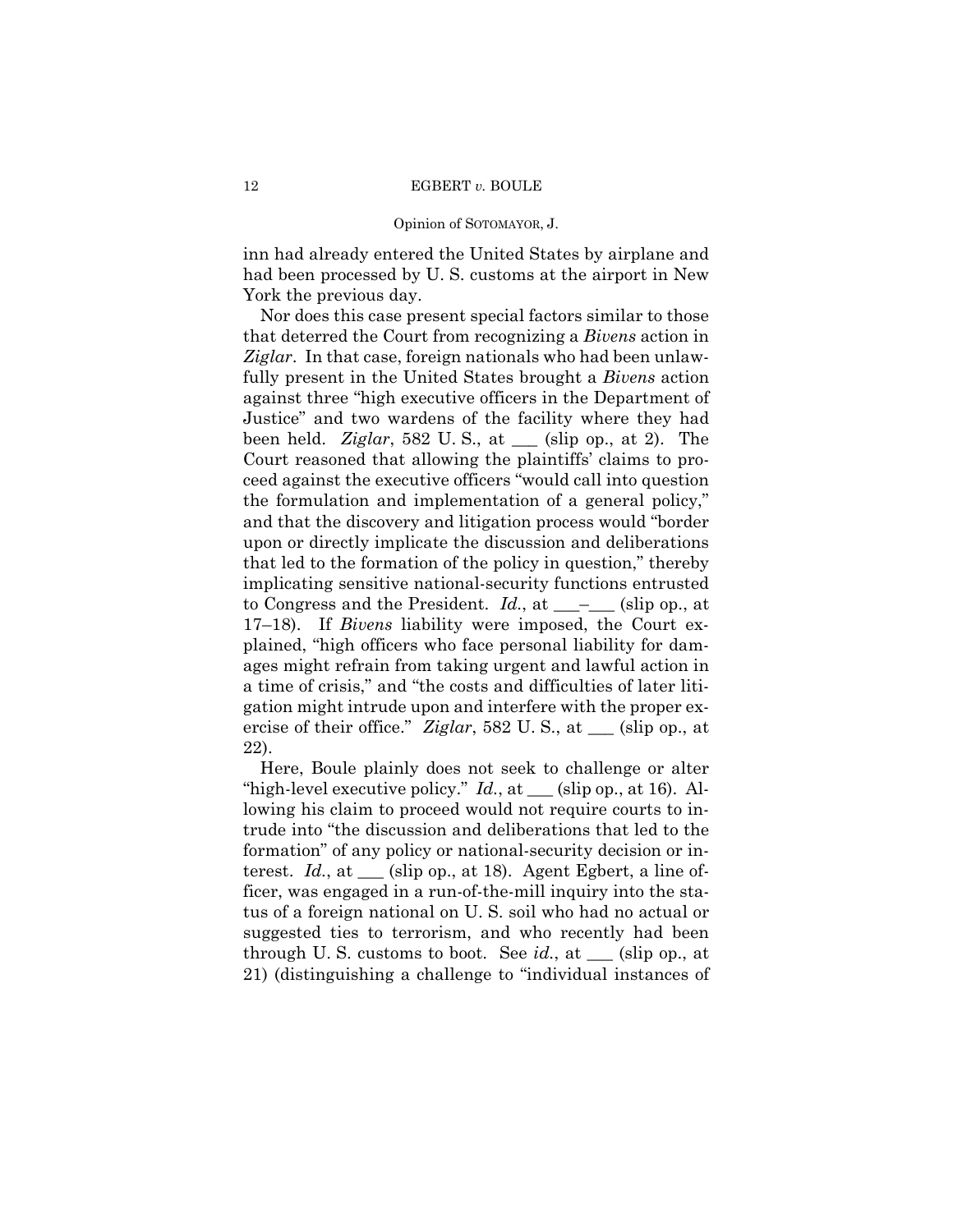inn had already entered the United States by airplane and had been processed by U. S. customs at the airport in New York the previous day.

Nor does this case present special factors similar to those that deterred the Court from recognizing a *Bivens* action in *Ziglar*. In that case, foreign nationals who had been unlawfully present in the United States brought a *Bivens* action against three "high executive officers in the Department of Justice" and two wardens of the facility where they had been held. *Ziglar*, 582 U. S., at ___ (slip op., at 2). The Court reasoned that allowing the plaintiffs' claims to proceed against the executive officers "would call into question the formulation and implementation of a general policy," and that the discovery and litigation process would "border upon or directly implicate the discussion and deliberations that led to the formation of the policy in question," thereby implicating sensitive national-security functions entrusted to Congress and the President. *Id.*, at ___–___ (slip op., at 17–18). If *Bivens* liability were imposed, the Court explained, "high officers who face personal liability for damages might refrain from taking urgent and lawful action in a time of crisis," and "the costs and difficulties of later litigation might intrude upon and interfere with the proper exercise of their office." *Ziglar*, 582 U. S., at ___ (slip op., at 22).

Here, Boule plainly does not seek to challenge or alter "high-level executive policy." *Id.*, at ___ (slip op., at 16). Allowing his claim to proceed would not require courts to intrude into "the discussion and deliberations that led to the formation" of any policy or national-security decision or interest. *Id.*, at ___ (slip op., at 18). Agent Egbert, a line officer, was engaged in a run-of-the-mill inquiry into the status of a foreign national on U. S. soil who had no actual or suggested ties to terrorism, and who recently had been through U. S. customs to boot. See *id.*, at ___ (slip op., at 21) (distinguishing a challenge to "individual instances of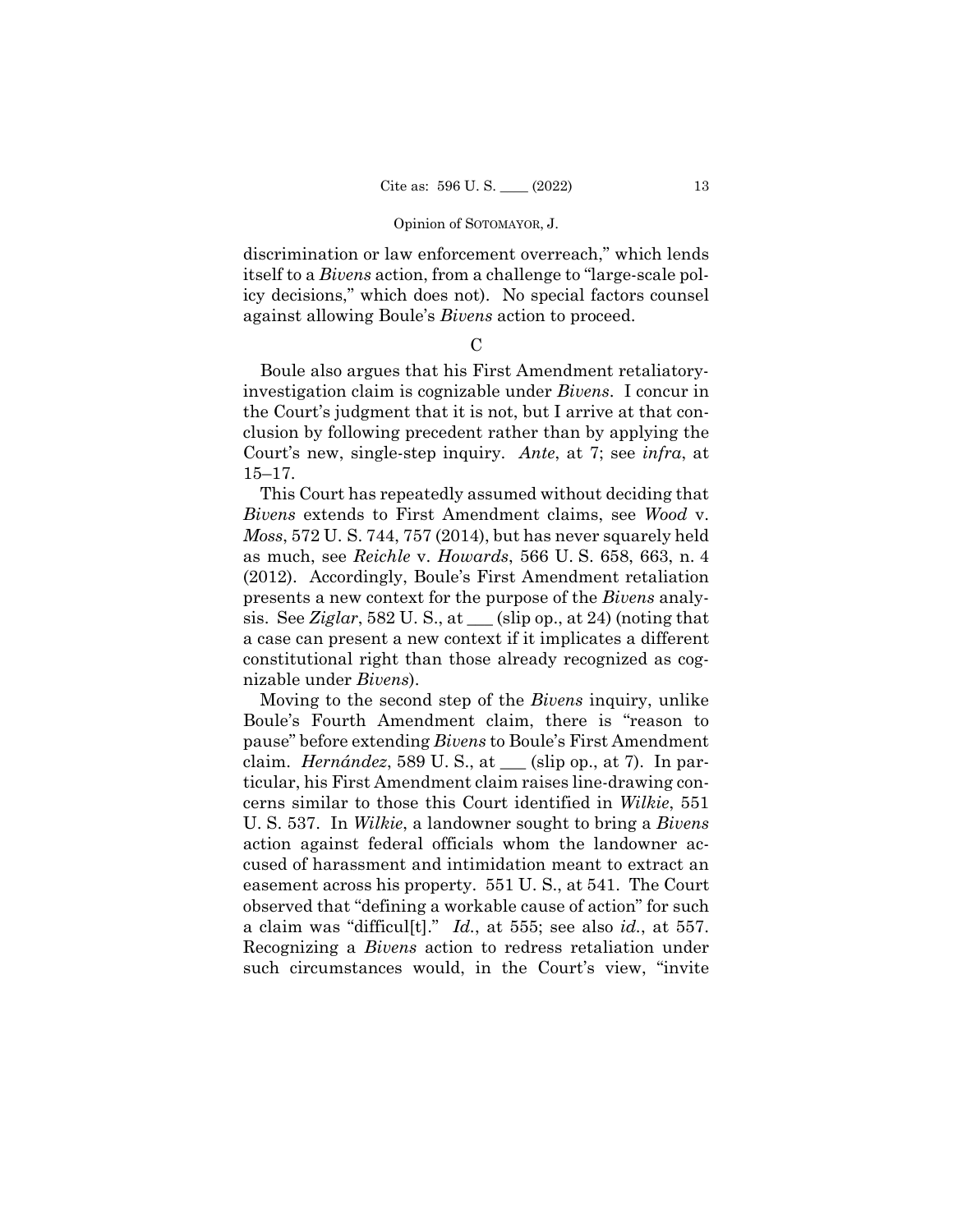discrimination or law enforcement overreach," which lends itself to a *Bivens* action, from a challenge to "large-scale policy decisions," which does not). No special factors counsel against allowing Boule's *Bivens* action to proceed.

C

Boule also argues that his First Amendment retaliatory-investigation claim is cognizable under *Bivens*. I concur in the Court's judgment that it is not, but I arrive at that conclusion by following precedent rather than by applying the Court's new, single-step inquiry. *Ante*, at 7; see *infra*, at 15–17.

This Court has repeatedly assumed without deciding that *Bivens* extends to First Amendment claims, see *Wood* v. *Moss*, 572 U. S. 744, 757 (2014), but has never squarely held as much, see *Reichle* v. *Howards*, 566 U. S. 658, 663, n. 4 (2012). Accordingly, Boule's First Amendment retaliation presents a new context for the purpose of the *Bivens* analysis. See *Ziglar*, 582 U. S., at ___ (slip op., at 24) (noting that a case can present a new context if it implicates a different constitutional right than those already recognized as cognizable under *Bivens*).

Moving to the second step of the *Bivens* inquiry, unlike Boule's Fourth Amendment claim, there is "reason to pause" before extending *Bivens* to Boule's First Amendment claim. *Hernández*, 589 U. S., at ___ (slip op., at 7). In particular, his First Amendment claim raises line-drawing concerns similar to those this Court identified in *Wilkie*, 551 U. S. 537. In *Wilkie*, a landowner sought to bring a *Bivens* action against federal officials whom the landowner accused of harassment and intimidation meant to extract an easement across his property. 551 U. S., at 541. The Court observed that "defining a workable cause of action" for such a claim was "difficul[t]." *Id.*, at 555; see also *id.*, at 557. Recognizing a *Bivens* action to redress retaliation under such circumstances would, in the Court's view, "invite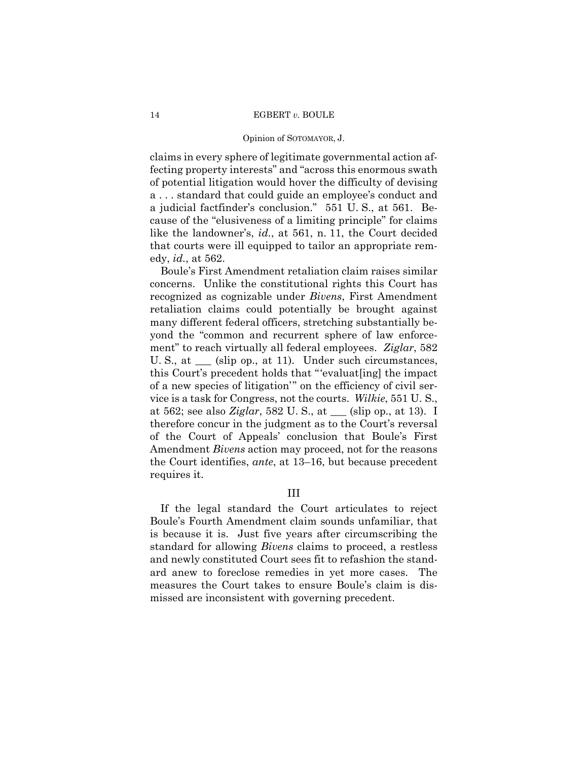claims in every sphere of legitimate governmental action affecting property interests" and "across this enormous swath of potential litigation would hover the difficulty of devising a . . . standard that could guide an employee's conduct and a judicial factfinder's conclusion." 551 U. S., at 561. Because of the "elusiveness of a limiting principle" for claims like the landowner's, *id.*, at 561, n. 11, the Court decided that courts were ill equipped to tailor an appropriate remedy, *id.*, at 562.

Boule's First Amendment retaliation claim raises similar concerns. Unlike the constitutional rights this Court has recognized as cognizable under *Bivens*, First Amendment retaliation claims could potentially be brought against many different federal officers, stretching substantially beyond the "common and recurrent sphere of law enforcement" to reach virtually all federal employees. *Ziglar*, 582 U. S., at ___ (slip op., at 11). Under such circumstances, this Court's precedent holds that "'evaluat[ing] the impact of a new species of litigation'" on the efficiency of civil service is a task for Congress, not the courts. *Wilkie*, 551 U. S., at 562; see also *Ziglar*, 582 U. S., at ___ (slip op., at 13). I therefore concur in the judgment as to the Court's reversal of the Court of Appeals' conclusion that Boule's First Amendment *Bivens* action may proceed, not for the reasons the Court identifies, *ante*, at 13–16, but because precedent requires it.

## III

If the legal standard the Court articulates to reject Boule's Fourth Amendment claim sounds unfamiliar, that is because it is. Just five years after circumscribing the standard for allowing *Bivens* claims to proceed, a restless and newly constituted Court sees fit to refashion the standard anew to foreclose remedies in yet more cases. The measures the Court takes to ensure Boule's claim is dismissed are inconsistent with governing precedent.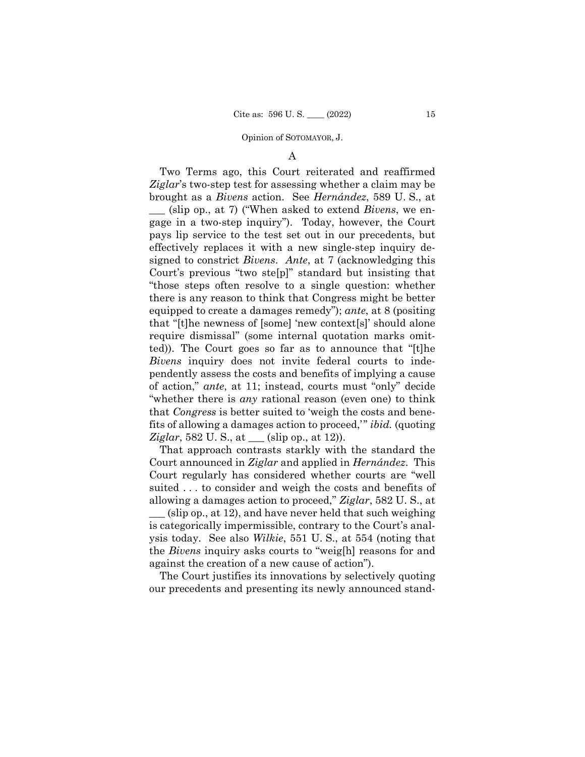### A

Two Terms ago, this Court reiterated and reaffirmed *Ziglar*'s two-step test for assessing whether a claim may be brought as a *Bivens* action. See *Hernández*, 589 U. S., at ___ (slip op., at 7) ("When asked to extend *Bivens*, we engage in a two-step inquiry"). Today, however, the Court pays lip service to the test set out in our precedents, but effectively replaces it with a new single-step inquiry designed to constrict *Bivens*. *Ante*, at 7 (acknowledging this Court's previous "two ste[p]" standard but insisting that "those steps often resolve to a single question: whether there is any reason to think that Congress might be better equipped to create a damages remedy"); *ante*, at 8 (positing that "[t]he newness of [some] 'new context[s]' should alone require dismissal" (some internal quotation marks omitted)). The Court goes so far as to announce that "[t]he *Bivens* inquiry does not invite federal courts to independently assess the costs and benefits of implying a cause of action," *ante*, at 11; instead, courts must "only" decide "whether there is *any* rational reason (even one) to think that *Congress* is better suited to 'weigh the costs and benefits of allowing a damages action to proceed,'" *ibid.* (quoting *Ziglar*, 582 U. S., at ___ (slip op., at 12)).

That approach contrasts starkly with the standard the Court announced in *Ziglar* and applied in *Hernández*. This Court regularly has considered whether courts are "well suited . . . to consider and weigh the costs and benefits of allowing a damages action to proceed," *Ziglar*, 582 U. S., at ___ (slip op., at 12), and have never held that such weighing is categorically impermissible, contrary to the Court's analysis today. See also *Wilkie*, 551 U. S., at 554 (noting that the *Bivens* inquiry asks courts to "weig[h] reasons for and against the creation of a new cause of action").

The Court justifies its innovations by selectively quoting our precedents and presenting its newly announced stand-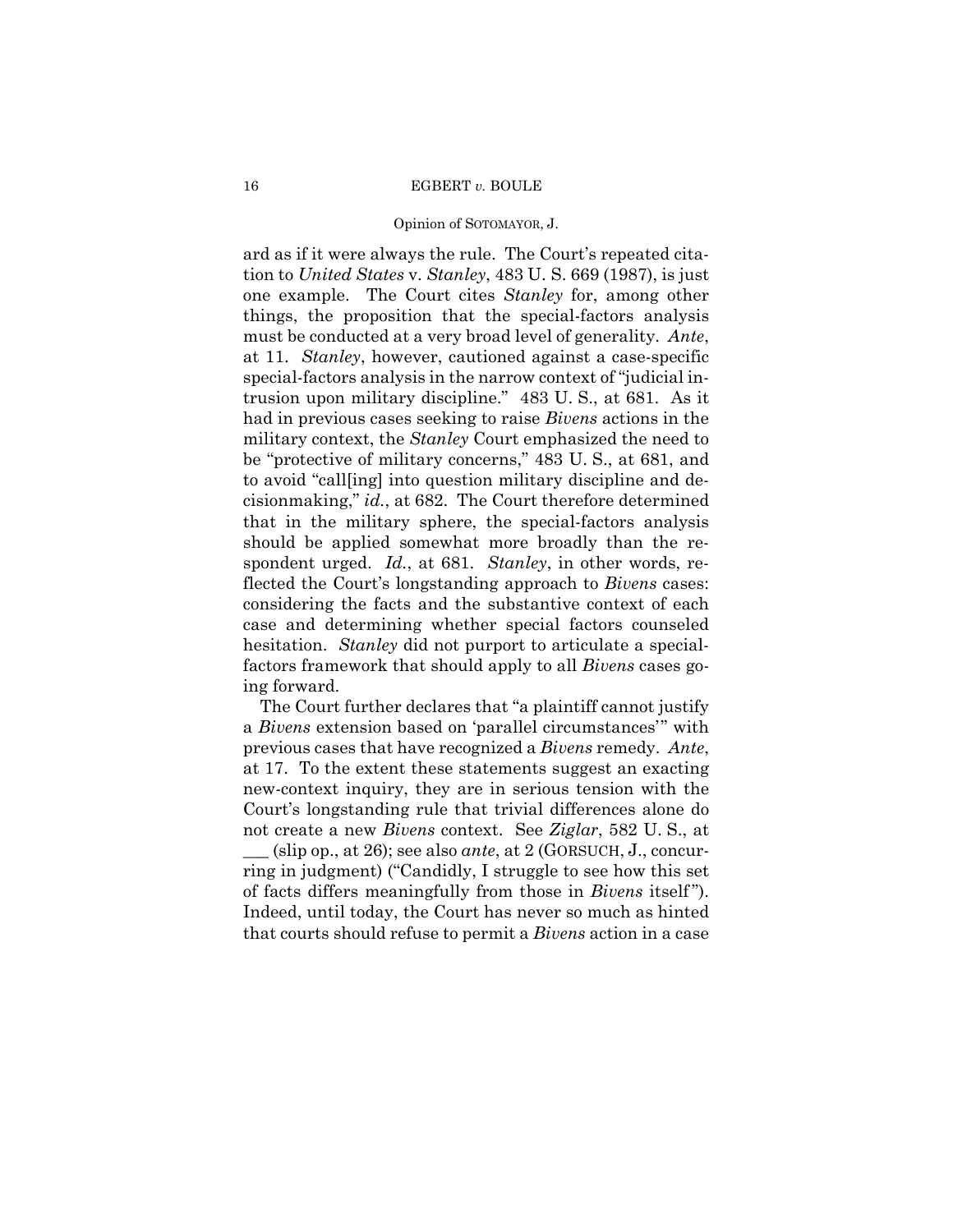ard as if it were always the rule. The Court's repeated citation to *United States* v. *Stanley*, 483 U. S. 669 (1987), is just one example. The Court cites *Stanley* for, among other things, the proposition that the special-factors analysis must be conducted at a very broad level of generality. *Ante*, at 11. *Stanley*, however, cautioned against a case-specific special-factors analysis in the narrow context of "judicial intrusion upon military discipline." 483 U. S., at 681. As it had in previous cases seeking to raise *Bivens* actions in the military context, the *Stanley* Court emphasized the need to be "protective of military concerns," 483 U. S., at 681, and to avoid "call[ing] into question military discipline and decisionmaking," *id.*, at 682. The Court therefore determined that in the military sphere, the special-factors analysis should be applied somewhat more broadly than the respondent urged. *Id.*, at 681. *Stanley*, in other words, reflected the Court's longstanding approach to *Bivens* cases: considering the facts and the substantive context of each case and determining whether special factors counseled hesitation. *Stanley* did not purport to articulate a special-factors framework that should apply to all *Bivens* cases going forward.

The Court further declares that "a plaintiff cannot justify a *Bivens* extension based on 'parallel circumstances'" with previous cases that have recognized a *Bivens* remedy. *Ante*, at 17. To the extent these statements suggest an exacting new-context inquiry, they are in serious tension with the Court's longstanding rule that trivial differences alone do not create a new *Bivens* context. See *Ziglar*, 582 U. S., at ___ (slip op., at 26); see also *ante*, at 2 (GORSUCH, J., concurring in judgment) ("Candidly, I struggle to see how this set of facts differs meaningfully from those in *Bivens* itself"). Indeed, until today, the Court has never so much as hinted that courts should refuse to permit a *Bivens* action in a case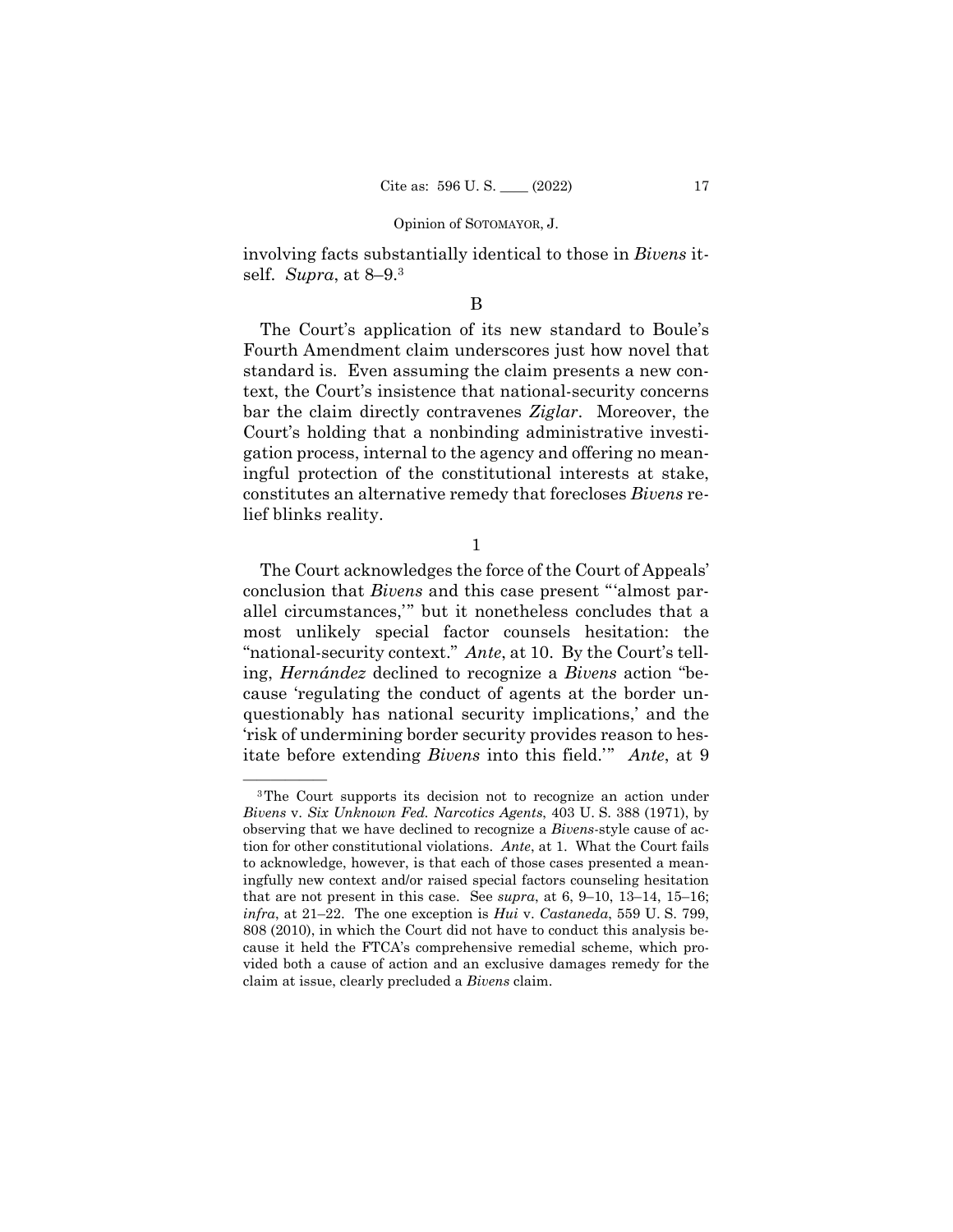involving facts substantially identical to those in *Bivens* itself. *Supra*, at 8–9.[3]

B

The Court's application of its new standard to Boule's Fourth Amendment claim underscores just how novel that standard is. Even assuming the claim presents a new context, the Court's insistence that national-security concerns bar the claim directly contravenes *Ziglar*. Moreover, the Court's holding that a nonbinding administrative investigation process, internal to the agency and offering no meaningful protection of the constitutional interests at stake, constitutes an alternative remedy that forecloses *Bivens* relief blinks reality.

1

The Court acknowledges the force of the Court of Appeals' conclusion that *Bivens* and this case present "'almost parallel circumstances,'" but it nonetheless concludes that a most unlikely special factor counsels hesitation: the "national-security context." *Ante*, at 10. By the Court's telling, *Hernández* declined to recognize a *Bivens* action "because 'regulating the conduct of agents at the border unquestionably has national security implications,' and the 'risk of undermining border security provides reason to hesitate before extending *Bivens* into this field.'" *Ante*, at 9

---

[3] The Court supports its decision not to recognize an action under *Bivens* v. *Six Unknown Fed. Narcotics Agents*, 403 U. S. 388 (1971), by observing that we have declined to recognize a *Bivens*-style cause of action for other constitutional violations. *Ante*, at 1. What the Court fails to acknowledge, however, is that each of those cases presented a meaningfully new context and/or raised special factors counseling hesitation that are not present in this case. See *supra*, at 6, 9–10, 13–14, 15–16; *infra*, at 21–22. The one exception is *Hui* v. *Castaneda*, 559 U. S. 799, 808 (2010), in which the Court did not have to conduct this analysis because it held the FTCA's comprehensive remedial scheme, which provided both a cause of action and an exclusive damages remedy for the claim at issue, clearly precluded a *Bivens* claim.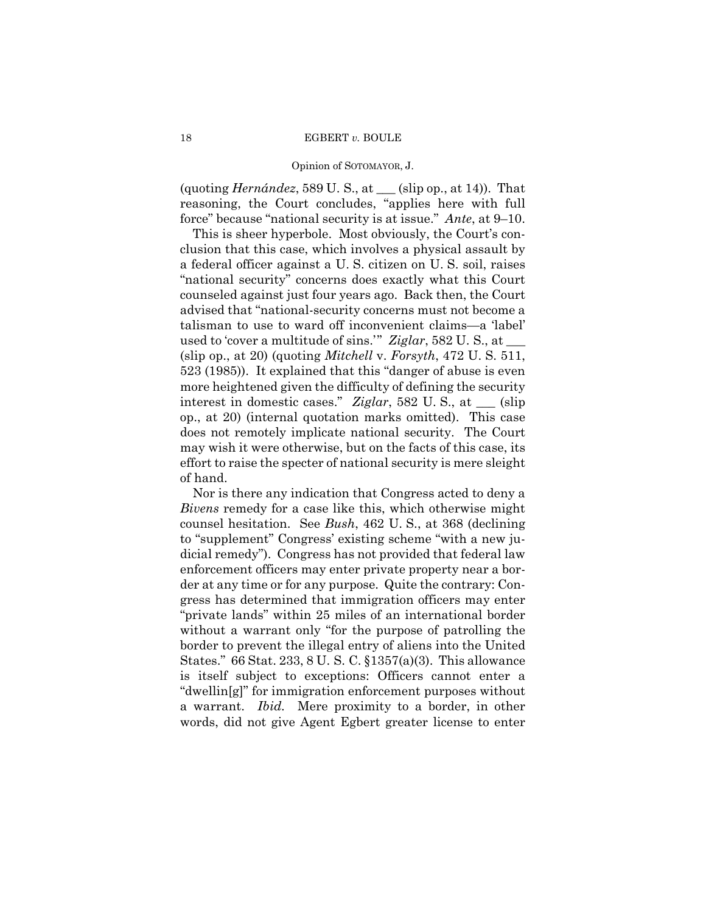(quoting *Hernández*, 589 U. S., at \_\_\_ (slip op., at 14)). That reasoning, the Court concludes, "applies here with full force" because "national security is at issue." *Ante*, at 9–10.

This is sheer hyperbole. Most obviously, the Court's conclusion that this case, which involves a physical assault by a federal officer against a U. S. citizen on U. S. soil, raises "national security" concerns does exactly what this Court counseled against just four years ago. Back then, the Court advised that "national-security concerns must not become a talisman to use to ward off inconvenient claims—a 'label' used to 'cover a multitude of sins.'" *Ziglar*, 582 U. S., at \_\_\_ (slip op., at 20) (quoting *Mitchell* v. *Forsyth*, 472 U. S. 511, 523 (1985)). It explained that this "danger of abuse is even more heightened given the difficulty of defining the security interest in domestic cases." *Ziglar*, 582 U. S., at \_\_\_ (slip op., at 20) (internal quotation marks omitted). This case does not remotely implicate national security. The Court may wish it were otherwise, but on the facts of this case, its effort to raise the specter of national security is mere sleight of hand.

Nor is there any indication that Congress acted to deny a *Bivens* remedy for a case like this, which otherwise might counsel hesitation. See *Bush*, 462 U. S., at 368 (declining to "supplement" Congress' existing scheme "with a new judicial remedy"). Congress has not provided that federal law enforcement officers may enter private property near a border at any time or for any purpose. Quite the contrary: Congress has determined that immigration officers may enter "private lands" within 25 miles of an international border without a warrant only "for the purpose of patrolling the border to prevent the illegal entry of aliens into the United States." 66 Stat. 233, 8 U. S. C. §1357(a)(3). This allowance is itself subject to exceptions: Officers cannot enter a "dwellin[g]" for immigration enforcement purposes without a warrant. *Ibid.* Mere proximity to a border, in other words, did not give Agent Egbert greater license to enter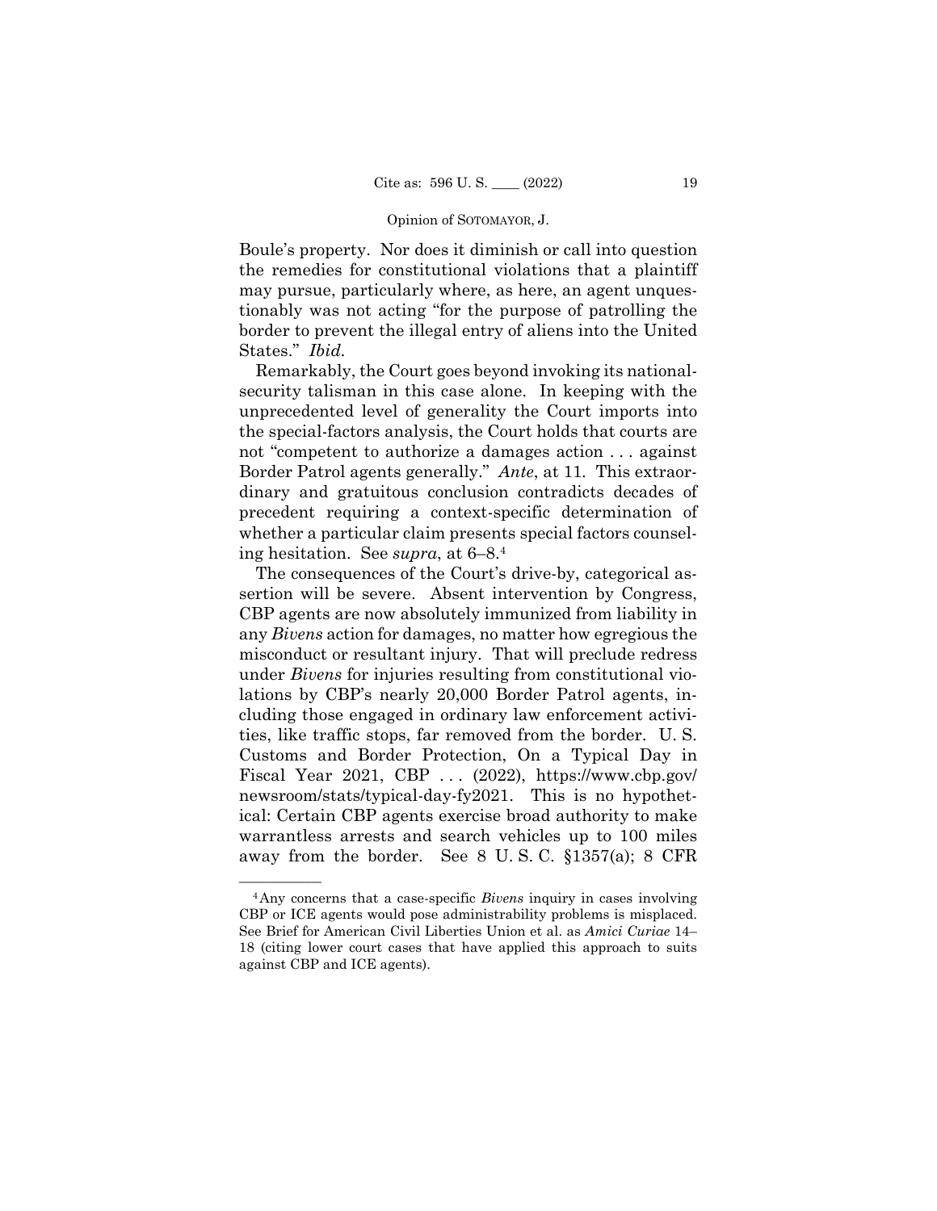Boule's property. Nor does it diminish or call into question the remedies for constitutional violations that a plaintiff may pursue, particularly where, as here, an agent unquestionably was not acting "for the purpose of patrolling the border to prevent the illegal entry of aliens into the United States." *Ibid.*

Remarkably, the Court goes beyond invoking its national-security talisman in this case alone. In keeping with the unprecedented level of generality the Court imports into the special-factors analysis, the Court holds that courts are not "competent to authorize a damages action . . . against Border Patrol agents generally." *Ante*, at 11. This extraordinary and gratuitous conclusion contradicts decades of precedent requiring a context-specific determination of whether a particular claim presents special factors counseling hesitation. See *supra*, at 6–8.[4]

The consequences of the Court's drive-by, categorical assertion will be severe. Absent intervention by Congress, CBP agents are now absolutely immunized from liability in any *Bivens* action for damages, no matter how egregious the misconduct or resultant injury. That will preclude redress under *Bivens* for injuries resulting from constitutional violations by CBP's nearly 20,000 Border Patrol agents, including those engaged in ordinary law enforcement activities, like traffic stops, far removed from the border. U. S. Customs and Border Protection, On a Typical Day in Fiscal Year 2021, CBP . . . (2022), https://www.cbp.gov/newsroom/stats/typical-day-fy2021. This is no hypothetical: Certain CBP agents exercise broad authority to make warrantless arrests and search vehicles up to 100 miles away from the border. See 8 U. S. C. §1357(a); 8 CFR

---

[4] Any concerns that a case-specific *Bivens* inquiry in cases involving CBP or ICE agents would pose administrability problems is misplaced. See Brief for American Civil Liberties Union et al. as *Amici Curiae* 14–18 (citing lower court cases that have applied this approach to suits against CBP and ICE agents).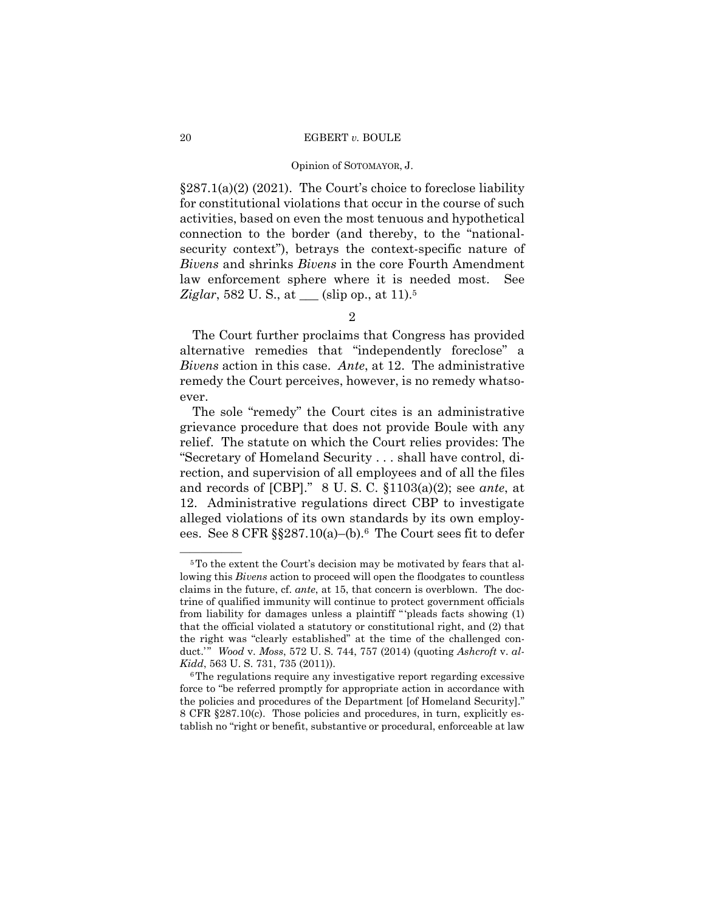§287.1(a)(2) (2021). The Court's choice to foreclose liability for constitutional violations that occur in the course of such activities, based on even the most tenuous and hypothetical connection to the border (and thereby, to the "national-security context"), betrays the context-specific nature of *Bivens* and shrinks *Bivens* in the core Fourth Amendment law enforcement sphere where it is needed most. See *Ziglar*, 582 U. S., at ___ (slip op., at 11).[5]

2

The Court further proclaims that Congress has provided alternative remedies that "independently foreclose" a *Bivens* action in this case. *Ante*, at 12. The administrative remedy the Court perceives, however, is no remedy whatsoever.

The sole "remedy" the Court cites is an administrative grievance procedure that does not provide Boule with any relief. The statute on which the Court relies provides: The "Secretary of Homeland Security . . . shall have control, direction, and supervision of all employees and of all the files and records of [CBP]." 8 U. S. C. §1103(a)(2); see *ante*, at 12. Administrative regulations direct CBP to investigate alleged violations of its own standards by its own employees. See 8 CFR §§287.10(a)–(b).[6] The Court sees fit to defer

---

[5] To the extent the Court's decision may be motivated by fears that allowing this *Bivens* action to proceed will open the floodgates to countless claims in the future, cf. *ante*, at 15, that concern is overblown. The doctrine of qualified immunity will continue to protect government officials from liability for damages unless a plaintiff "'pleads facts showing (1) that the official violated a statutory or constitutional right, and (2) that the right was "clearly established" at the time of the challenged conduct.'" *Wood* v. *Moss*, 572 U. S. 744, 757 (2014) (quoting *Ashcroft* v. *al-Kidd*, 563 U. S. 731, 735 (2011)).

[6] The regulations require any investigative report regarding excessive force to "be referred promptly for appropriate action in accordance with the policies and procedures of the Department [of Homeland Security]." 8 CFR §287.10(c). Those policies and procedures, in turn, explicitly establish no "right or benefit, substantive or procedural, enforceable at law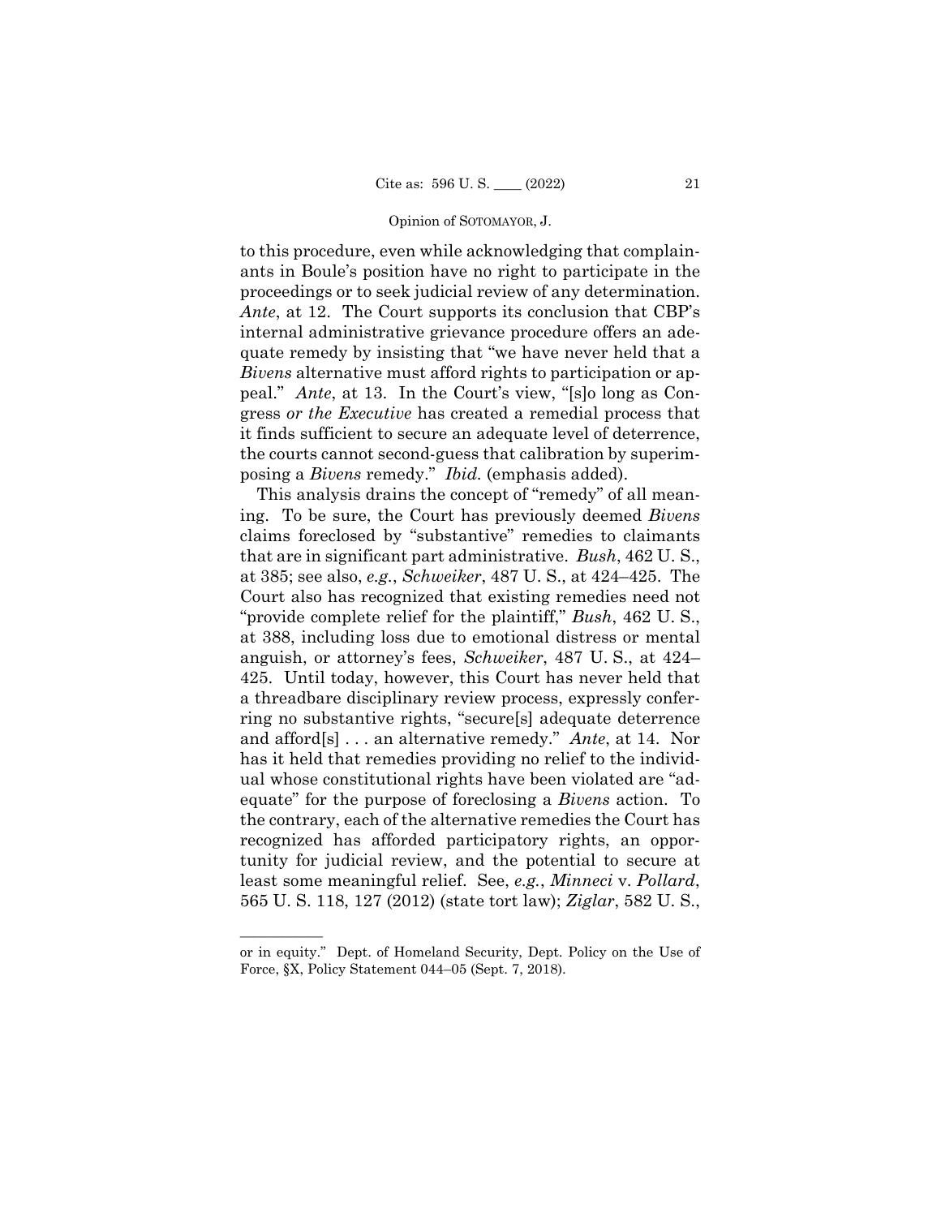to this procedure, even while acknowledging that complainants in Boule's position have no right to participate in the proceedings or to seek judicial review of any determination. *Ante*, at 12. The Court supports its conclusion that CBP's internal administrative grievance procedure offers an adequate remedy by insisting that "we have never held that a *Bivens* alternative must afford rights to participation or appeal." *Ante*, at 13. In the Court's view, "[s]o long as Congress *or the Executive* has created a remedial process that it finds sufficient to secure an adequate level of deterrence, the courts cannot second-guess that calibration by superimposing a *Bivens* remedy." *Ibid.* (emphasis added).

This analysis drains the concept of "remedy" of all meaning. To be sure, the Court has previously deemed *Bivens* claims foreclosed by "substantive" remedies to claimants that are in significant part administrative. *Bush*, 462 U. S., at 385; see also, *e.g.*, *Schweiker*, 487 U. S., at 424–425. The Court also has recognized that existing remedies need not "provide complete relief for the plaintiff," *Bush*, 462 U. S., at 388, including loss due to emotional distress or mental anguish, or attorney's fees, *Schweiker*, 487 U. S., at 424–425. Until today, however, this Court has never held that a threadbare disciplinary review process, expressly conferring no substantive rights, "secure[s] adequate deterrence and afford[s] . . . an alternative remedy." *Ante*, at 14. Nor has it held that remedies providing no relief to the individual whose constitutional rights have been violated are "adequate" for the purpose of foreclosing a *Bivens* action. To the contrary, each of the alternative remedies the Court has recognized has afforded participatory rights, an opportunity for judicial review, and the potential to secure at least some meaningful relief. See, *e.g.*, *Minneci* v. *Pollard*, 565 U. S. 118, 127 (2012) (state tort law); *Ziglar*, 582 U. S.,

---

or in equity." Dept. of Homeland Security, Dept. Policy on the Use of Force, §X, Policy Statement 044–05 (Sept. 7, 2018).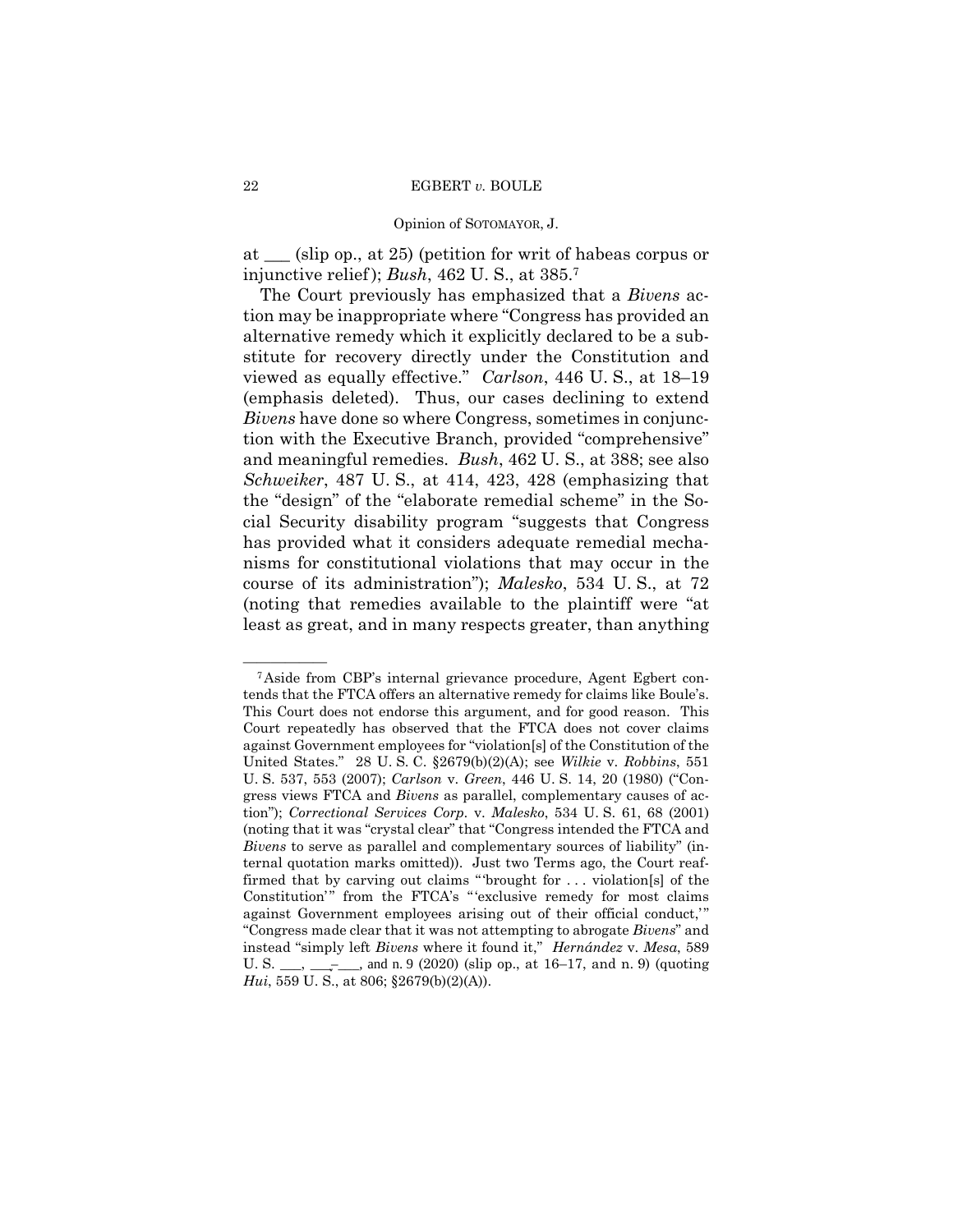at ___ (slip op., at 25) (petition for writ of habeas corpus or injunctive relief); *Bush*, 462 U. S., at 385.[7]

The Court previously has emphasized that a *Bivens* action may be inappropriate where "Congress has provided an alternative remedy which it explicitly declared to be a substitute for recovery directly under the Constitution and viewed as equally effective." *Carlson*, 446 U. S., at 18–19 (emphasis deleted). Thus, our cases declining to extend *Bivens* have done so where Congress, sometimes in conjunction with the Executive Branch, provided "comprehensive" and meaningful remedies. *Bush*, 462 U. S., at 388; see also *Schweiker*, 487 U. S., at 414, 423, 428 (emphasizing that the "design" of the "elaborate remedial scheme" in the Social Security disability program "suggests that Congress has provided what it considers adequate remedial mechanisms for constitutional violations that may occur in the course of its administration"); *Malesko*, 534 U. S., at 72 (noting that remedies available to the plaintiff were "at least as great, and in many respects greater, than anything

---

[7] Aside from CBP's internal grievance procedure, Agent Egbert contends that the FTCA offers an alternative remedy for claims like Boule's. This Court does not endorse this argument, and for good reason. This Court repeatedly has observed that the FTCA does not cover claims against Government employees for "violation[s] of the Constitution of the United States." 28 U. S. C. §2679(b)(2)(A); see *Wilkie* v. *Robbins*, 551 U. S. 537, 553 (2007); *Carlson* v. *Green*, 446 U. S. 14, 20 (1980) ("Congress views FTCA and *Bivens* as parallel, complementary causes of action"); *Correctional Services Corp.* v. *Malesko*, 534 U. S. 61, 68 (2001) (noting that it was "crystal clear" that "Congress intended the FTCA and *Bivens* to serve as parallel and complementary sources of liability" (internal quotation marks omitted)). Just two Terms ago, the Court reaffirmed that by carving out claims "'brought for . . . violation[s] of the Constitution'" from the FTCA's "'exclusive remedy for most claims against Government employees arising out of their official conduct,'" "Congress made clear that it was not attempting to abrogate *Bivens*" and instead "simply left *Bivens* where it found it," *Hernández* v. *Mesa*, 589 U. S. ___, ___–___, and n. 9 (2020) (slip op., at 16–17, and n. 9) (quoting *Hui*, 559 U. S., at 806; §2679(b)(2)(A)).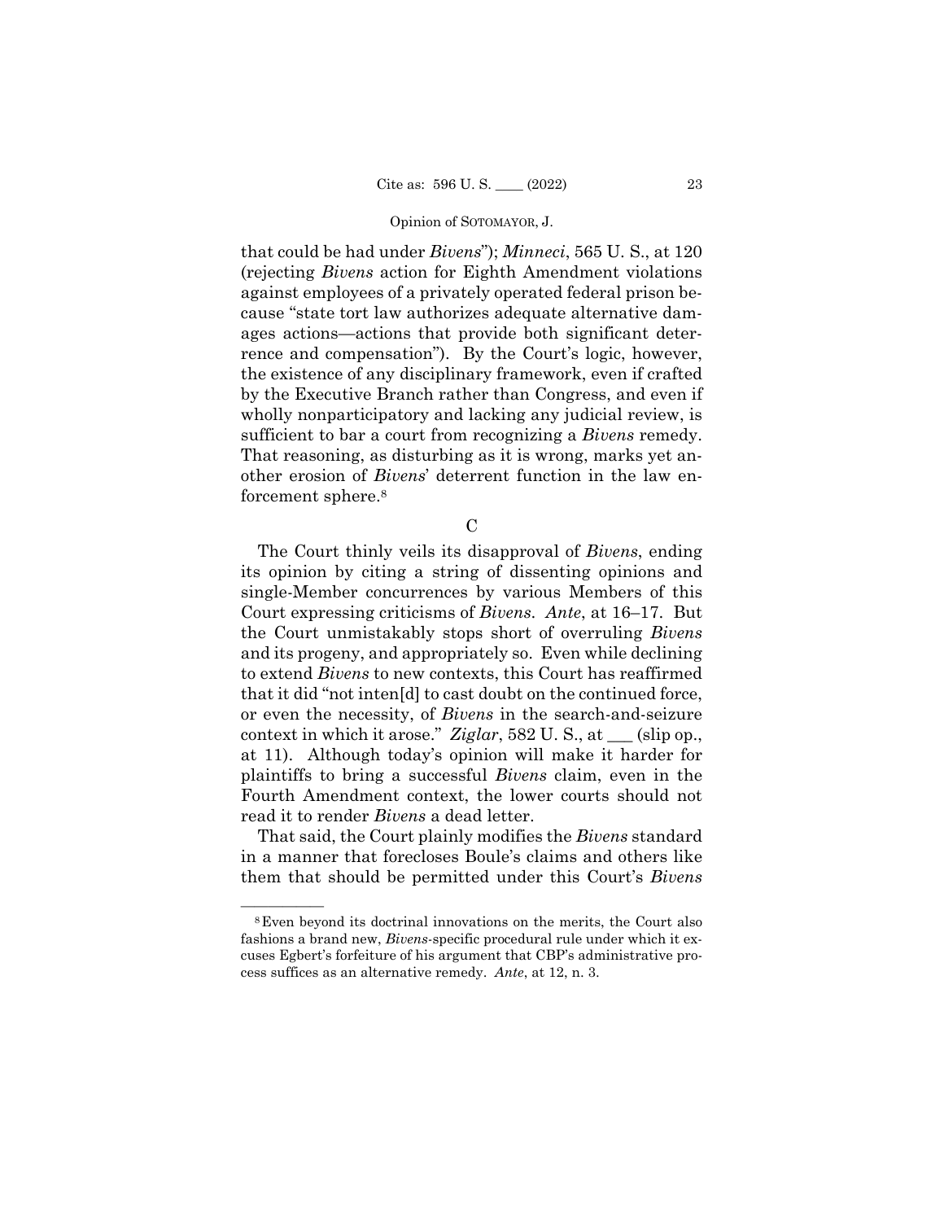that could be had under *Bivens*"); *Minneci*, 565 U. S., at 120 (rejecting *Bivens* action for Eighth Amendment violations against employees of a privately operated federal prison because "state tort law authorizes adequate alternative damages actions—actions that provide both significant deterrence and compensation"). By the Court's logic, however, the existence of any disciplinary framework, even if crafted by the Executive Branch rather than Congress, and even if wholly nonparticipatory and lacking any judicial review, is sufficient to bar a court from recognizing a *Bivens* remedy. That reasoning, as disturbing as it is wrong, marks yet another erosion of *Bivens*' deterrent function in the law enforcement sphere.[8]

C

The Court thinly veils its disapproval of *Bivens*, ending its opinion by citing a string of dissenting opinions and single-Member concurrences by various Members of this Court expressing criticisms of *Bivens*. *Ante*, at 16–17. But the Court unmistakably stops short of overruling *Bivens* and its progeny, and appropriately so. Even while declining to extend *Bivens* to new contexts, this Court has reaffirmed that it did "not inten[d] to cast doubt on the continued force, or even the necessity, of *Bivens* in the search-and-seizure context in which it arose." *Ziglar*, 582 U. S., at ___ (slip op., at 11). Although today's opinion will make it harder for plaintiffs to bring a successful *Bivens* claim, even in the Fourth Amendment context, the lower courts should not read it to render *Bivens* a dead letter.

That said, the Court plainly modifies the *Bivens* standard in a manner that forecloses Boule's claims and others like them that should be permitted under this Court's *Bivens*

---

[8] Even beyond its doctrinal innovations on the merits, the Court also fashions a brand new, *Bivens*-specific procedural rule under which it excuses Egbert's forfeiture of his argument that CBP's administrative process suffices as an alternative remedy. *Ante*, at 12, n. 3.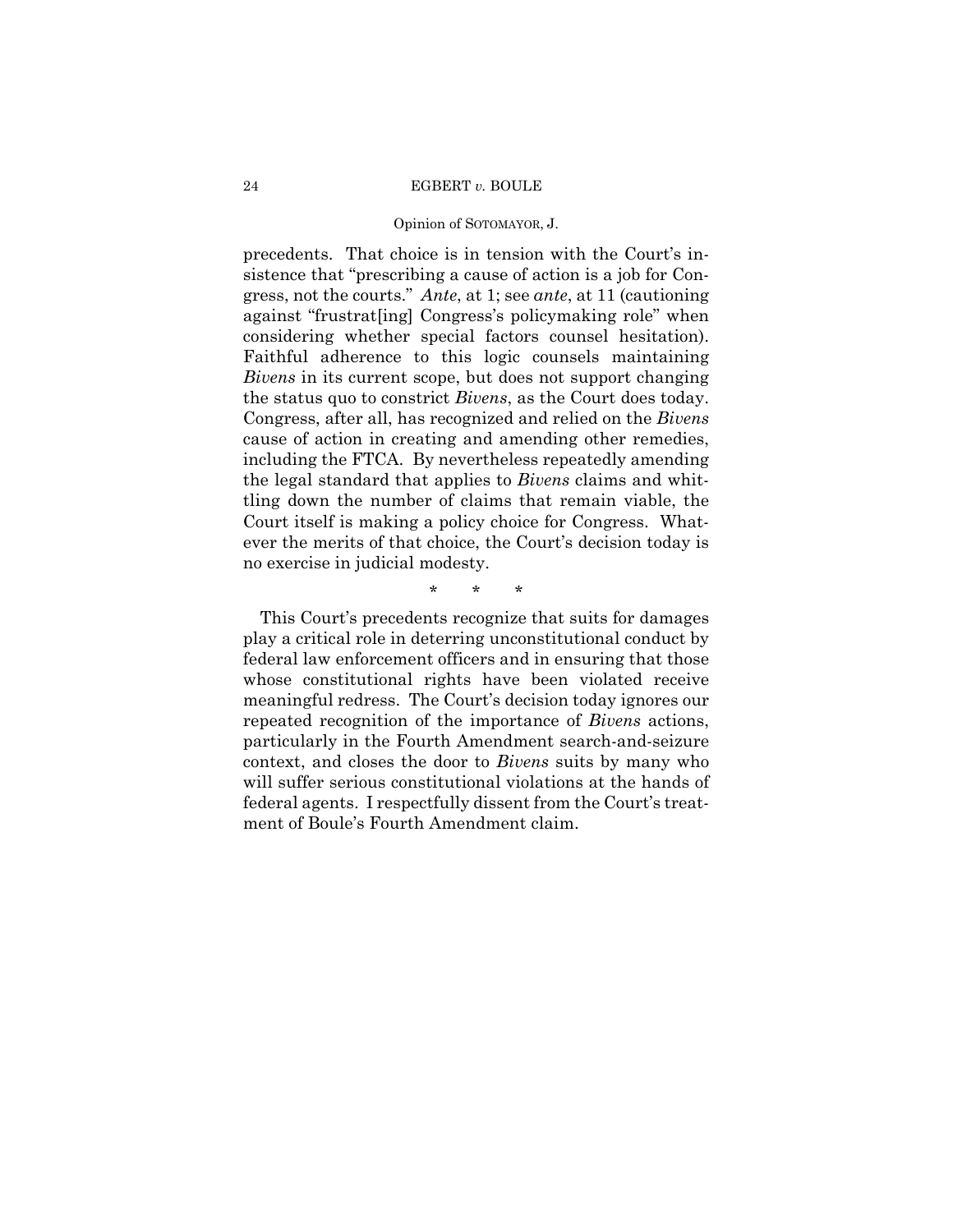precedents. That choice is in tension with the Court's insistence that "prescribing a cause of action is a job for Congress, not the courts." *Ante*, at 1; see *ante*, at 11 (cautioning against "frustrat[ing] Congress's policymaking role" when considering whether special factors counsel hesitation). Faithful adherence to this logic counsels maintaining *Bivens* in its current scope, but does not support changing the status quo to constrict *Bivens*, as the Court does today. Congress, after all, has recognized and relied on the *Bivens* cause of action in creating and amending other remedies, including the FTCA. By nevertheless repeatedly amending the legal standard that applies to *Bivens* claims and whittling down the number of claims that remain viable, the Court itself is making a policy choice for Congress. Whatever the merits of that choice, the Court's decision today is no exercise in judicial modesty.

\* \* \*

This Court's precedents recognize that suits for damages play a critical role in deterring unconstitutional conduct by federal law enforcement officers and in ensuring that those whose constitutional rights have been violated receive meaningful redress. The Court's decision today ignores our repeated recognition of the importance of *Bivens* actions, particularly in the Fourth Amendment search-and-seizure context, and closes the door to *Bivens* suits by many who will suffer serious constitutional violations at the hands of federal agents. I respectfully dissent from the Court's treatment of Boule's Fourth Amendment claim.